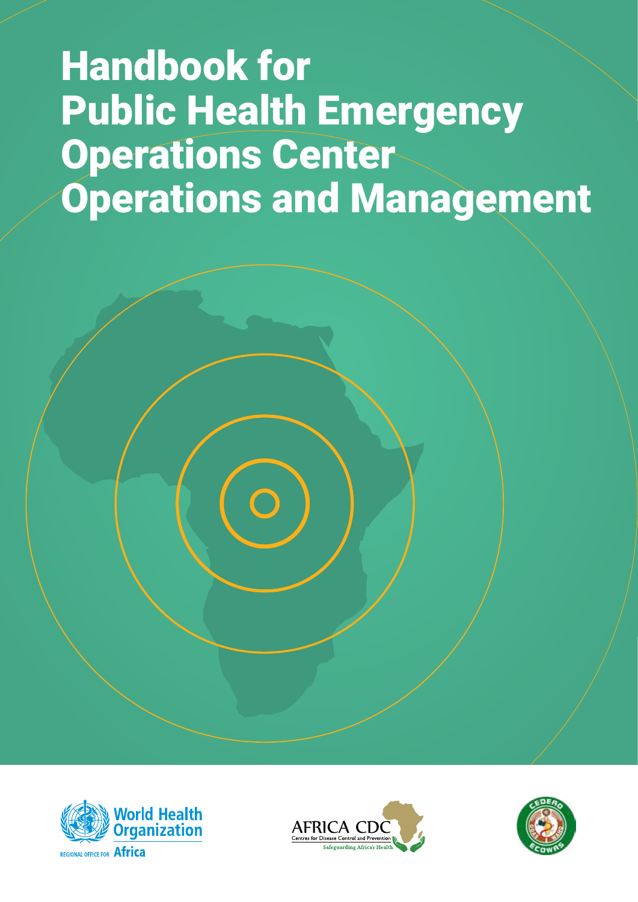# Handbook for Public Health Emergency Operations Center Operations and Management

World Health Organization
REGIONAL OFFICE FOR Africa

AFRICA CDC
Centres for Disease Control and Prevention
Safeguarding Africa's Health

CEDEAO ECOWAS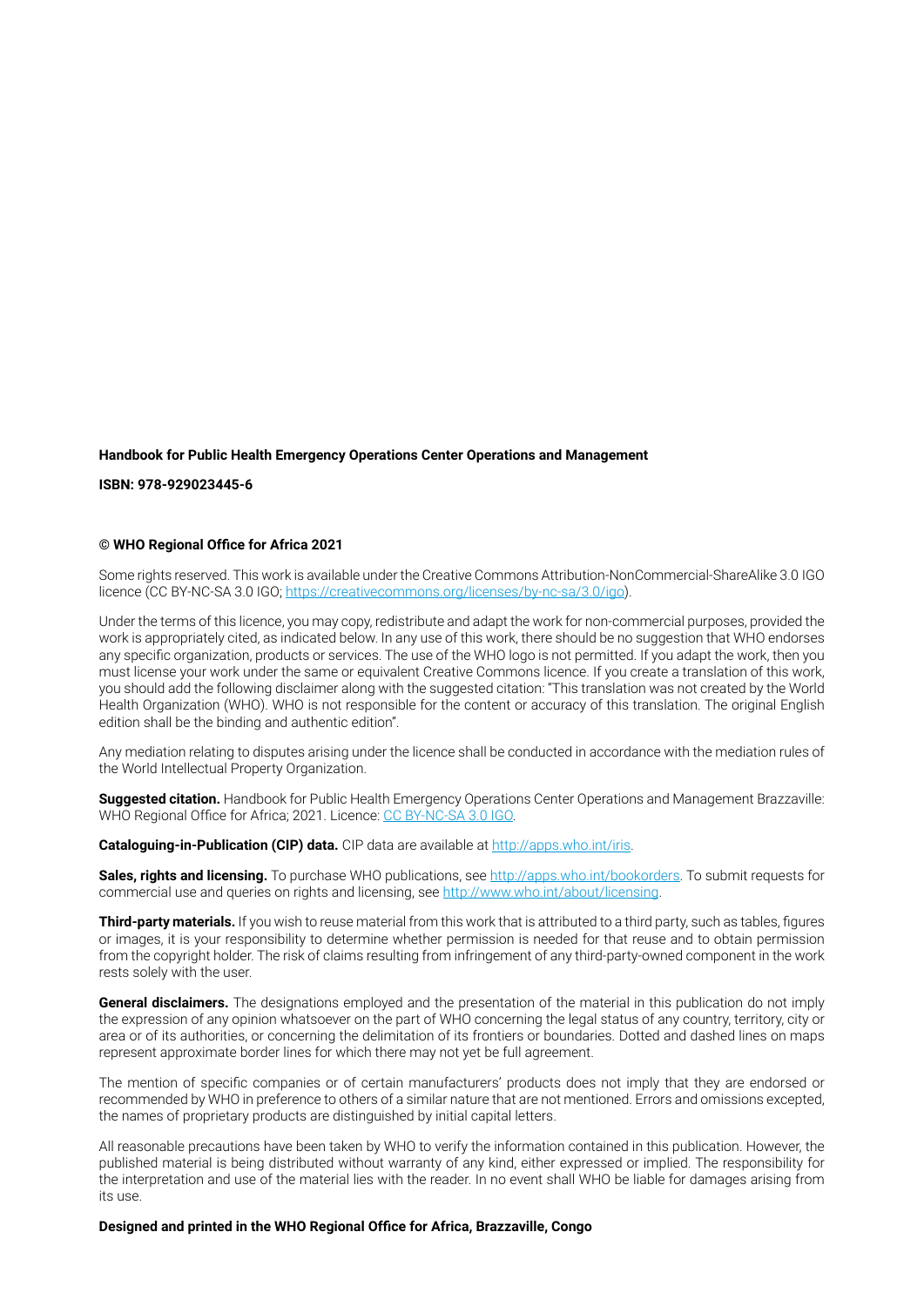**Handbook for Public Health Emergency Operations Center Operations and Management**

**ISBN: 978-929023445-6**

**© WHO Regional Office for Africa 2021**

Some rights reserved. This work is available under the Creative Commons Attribution-NonCommercial-ShareAlike 3.0 IGO licence (CC BY-NC-SA 3.0 IGO; https://creativecommons.org/licenses/by-nc-sa/3.0/igo).

Under the terms of this licence, you may copy, redistribute and adapt the work for non-commercial purposes, provided the work is appropriately cited, as indicated below. In any use of this work, there should be no suggestion that WHO endorses any specific organization, products or services. The use of the WHO logo is not permitted. If you adapt the work, then you must license your work under the same or equivalent Creative Commons licence. If you create a translation of this work, you should add the following disclaimer along with the suggested citation: "This translation was not created by the World Health Organization (WHO). WHO is not responsible for the content or accuracy of this translation. The original English edition shall be the binding and authentic edition".

Any mediation relating to disputes arising under the licence shall be conducted in accordance with the mediation rules of the World Intellectual Property Organization.

**Suggested citation.** Handbook for Public Health Emergency Operations Center Operations and Management Brazzaville: WHO Regional Office for Africa; 2021. Licence: CC BY-NC-SA 3.0 IGO.

**Cataloguing-in-Publication (CIP) data.** CIP data are available at http://apps.who.int/iris.

**Sales, rights and licensing.** To purchase WHO publications, see http://apps.who.int/bookorders. To submit requests for commercial use and queries on rights and licensing, see http://www.who.int/about/licensing.

**Third-party materials.** If you wish to reuse material from this work that is attributed to a third party, such as tables, figures or images, it is your responsibility to determine whether permission is needed for that reuse and to obtain permission from the copyright holder. The risk of claims resulting from infringement of any third-party-owned component in the work rests solely with the user.

**General disclaimers.** The designations employed and the presentation of the material in this publication do not imply the expression of any opinion whatsoever on the part of WHO concerning the legal status of any country, territory, city or area or of its authorities, or concerning the delimitation of its frontiers or boundaries. Dotted and dashed lines on maps represent approximate border lines for which there may not yet be full agreement.

The mention of specific companies or of certain manufacturers' products does not imply that they are endorsed or recommended by WHO in preference to others of a similar nature that are not mentioned. Errors and omissions excepted, the names of proprietary products are distinguished by initial capital letters.

All reasonable precautions have been taken by WHO to verify the information contained in this publication. However, the published material is being distributed without warranty of any kind, either expressed or implied. The responsibility for the interpretation and use of the material lies with the reader. In no event shall WHO be liable for damages arising from its use.

**Designed and printed in the WHO Regional Office for Africa, Brazzaville, Congo**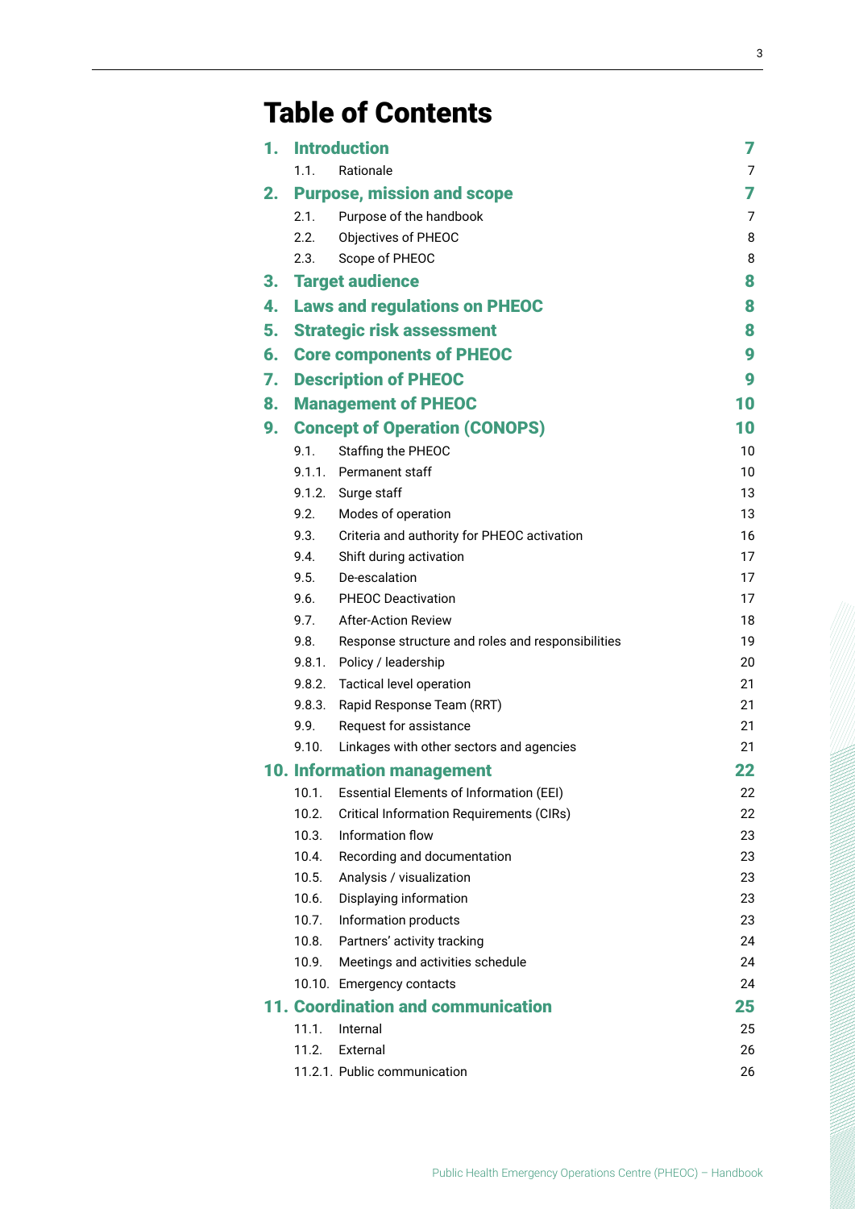# Table of Contents

| | | |
|---|---|---|
| **1.** | **Introduction** | **7** |
| 1.1. | Rationale | 7 |
| **2.** | **Purpose, mission and scope** | **7** |
| 2.1. | Purpose of the handbook | 7 |
| 2.2. | Objectives of PHEOC | 8 |
| 2.3. | Scope of PHEOC | 8 |
| **3.** | **Target audience** | **8** |
| **4.** | **Laws and regulations on PHEOC** | **8** |
| **5.** | **Strategic risk assessment** | **8** |
| **6.** | **Core components of PHEOC** | **9** |
| **7.** | **Description of PHEOC** | **9** |
| **8.** | **Management of PHEOC** | **10** |
| **9.** | **Concept of Operation (CONOPS)** | **10** |
| 9.1. | Staffing the PHEOC | 10 |
| 9.1.1. | Permanent staff | 10 |
| 9.1.2. | Surge staff | 13 |
| 9.2. | Modes of operation | 13 |
| 9.3. | Criteria and authority for PHEOC activation | 16 |
| 9.4. | Shift during activation | 17 |
| 9.5. | De-escalation | 17 |
| 9.6. | PHEOC Deactivation | 17 |
| 9.7. | After-Action Review | 18 |
| 9.8. | Response structure and roles and responsibilities | 19 |
| 9.8.1. | Policy / leadership | 20 |
| 9.8.2. | Tactical level operation | 21 |
| 9.8.3. | Rapid Response Team (RRT) | 21 |
| 9.9. | Request for assistance | 21 |
| 9.10. | Linkages with other sectors and agencies | 21 |
| **10.** | **Information management** | **22** |
| 10.1. | Essential Elements of Information (EEI) | 22 |
| 10.2. | Critical Information Requirements (CIRs) | 22 |
| 10.3. | Information flow | 23 |
| 10.4. | Recording and documentation | 23 |
| 10.5. | Analysis / visualization | 23 |
| 10.6. | Displaying information | 23 |
| 10.7. | Information products | 23 |
| 10.8. | Partners' activity tracking | 24 |
| 10.9. | Meetings and activities schedule | 24 |
| 10.10. | Emergency contacts | 24 |
| **11.** | **Coordination and communication** | **25** |
| 11.1. | Internal | 25 |
| 11.2. | External | 26 |
| 11.2.1. | Public communication | 26 |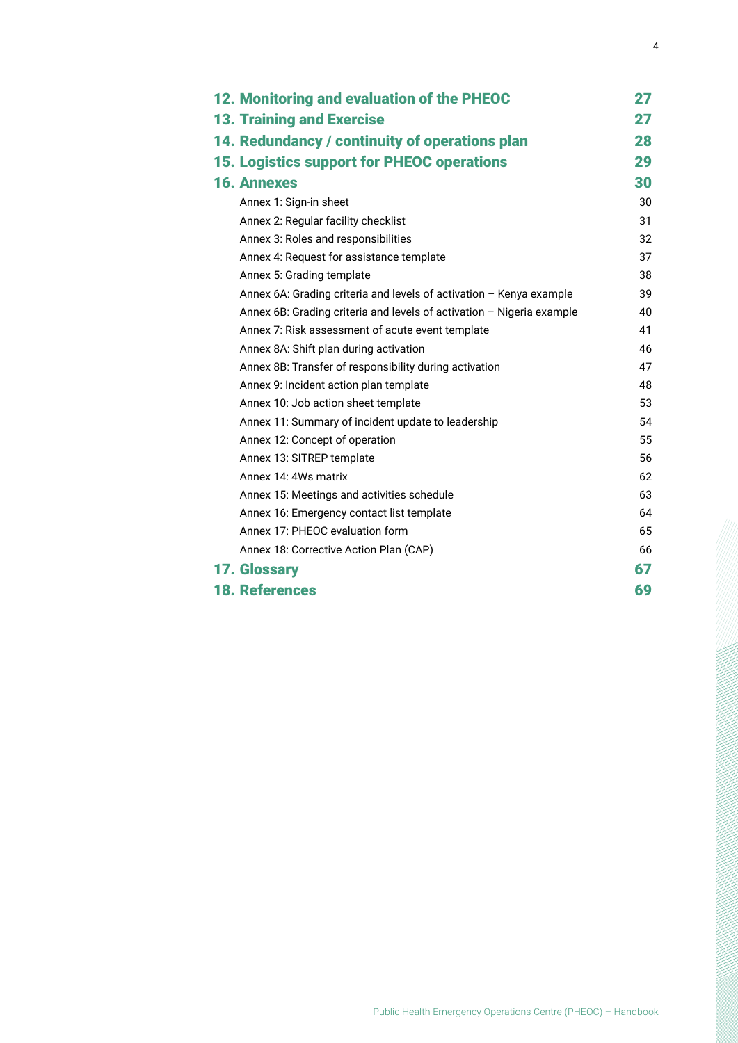**12. Monitoring and evaluation of the PHEOC** 27

**13. Training and Exercise** 27

**14. Redundancy / continuity of operations plan** 28

**15. Logistics support for PHEOC operations** 29

**16. Annexes** 30

- Annex 1: Sign-in sheet 30
- Annex 2: Regular facility checklist 31
- Annex 3: Roles and responsibilities 32
- Annex 4: Request for assistance template 37
- Annex 5: Grading template 38
- Annex 6A: Grading criteria and levels of activation – Kenya example 39
- Annex 6B: Grading criteria and levels of activation – Nigeria example 40
- Annex 7: Risk assessment of acute event template 41
- Annex 8A: Shift plan during activation 46
- Annex 8B: Transfer of responsibility during activation 47
- Annex 9: Incident action plan template 48
- Annex 10: Job action sheet template 53
- Annex 11: Summary of incident update to leadership 54
- Annex 12: Concept of operation 55
- Annex 13: SITREP template 56
- Annex 14: 4Ws matrix 62
- Annex 15: Meetings and activities schedule 63
- Annex 16: Emergency contact list template 64
- Annex 17: PHEOC evaluation form 65
- Annex 18: Corrective Action Plan (CAP) 66

**17. Glossary** 67

**18. References** 69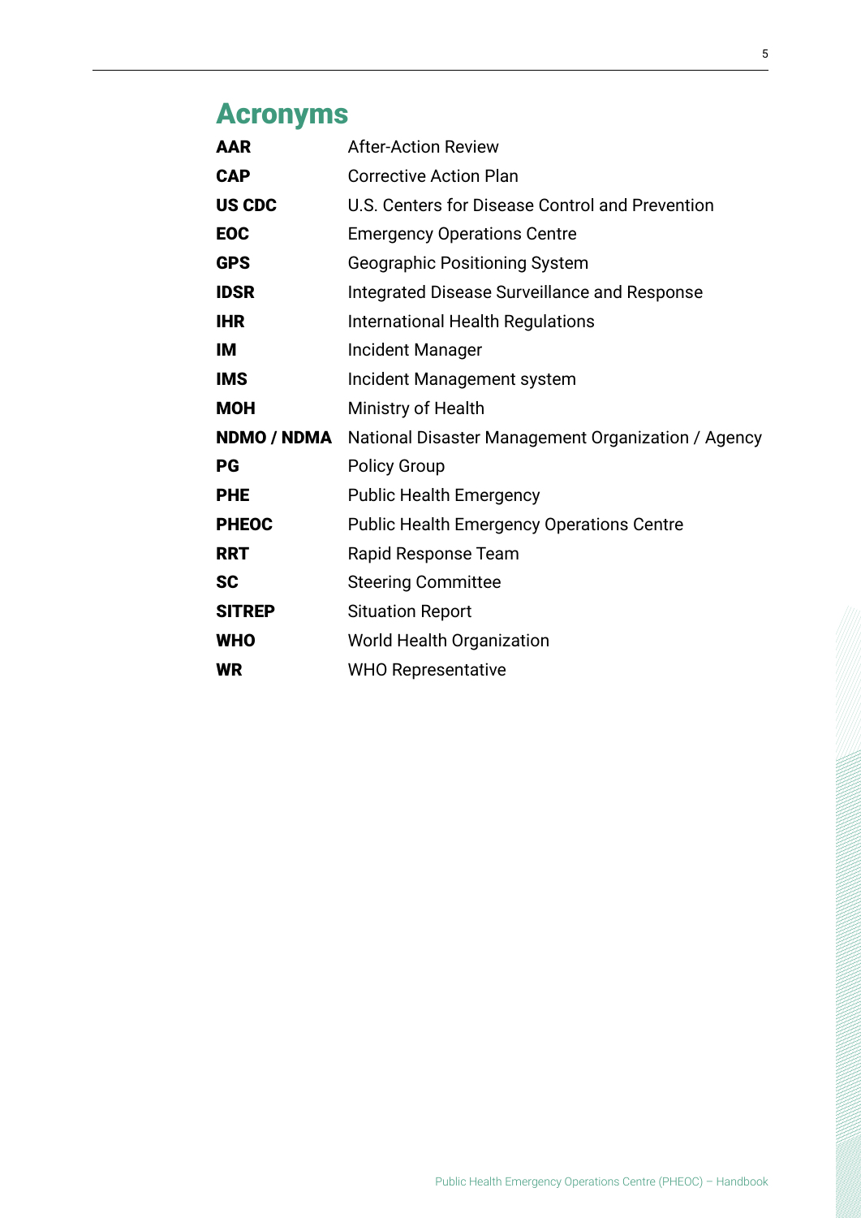# Acronyms

| | |
|---|---|
| **AAR** | After-Action Review |
| **CAP** | Corrective Action Plan |
| **US CDC** | U.S. Centers for Disease Control and Prevention |
| **EOC** | Emergency Operations Centre |
| **GPS** | Geographic Positioning System |
| **IDSR** | Integrated Disease Surveillance and Response |
| **IHR** | International Health Regulations |
| **IM** | Incident Manager |
| **IMS** | Incident Management system |
| **MOH** | Ministry of Health |
| **NDMO / NDMA** | National Disaster Management Organization / Agency |
| **PG** | Policy Group |
| **PHE** | Public Health Emergency |
| **PHEOC** | Public Health Emergency Operations Centre |
| **RRT** | Rapid Response Team |
| **SC** | Steering Committee |
| **SITREP** | Situation Report |
| **WHO** | World Health Organization |
| **WR** | WHO Representative |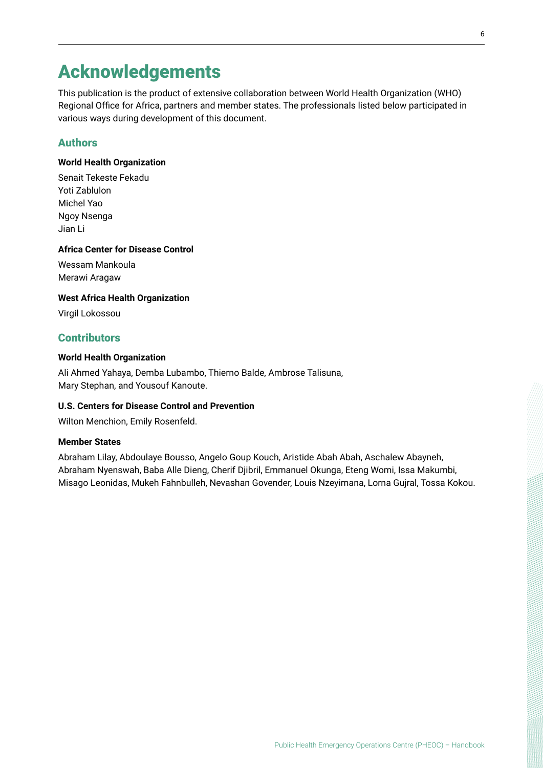# Acknowledgements

This publication is the product of extensive collaboration between World Health Organization (WHO) Regional Office for Africa, partners and member states. The professionals listed below participated in various ways during development of this document.

## Authors

**World Health Organization**

Senait Tekeste Fekadu
Yoti Zablulon
Michel Yao
Ngoy Nsenga
Jian Li

**Africa Center for Disease Control**

Wessam Mankoula
Merawi Aragaw

**West Africa Health Organization**

Virgil Lokossou

## Contributors

**World Health Organization**

Ali Ahmed Yahaya, Demba Lubambo, Thierno Balde, Ambrose Talisuna, Mary Stephan, and Yousouf Kanoute.

**U.S. Centers for Disease Control and Prevention**

Wilton Menchion, Emily Rosenfeld.

**Member States**

Abraham Lilay, Abdoulaye Bousso, Angelo Goup Kouch, Aristide Abah Abah, Aschalew Abayneh, Abraham Nyenswah, Baba Alle Dieng, Cherif Djibril, Emmanuel Okunga, Eteng Womi, Issa Makumbi, Misago Leonidas, Mukeh Fahnbulleh, Nevashan Govender, Louis Nzeyimana, Lorna Gujral, Tossa Kokou.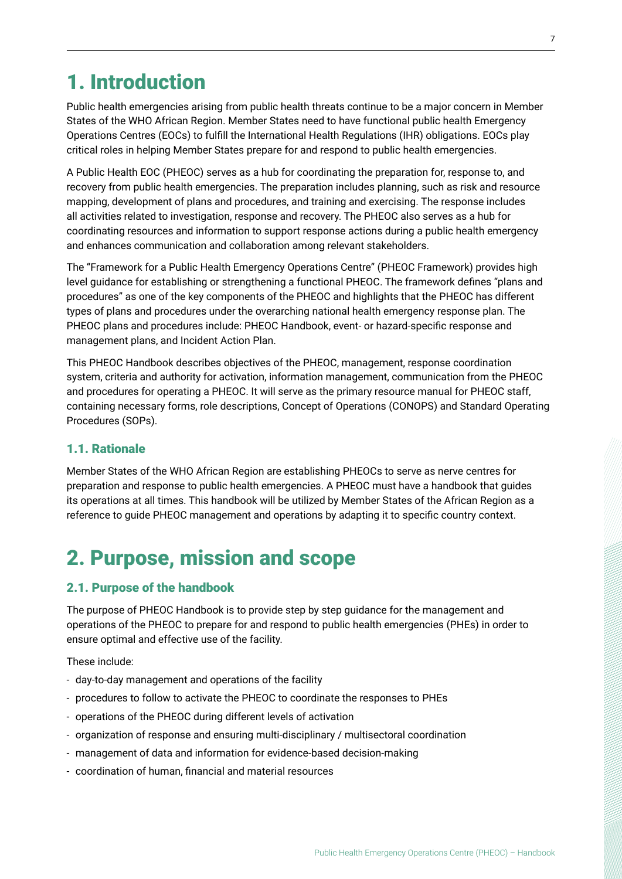# 1. Introduction

Public health emergencies arising from public health threats continue to be a major concern in Member States of the WHO African Region. Member States need to have functional public health Emergency Operations Centres (EOCs) to fulfill the International Health Regulations (IHR) obligations. EOCs play critical roles in helping Member States prepare for and respond to public health emergencies.

A Public Health EOC (PHEOC) serves as a hub for coordinating the preparation for, response to, and recovery from public health emergencies. The preparation includes planning, such as risk and resource mapping, development of plans and procedures, and training and exercising. The response includes all activities related to investigation, response and recovery. The PHEOC also serves as a hub for coordinating resources and information to support response actions during a public health emergency and enhances communication and collaboration among relevant stakeholders.

The "Framework for a Public Health Emergency Operations Centre" (PHEOC Framework) provides high level guidance for establishing or strengthening a functional PHEOC. The framework defines "plans and procedures" as one of the key components of the PHEOC and highlights that the PHEOC has different types of plans and procedures under the overarching national health emergency response plan. The PHEOC plans and procedures include: PHEOC Handbook, event- or hazard-specific response and management plans, and Incident Action Plan.

This PHEOC Handbook describes objectives of the PHEOC, management, response coordination system, criteria and authority for activation, information management, communication from the PHEOC and procedures for operating a PHEOC. It will serve as the primary resource manual for PHEOC staff, containing necessary forms, role descriptions, Concept of Operations (CONOPS) and Standard Operating Procedures (SOPs).

## 1.1. Rationale

Member States of the WHO African Region are establishing PHEOCs to serve as nerve centres for preparation and response to public health emergencies. A PHEOC must have a handbook that guides its operations at all times. This handbook will be utilized by Member States of the African Region as a reference to guide PHEOC management and operations by adapting it to specific country context.

# 2. Purpose, mission and scope

## 2.1. Purpose of the handbook

The purpose of PHEOC Handbook is to provide step by step guidance for the management and operations of the PHEOC to prepare for and respond to public health emergencies (PHEs) in order to ensure optimal and effective use of the facility.

These include:

- day-to-day management and operations of the facility
- procedures to follow to activate the PHEOC to coordinate the responses to PHEs
- operations of the PHEOC during different levels of activation
- organization of response and ensuring multi-disciplinary / multisectoral coordination
- management of data and information for evidence-based decision-making
- coordination of human, financial and material resources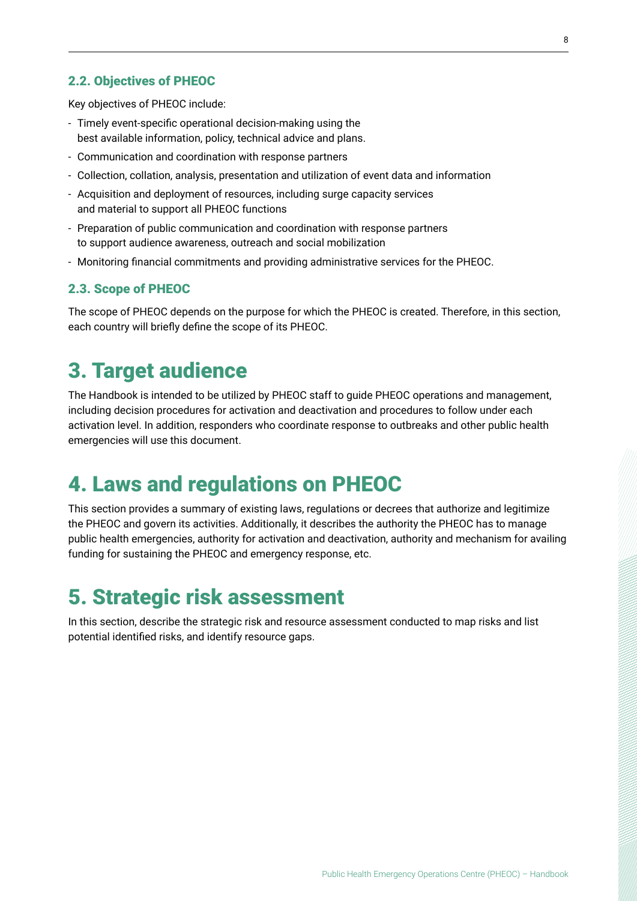### 2.2. Objectives of PHEOC

Key objectives of PHEOC include:

- Timely event-specific operational decision-making using the best available information, policy, technical advice and plans.
- Communication and coordination with response partners
- Collection, collation, analysis, presentation and utilization of event data and information
- Acquisition and deployment of resources, including surge capacity services and material to support all PHEOC functions
- Preparation of public communication and coordination with response partners to support audience awareness, outreach and social mobilization
- Monitoring financial commitments and providing administrative services for the PHEOC.

### 2.3. Scope of PHEOC

The scope of PHEOC depends on the purpose for which the PHEOC is created. Therefore, in this section, each country will briefly define the scope of its PHEOC.

# 3. Target audience

The Handbook is intended to be utilized by PHEOC staff to guide PHEOC operations and management, including decision procedures for activation and deactivation and procedures to follow under each activation level. In addition, responders who coordinate response to outbreaks and other public health emergencies will use this document.

# 4. Laws and regulations on PHEOC

This section provides a summary of existing laws, regulations or decrees that authorize and legitimize the PHEOC and govern its activities. Additionally, it describes the authority the PHEOC has to manage public health emergencies, authority for activation and deactivation, authority and mechanism for availing funding for sustaining the PHEOC and emergency response, etc.

# 5. Strategic risk assessment

In this section, describe the strategic risk and resource assessment conducted to map risks and list potential identified risks, and identify resource gaps.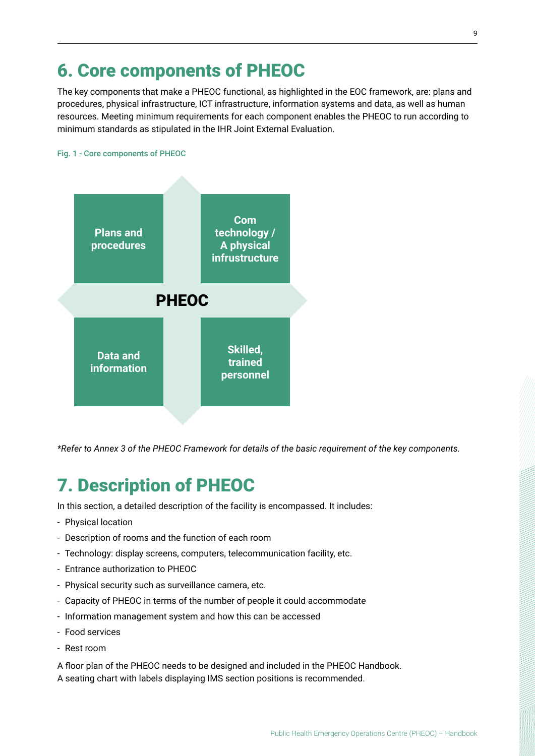# 6. Core components of PHEOC

The key components that make a PHEOC functional, as highlighted in the EOC framework, are: plans and procedures, physical infrastructure, ICT infrastructure, information systems and data, as well as human resources. Meeting minimum requirements for each component enables the PHEOC to run according to minimum standards as stipulated in the IHR Joint External Evaluation.

Fig. 1 - Core components of PHEOC

**Plans and procedures**

**Com technology / A physical infrustructure**

**PHEOC**

**Data and information**

**Skilled, trained personnel**

*\*Refer to Annex 3 of the PHEOC Framework for details of the basic requirement of the key components.*

# 7. Description of PHEOC

In this section, a detailed description of the facility is encompassed. It includes:

- Physical location
- Description of rooms and the function of each room
- Technology: display screens, computers, telecommunication facility, etc.
- Entrance authorization to PHEOC
- Physical security such as surveillance camera, etc.
- Capacity of PHEOC in terms of the number of people it could accommodate
- Information management system and how this can be accessed
- Food services
- Rest room

A floor plan of the PHEOC needs to be designed and included in the PHEOC Handbook.
A seating chart with labels displaying IMS section positions is recommended.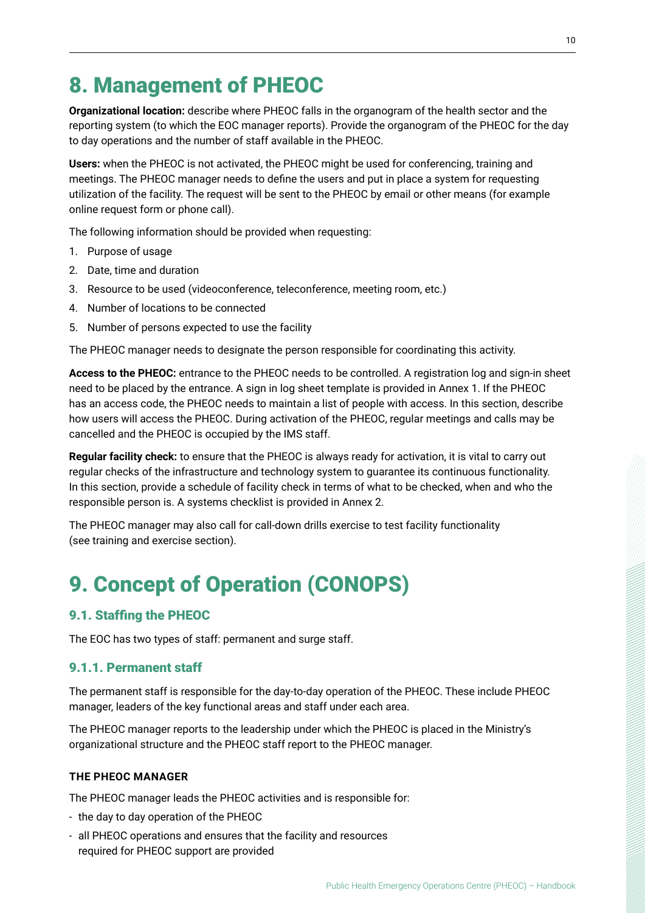# 8. Management of PHEOC

**Organizational location:** describe where PHEOC falls in the organogram of the health sector and the reporting system (to which the EOC manager reports). Provide the organogram of the PHEOC for the day to day operations and the number of staff available in the PHEOC.

**Users:** when the PHEOC is not activated, the PHEOC might be used for conferencing, training and meetings. The PHEOC manager needs to define the users and put in place a system for requesting utilization of the facility. The request will be sent to the PHEOC by email or other means (for example online request form or phone call).

The following information should be provided when requesting:

1. Purpose of usage
2. Date, time and duration
3. Resource to be used (videoconference, teleconference, meeting room, etc.)
4. Number of locations to be connected
5. Number of persons expected to use the facility

The PHEOC manager needs to designate the person responsible for coordinating this activity.

**Access to the PHEOC:** entrance to the PHEOC needs to be controlled. A registration log and sign-in sheet need to be placed by the entrance. A sign in log sheet template is provided in Annex 1. If the PHEOC has an access code, the PHEOC needs to maintain a list of people with access. In this section, describe how users will access the PHEOC. During activation of the PHEOC, regular meetings and calls may be cancelled and the PHEOC is occupied by the IMS staff.

**Regular facility check:** to ensure that the PHEOC is always ready for activation, it is vital to carry out regular checks of the infrastructure and technology system to guarantee its continuous functionality. In this section, provide a schedule of facility check in terms of what to be checked, when and who the responsible person is. A systems checklist is provided in Annex 2.

The PHEOC manager may also call for call-down drills exercise to test facility functionality (see training and exercise section).

# 9. Concept of Operation (CONOPS)

## 9.1. Staffing the PHEOC

The EOC has two types of staff: permanent and surge staff.

### 9.1.1. Permanent staff

The permanent staff is responsible for the day-to-day operation of the PHEOC. These include PHEOC manager, leaders of the key functional areas and staff under each area.

The PHEOC manager reports to the leadership under which the PHEOC is placed in the Ministry's organizational structure and the PHEOC staff report to the PHEOC manager.

#### THE PHEOC MANAGER

The PHEOC manager leads the PHEOC activities and is responsible for:

- the day to day operation of the PHEOC
- all PHEOC operations and ensures that the facility and resources required for PHEOC support are provided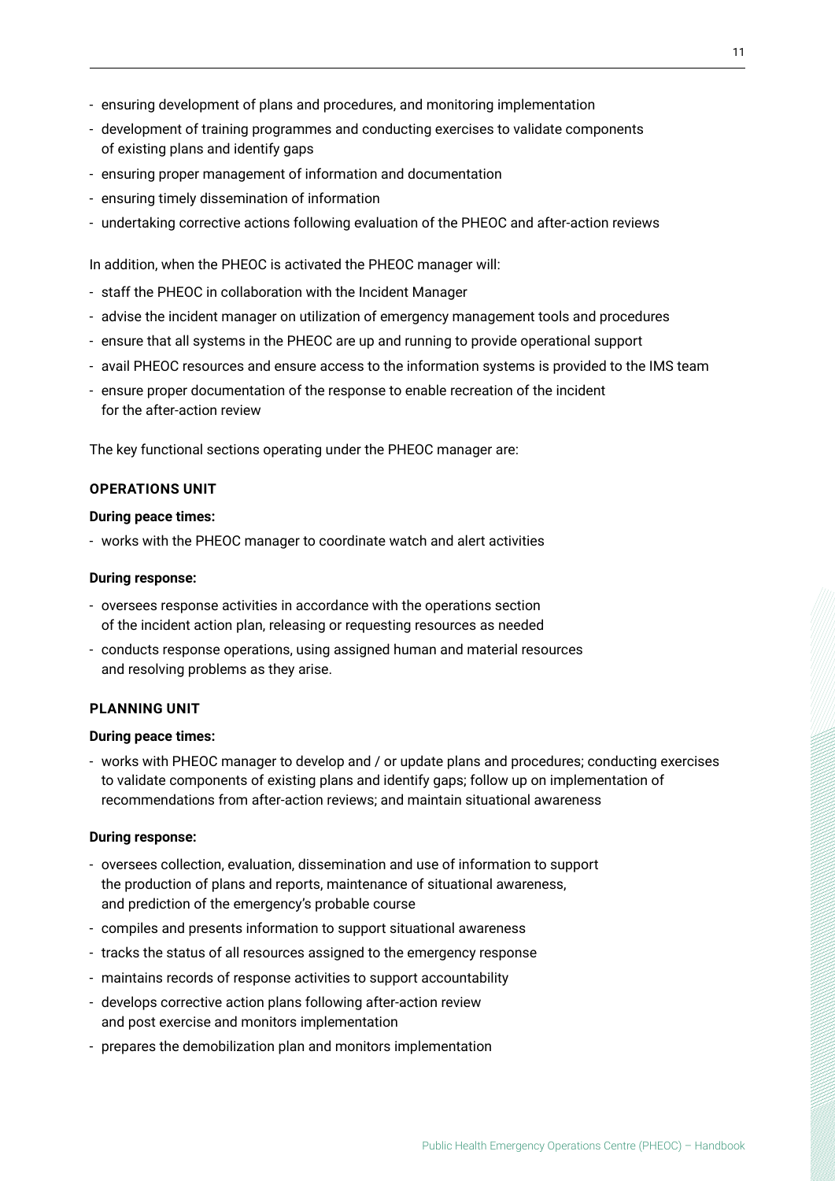- ensuring development of plans and procedures, and monitoring implementation
- development of training programmes and conducting exercises to validate components of existing plans and identify gaps
- ensuring proper management of information and documentation
- ensuring timely dissemination of information
- undertaking corrective actions following evaluation of the PHEOC and after-action reviews

In addition, when the PHEOC is activated the PHEOC manager will:

- staff the PHEOC in collaboration with the Incident Manager
- advise the incident manager on utilization of emergency management tools and procedures
- ensure that all systems in the PHEOC are up and running to provide operational support
- avail PHEOC resources and ensure access to the information systems is provided to the IMS team
- ensure proper documentation of the response to enable recreation of the incident for the after-action review

The key functional sections operating under the PHEOC manager are:

#### OPERATIONS UNIT

**During peace times:**

- works with the PHEOC manager to coordinate watch and alert activities

**During response:**

- oversees response activities in accordance with the operations section of the incident action plan, releasing or requesting resources as needed
- conducts response operations, using assigned human and material resources and resolving problems as they arise.

#### PLANNING UNIT

**During peace times:**

- works with PHEOC manager to develop and / or update plans and procedures; conducting exercises to validate components of existing plans and identify gaps; follow up on implementation of recommendations from after-action reviews; and maintain situational awareness

**During response:**

- oversees collection, evaluation, dissemination and use of information to support the production of plans and reports, maintenance of situational awareness, and prediction of the emergency's probable course
- compiles and presents information to support situational awareness
- tracks the status of all resources assigned to the emergency response
- maintains records of response activities to support accountability
- develops corrective action plans following after-action review and post exercise and monitors implementation
- prepares the demobilization plan and monitors implementation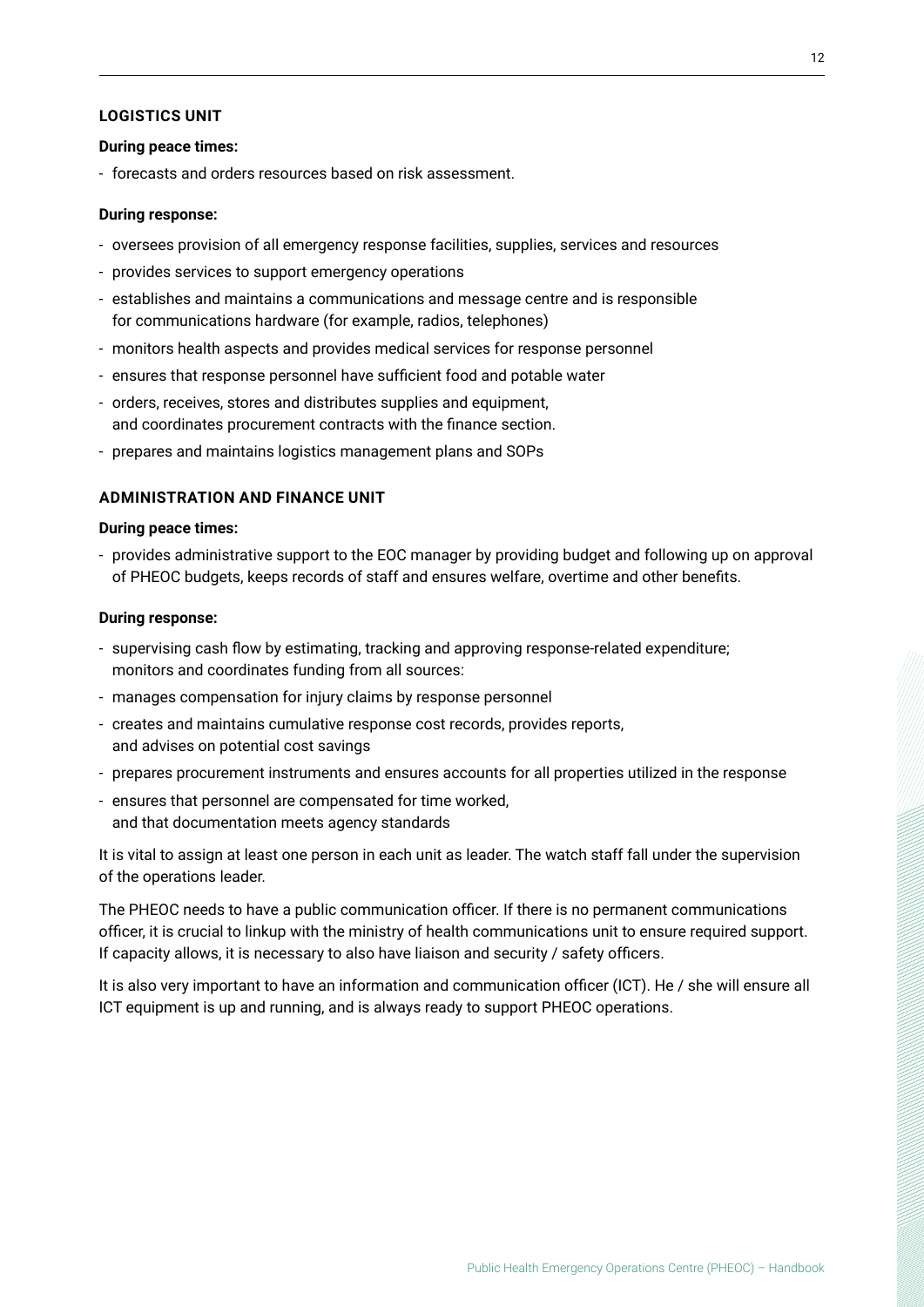### LOGISTICS UNIT

**During peace times:**

- forecasts and orders resources based on risk assessment.

**During response:**

- oversees provision of all emergency response facilities, supplies, services and resources
- provides services to support emergency operations
- establishes and maintains a communications and message centre and is responsible for communications hardware (for example, radios, telephones)
- monitors health aspects and provides medical services for response personnel
- ensures that response personnel have sufficient food and potable water
- orders, receives, stores and distributes supplies and equipment, and coordinates procurement contracts with the finance section.
- prepares and maintains logistics management plans and SOPs

### ADMINISTRATION AND FINANCE UNIT

**During peace times:**

- provides administrative support to the EOC manager by providing budget and following up on approval of PHEOC budgets, keeps records of staff and ensures welfare, overtime and other benefits.

**During response:**

- supervising cash flow by estimating, tracking and approving response-related expenditure; monitors and coordinates funding from all sources:
- manages compensation for injury claims by response personnel
- creates and maintains cumulative response cost records, provides reports, and advises on potential cost savings
- prepares procurement instruments and ensures accounts for all properties utilized in the response
- ensures that personnel are compensated for time worked, and that documentation meets agency standards

It is vital to assign at least one person in each unit as leader. The watch staff fall under the supervision of the operations leader.

The PHEOC needs to have a public communication officer. If there is no permanent communications officer, it is crucial to linkup with the ministry of health communications unit to ensure required support. If capacity allows, it is necessary to also have liaison and security / safety officers.

It is also very important to have an information and communication officer (ICT). He / she will ensure all ICT equipment is up and running, and is always ready to support PHEOC operations.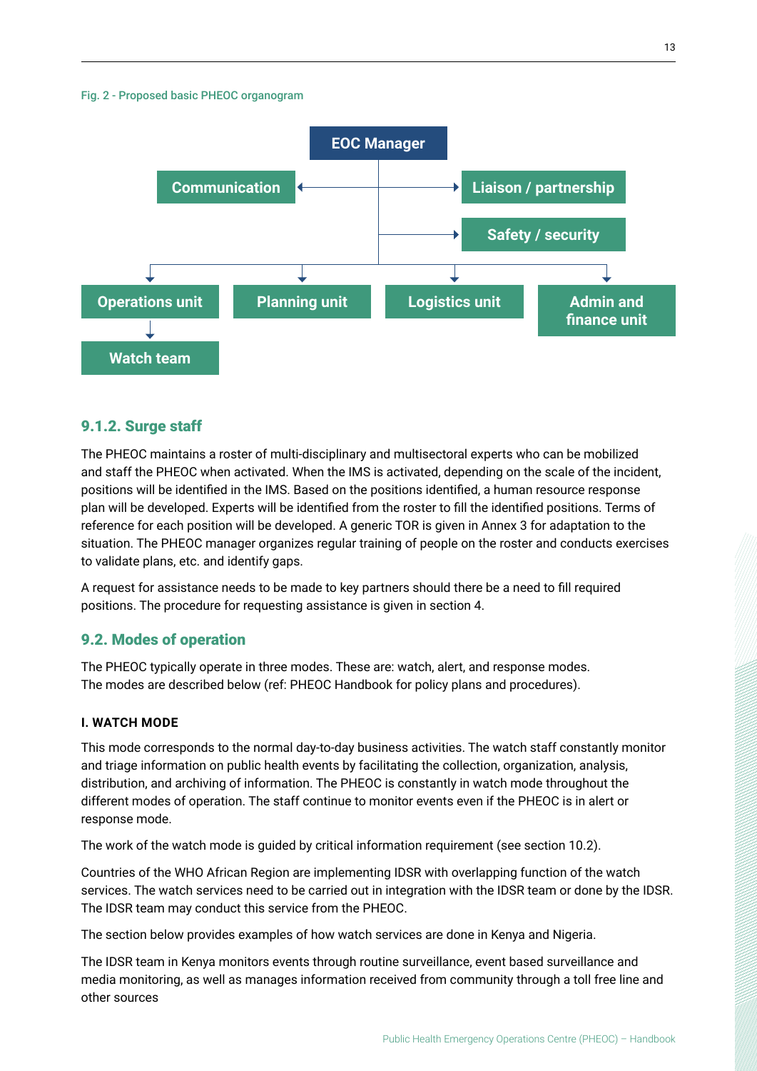Fig. 2 - Proposed basic PHEOC organogram

- EOC Manager
  - Communication
  - Liaison / partnership
  - Safety / security
  - Operations unit
    - Watch team
  - Planning unit
  - Logistics unit
  - Admin and finance unit

### 9.1.2. Surge staff

The PHEOC maintains a roster of multi-disciplinary and multisectoral experts who can be mobilized and staff the PHEOC when activated. When the IMS is activated, depending on the scale of the incident, positions will be identified in the IMS. Based on the positions identified, a human resource response plan will be developed. Experts will be identified from the roster to fill the identified positions. Terms of reference for each position will be developed. A generic TOR is given in Annex 3 for adaptation to the situation. The PHEOC manager organizes regular training of people on the roster and conducts exercises to validate plans, etc. and identify gaps.

A request for assistance needs to be made to key partners should there be a need to fill required positions. The procedure for requesting assistance is given in section 4.

## 9.2. Modes of operation

The PHEOC typically operate in three modes. These are: watch, alert, and response modes. The modes are described below (ref: PHEOC Handbook for policy plans and procedures).

#### I. WATCH MODE

This mode corresponds to the normal day-to-day business activities. The watch staff constantly monitor and triage information on public health events by facilitating the collection, organization, analysis, distribution, and archiving of information. The PHEOC is constantly in watch mode throughout the different modes of operation. The staff continue to monitor events even if the PHEOC is in alert or response mode.

The work of the watch mode is guided by critical information requirement (see section 10.2).

Countries of the WHO African Region are implementing IDSR with overlapping function of the watch services. The watch services need to be carried out in integration with the IDSR team or done by the IDSR. The IDSR team may conduct this service from the PHEOC.

The section below provides examples of how watch services are done in Kenya and Nigeria.

The IDSR team in Kenya monitors events through routine surveillance, event based surveillance and media monitoring, as well as manages information received from community through a toll free line and other sources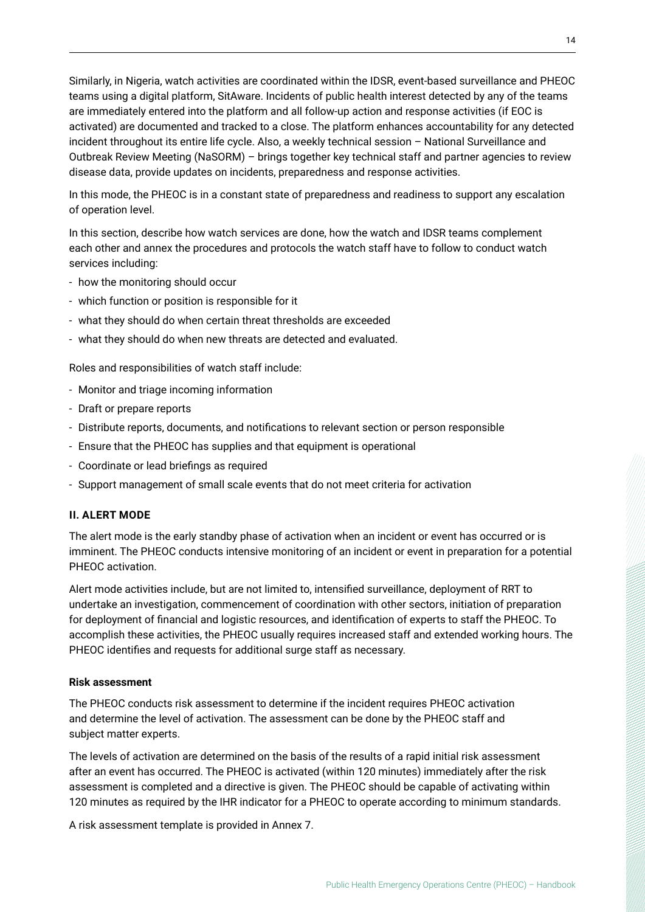Similarly, in Nigeria, watch activities are coordinated within the IDSR, event-based surveillance and PHEOC teams using a digital platform, SitAware. Incidents of public health interest detected by any of the teams are immediately entered into the platform and all follow-up action and response activities (if EOC is activated) are documented and tracked to a close. The platform enhances accountability for any detected incident throughout its entire life cycle. Also, a weekly technical session – National Surveillance and Outbreak Review Meeting (NaSORM) – brings together key technical staff and partner agencies to review disease data, provide updates on incidents, preparedness and response activities.

In this mode, the PHEOC is in a constant state of preparedness and readiness to support any escalation of operation level.

In this section, describe how watch services are done, how the watch and IDSR teams complement each other and annex the procedures and protocols the watch staff have to follow to conduct watch services including:

- how the monitoring should occur
- which function or position is responsible for it
- what they should do when certain threat thresholds are exceeded
- what they should do when new threats are detected and evaluated.

Roles and responsibilities of watch staff include:

- Monitor and triage incoming information
- Draft or prepare reports
- Distribute reports, documents, and notifications to relevant section or person responsible
- Ensure that the PHEOC has supplies and that equipment is operational
- Coordinate or lead briefings as required
- Support management of small scale events that do not meet criteria for activation

### II. ALERT MODE

The alert mode is the early standby phase of activation when an incident or event has occurred or is imminent. The PHEOC conducts intensive monitoring of an incident or event in preparation for a potential PHEOC activation.

Alert mode activities include, but are not limited to, intensified surveillance, deployment of RRT to undertake an investigation, commencement of coordination with other sectors, initiation of preparation for deployment of financial and logistic resources, and identification of experts to staff the PHEOC. To accomplish these activities, the PHEOC usually requires increased staff and extended working hours. The PHEOC identifies and requests for additional surge staff as necessary.

#### Risk assessment

The PHEOC conducts risk assessment to determine if the incident requires PHEOC activation and determine the level of activation. The assessment can be done by the PHEOC staff and subject matter experts.

The levels of activation are determined on the basis of the results of a rapid initial risk assessment after an event has occurred. The PHEOC is activated (within 120 minutes) immediately after the risk assessment is completed and a directive is given. The PHEOC should be capable of activating within 120 minutes as required by the IHR indicator for a PHEOC to operate according to minimum standards.

A risk assessment template is provided in Annex 7.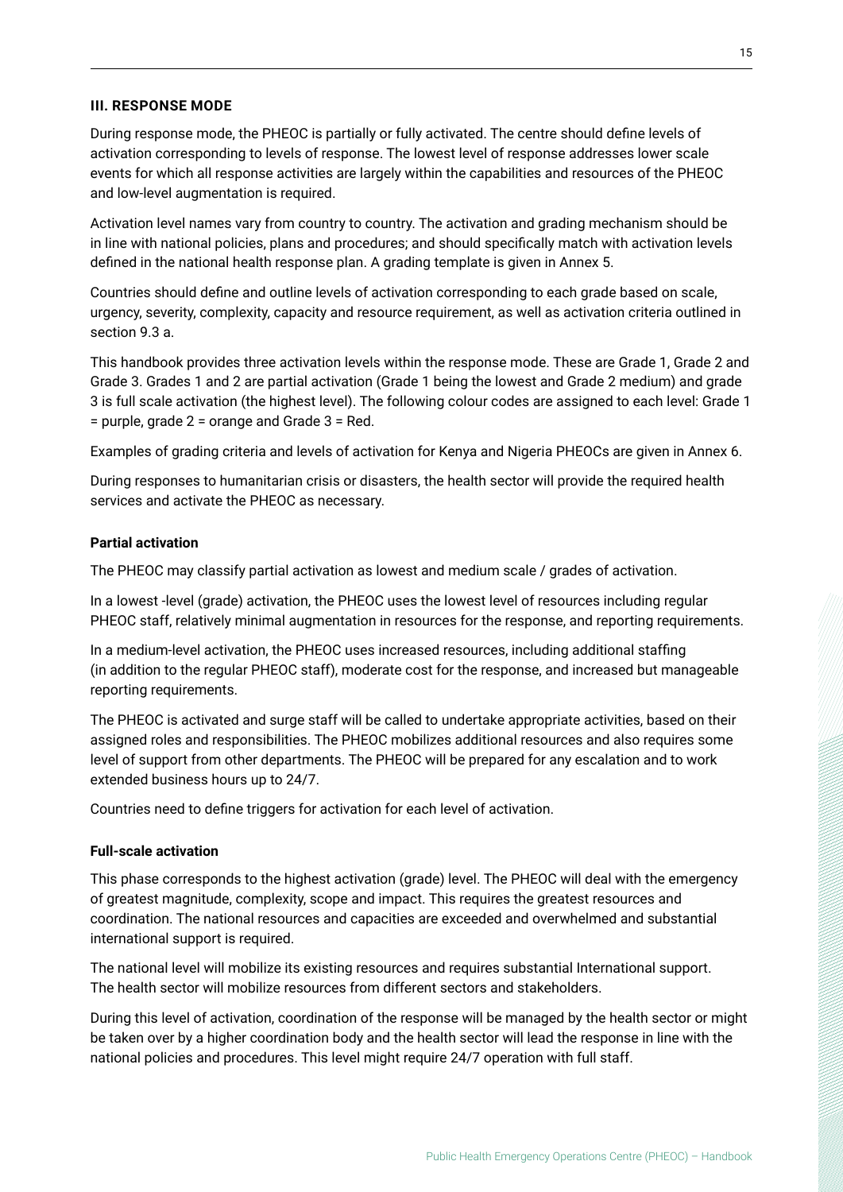### III. RESPONSE MODE

During response mode, the PHEOC is partially or fully activated. The centre should define levels of activation corresponding to levels of response. The lowest level of response addresses lower scale events for which all response activities are largely within the capabilities and resources of the PHEOC and low-level augmentation is required.

Activation level names vary from country to country. The activation and grading mechanism should be in line with national policies, plans and procedures; and should specifically match with activation levels defined in the national health response plan. A grading template is given in Annex 5.

Countries should define and outline levels of activation corresponding to each grade based on scale, urgency, severity, complexity, capacity and resource requirement, as well as activation criteria outlined in section 9.3 a.

This handbook provides three activation levels within the response mode. These are Grade 1, Grade 2 and Grade 3. Grades 1 and 2 are partial activation (Grade 1 being the lowest and Grade 2 medium) and grade 3 is full scale activation (the highest level). The following colour codes are assigned to each level: Grade 1 = purple, grade 2 = orange and Grade 3 = Red.

Examples of grading criteria and levels of activation for Kenya and Nigeria PHEOCs are given in Annex 6.

During responses to humanitarian crisis or disasters, the health sector will provide the required health services and activate the PHEOC as necessary.

#### Partial activation

The PHEOC may classify partial activation as lowest and medium scale / grades of activation.

In a lowest -level (grade) activation, the PHEOC uses the lowest level of resources including regular PHEOC staff, relatively minimal augmentation in resources for the response, and reporting requirements.

In a medium-level activation, the PHEOC uses increased resources, including additional staffing (in addition to the regular PHEOC staff), moderate cost for the response, and increased but manageable reporting requirements.

The PHEOC is activated and surge staff will be called to undertake appropriate activities, based on their assigned roles and responsibilities. The PHEOC mobilizes additional resources and also requires some level of support from other departments. The PHEOC will be prepared for any escalation and to work extended business hours up to 24/7.

Countries need to define triggers for activation for each level of activation.

#### Full-scale activation

This phase corresponds to the highest activation (grade) level. The PHEOC will deal with the emergency of greatest magnitude, complexity, scope and impact. This requires the greatest resources and coordination. The national resources and capacities are exceeded and overwhelmed and substantial international support is required.

The national level will mobilize its existing resources and requires substantial International support. The health sector will mobilize resources from different sectors and stakeholders.

During this level of activation, coordination of the response will be managed by the health sector or might be taken over by a higher coordination body and the health sector will lead the response in line with the national policies and procedures. This level might require 24/7 operation with full staff.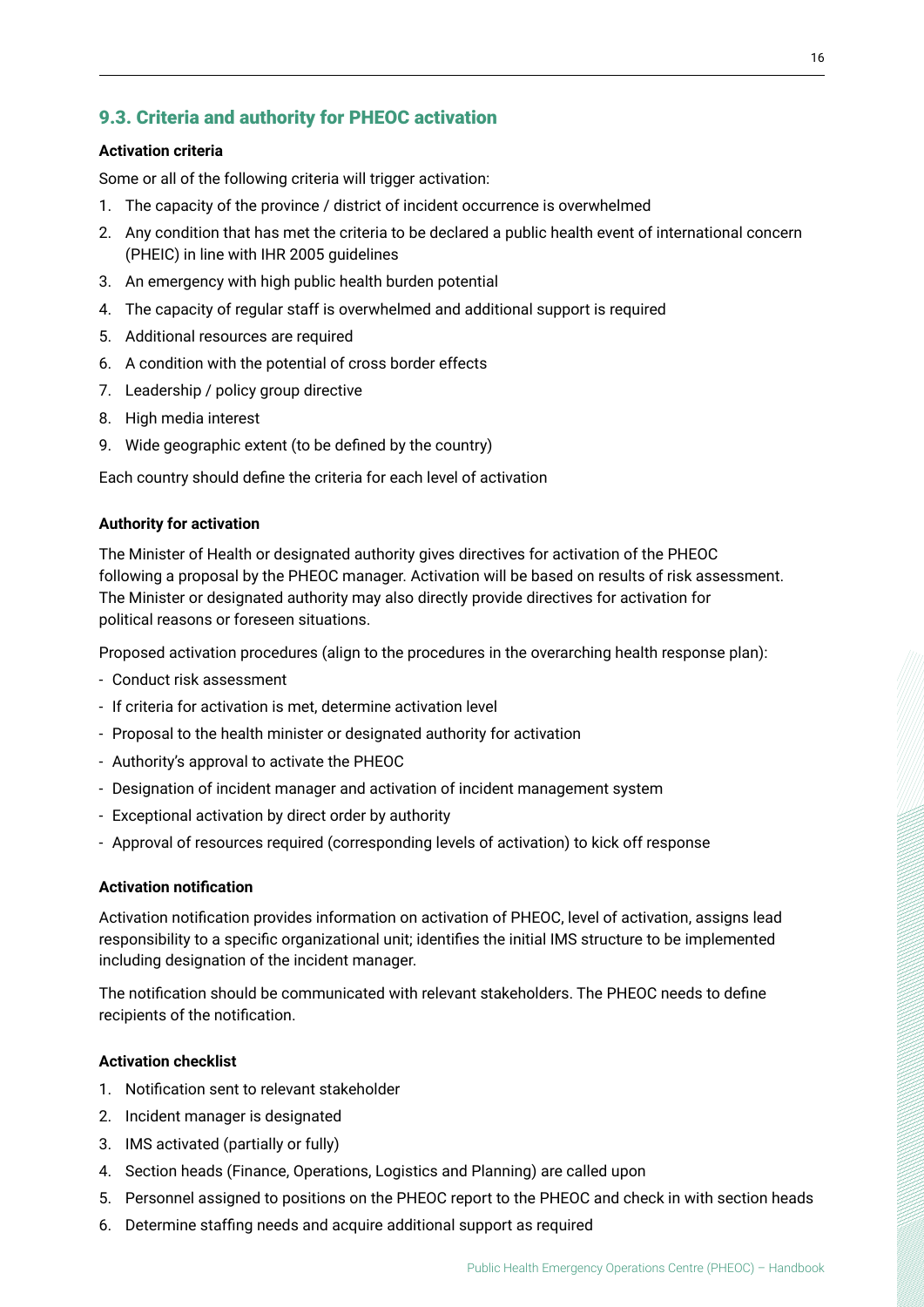## 9.3. Criteria and authority for PHEOC activation

**Activation criteria**

Some or all of the following criteria will trigger activation:

1. The capacity of the province / district of incident occurrence is overwhelmed
2. Any condition that has met the criteria to be declared a public health event of international concern (PHEIC) in line with IHR 2005 guidelines
3. An emergency with high public health burden potential
4. The capacity of regular staff is overwhelmed and additional support is required
5. Additional resources are required
6. A condition with the potential of cross border effects
7. Leadership / policy group directive
8. High media interest
9. Wide geographic extent (to be defined by the country)

Each country should define the criteria for each level of activation

**Authority for activation**

The Minister of Health or designated authority gives directives for activation of the PHEOC following a proposal by the PHEOC manager. Activation will be based on results of risk assessment. The Minister or designated authority may also directly provide directives for activation for political reasons or foreseen situations.

Proposed activation procedures (align to the procedures in the overarching health response plan):

- Conduct risk assessment
- If criteria for activation is met, determine activation level
- Proposal to the health minister or designated authority for activation
- Authority's approval to activate the PHEOC
- Designation of incident manager and activation of incident management system
- Exceptional activation by direct order by authority
- Approval of resources required (corresponding levels of activation) to kick off response

**Activation notification**

Activation notification provides information on activation of PHEOC, level of activation, assigns lead responsibility to a specific organizational unit; identifies the initial IMS structure to be implemented including designation of the incident manager.

The notification should be communicated with relevant stakeholders. The PHEOC needs to define recipients of the notification.

**Activation checklist**

1. Notification sent to relevant stakeholder
2. Incident manager is designated
3. IMS activated (partially or fully)
4. Section heads (Finance, Operations, Logistics and Planning) are called upon
5. Personnel assigned to positions on the PHEOC report to the PHEOC and check in with section heads
6. Determine staffing needs and acquire additional support as required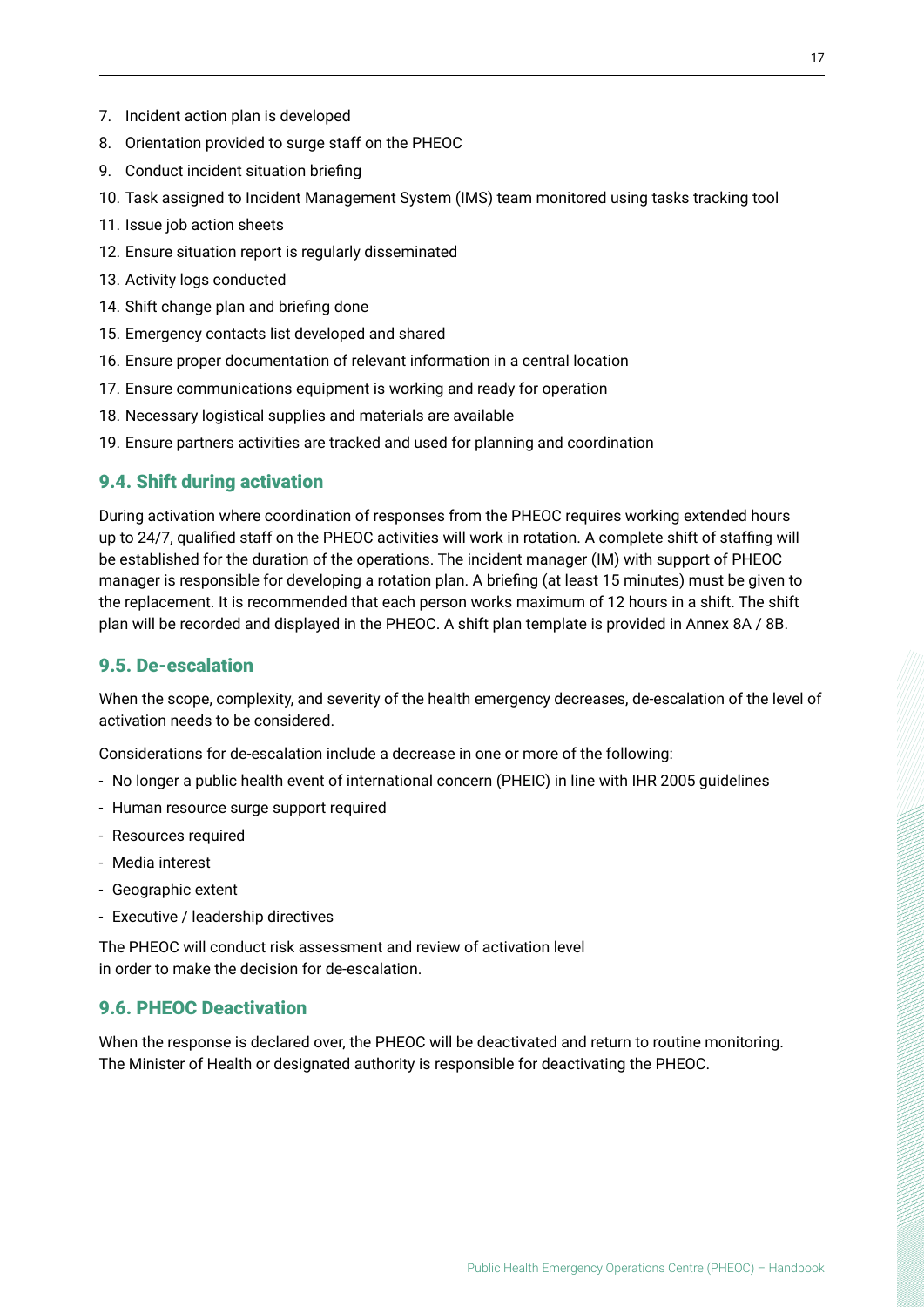7. Incident action plan is developed
8. Orientation provided to surge staff on the PHEOC
9. Conduct incident situation briefing
10. Task assigned to Incident Management System (IMS) team monitored using tasks tracking tool
11. Issue job action sheets
12. Ensure situation report is regularly disseminated
13. Activity logs conducted
14. Shift change plan and briefing done
15. Emergency contacts list developed and shared
16. Ensure proper documentation of relevant information in a central location
17. Ensure communications equipment is working and ready for operation
18. Necessary logistical supplies and materials are available
19. Ensure partners activities are tracked and used for planning and coordination

## 9.4. Shift during activation

During activation where coordination of responses from the PHEOC requires working extended hours up to 24/7, qualified staff on the PHEOC activities will work in rotation. A complete shift of staffing will be established for the duration of the operations. The incident manager (IM) with support of PHEOC manager is responsible for developing a rotation plan. A briefing (at least 15 minutes) must be given to the replacement. It is recommended that each person works maximum of 12 hours in a shift. The shift plan will be recorded and displayed in the PHEOC. A shift plan template is provided in Annex 8A / 8B.

## 9.5. De-escalation

When the scope, complexity, and severity of the health emergency decreases, de-escalation of the level of activation needs to be considered.

Considerations for de-escalation include a decrease in one or more of the following:

- No longer a public health event of international concern (PHEIC) in line with IHR 2005 guidelines
- Human resource surge support required
- Resources required
- Media interest
- Geographic extent
- Executive / leadership directives

The PHEOC will conduct risk assessment and review of activation level in order to make the decision for de-escalation.

## 9.6. PHEOC Deactivation

When the response is declared over, the PHEOC will be deactivated and return to routine monitoring. The Minister of Health or designated authority is responsible for deactivating the PHEOC.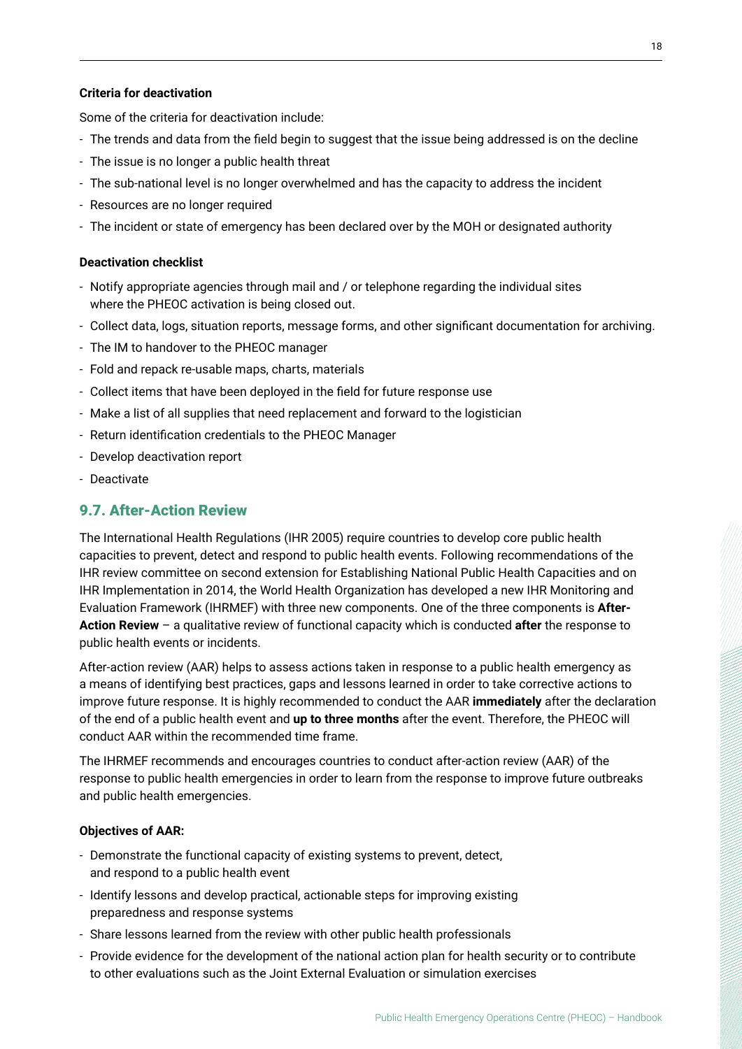**Criteria for deactivation**

Some of the criteria for deactivation include:

- The trends and data from the field begin to suggest that the issue being addressed is on the decline
- The issue is no longer a public health threat
- The sub-national level is no longer overwhelmed and has the capacity to address the incident
- Resources are no longer required
- The incident or state of emergency has been declared over by the MOH or designated authority

**Deactivation checklist**

- Notify appropriate agencies through mail and / or telephone regarding the individual sites where the PHEOC activation is being closed out.
- Collect data, logs, situation reports, message forms, and other significant documentation for archiving.
- The IM to handover to the PHEOC manager
- Fold and repack re-usable maps, charts, materials
- Collect items that have been deployed in the field for future response use
- Make a list of all supplies that need replacement and forward to the logistician
- Return identification credentials to the PHEOC Manager
- Develop deactivation report
- Deactivate

## 9.7. After-Action Review

The International Health Regulations (IHR 2005) require countries to develop core public health capacities to prevent, detect and respond to public health events. Following recommendations of the IHR review committee on second extension for Establishing National Public Health Capacities and on IHR Implementation in 2014, the World Health Organization has developed a new IHR Monitoring and Evaluation Framework (IHRMEF) with three new components. One of the three components is **After-Action Review** – a qualitative review of functional capacity which is conducted **after** the response to public health events or incidents.

After-action review (AAR) helps to assess actions taken in response to a public health emergency as a means of identifying best practices, gaps and lessons learned in order to take corrective actions to improve future response. It is highly recommended to conduct the AAR **immediately** after the declaration of the end of a public health event and **up to three months** after the event. Therefore, the PHEOC will conduct AAR within the recommended time frame.

The IHRMEF recommends and encourages countries to conduct after-action review (AAR) of the response to public health emergencies in order to learn from the response to improve future outbreaks and public health emergencies.

**Objectives of AAR:**

- Demonstrate the functional capacity of existing systems to prevent, detect, and respond to a public health event
- Identify lessons and develop practical, actionable steps for improving existing preparedness and response systems
- Share lessons learned from the review with other public health professionals
- Provide evidence for the development of the national action plan for health security or to contribute to other evaluations such as the Joint External Evaluation or simulation exercises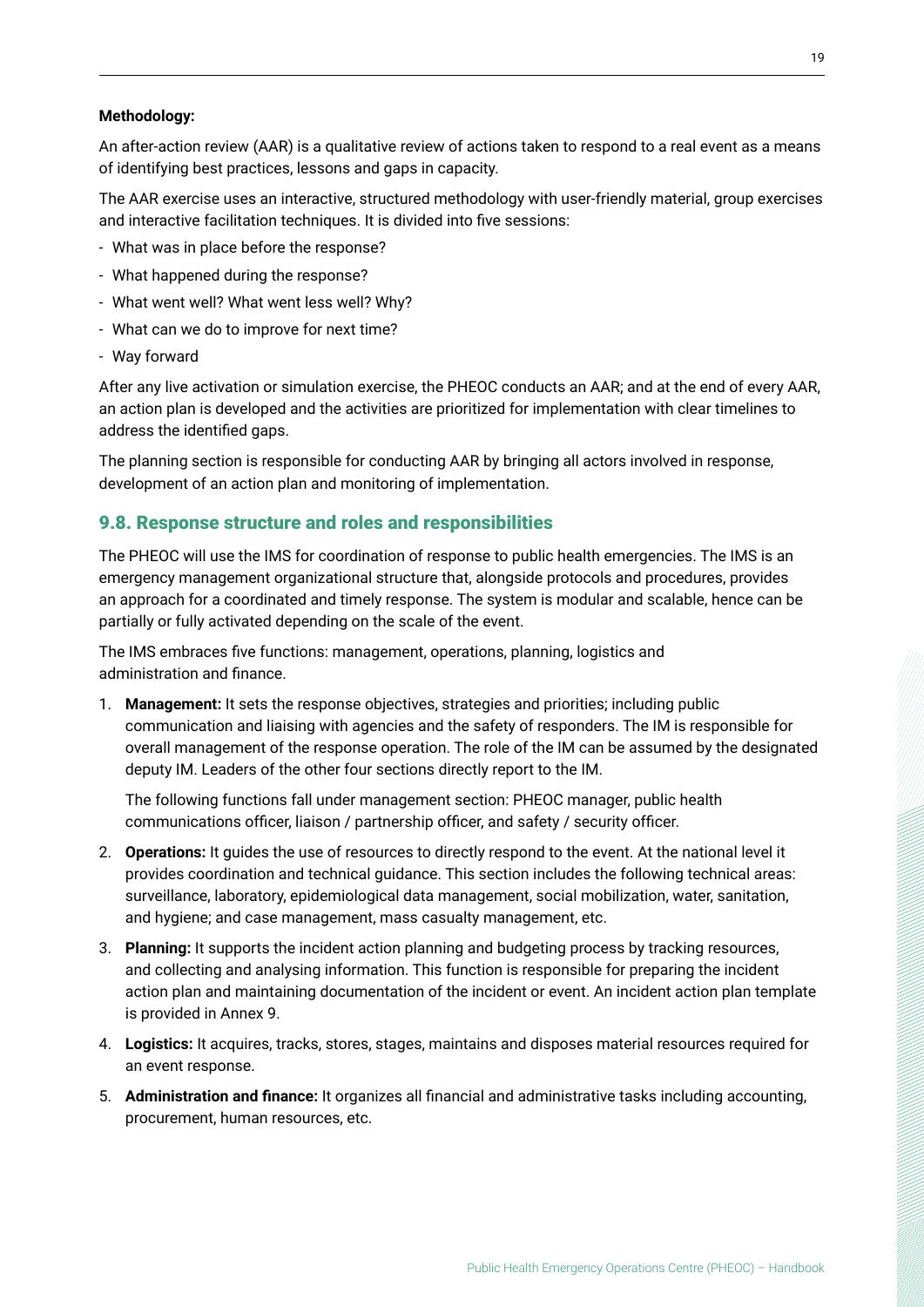**Methodology:**

An after-action review (AAR) is a qualitative review of actions taken to respond to a real event as a means of identifying best practices, lessons and gaps in capacity.

The AAR exercise uses an interactive, structured methodology with user-friendly material, group exercises and interactive facilitation techniques. It is divided into five sessions:

- What was in place before the response?
- What happened during the response?
- What went well? What went less well? Why?
- What can we do to improve for next time?
- Way forward

After any live activation or simulation exercise, the PHEOC conducts an AAR; and at the end of every AAR, an action plan is developed and the activities are prioritized for implementation with clear timelines to address the identified gaps.

The planning section is responsible for conducting AAR by bringing all actors involved in response, development of an action plan and monitoring of implementation.

## 9.8. Response structure and roles and responsibilities

The PHEOC will use the IMS for coordination of response to public health emergencies. The IMS is an emergency management organizational structure that, alongside protocols and procedures, provides an approach for a coordinated and timely response. The system is modular and scalable, hence can be partially or fully activated depending on the scale of the event.

The IMS embraces five functions: management, operations, planning, logistics and administration and finance.

1. **Management:** It sets the response objectives, strategies and priorities; including public communication and liaising with agencies and the safety of responders. The IM is responsible for overall management of the response operation. The role of the IM can be assumed by the designated deputy IM. Leaders of the other four sections directly report to the IM.

   The following functions fall under management section: PHEOC manager, public health communications officer, liaison / partnership officer, and safety / security officer.

2. **Operations:** It guides the use of resources to directly respond to the event. At the national level it provides coordination and technical guidance. This section includes the following technical areas: surveillance, laboratory, epidemiological data management, social mobilization, water, sanitation, and hygiene; and case management, mass casualty management, etc.

3. **Planning:** It supports the incident action planning and budgeting process by tracking resources, and collecting and analysing information. This function is responsible for preparing the incident action plan and maintaining documentation of the incident or event. An incident action plan template is provided in Annex 9.

4. **Logistics:** It acquires, tracks, stores, stages, maintains and disposes material resources required for an event response.

5. **Administration and finance:** It organizes all financial and administrative tasks including accounting, procurement, human resources, etc.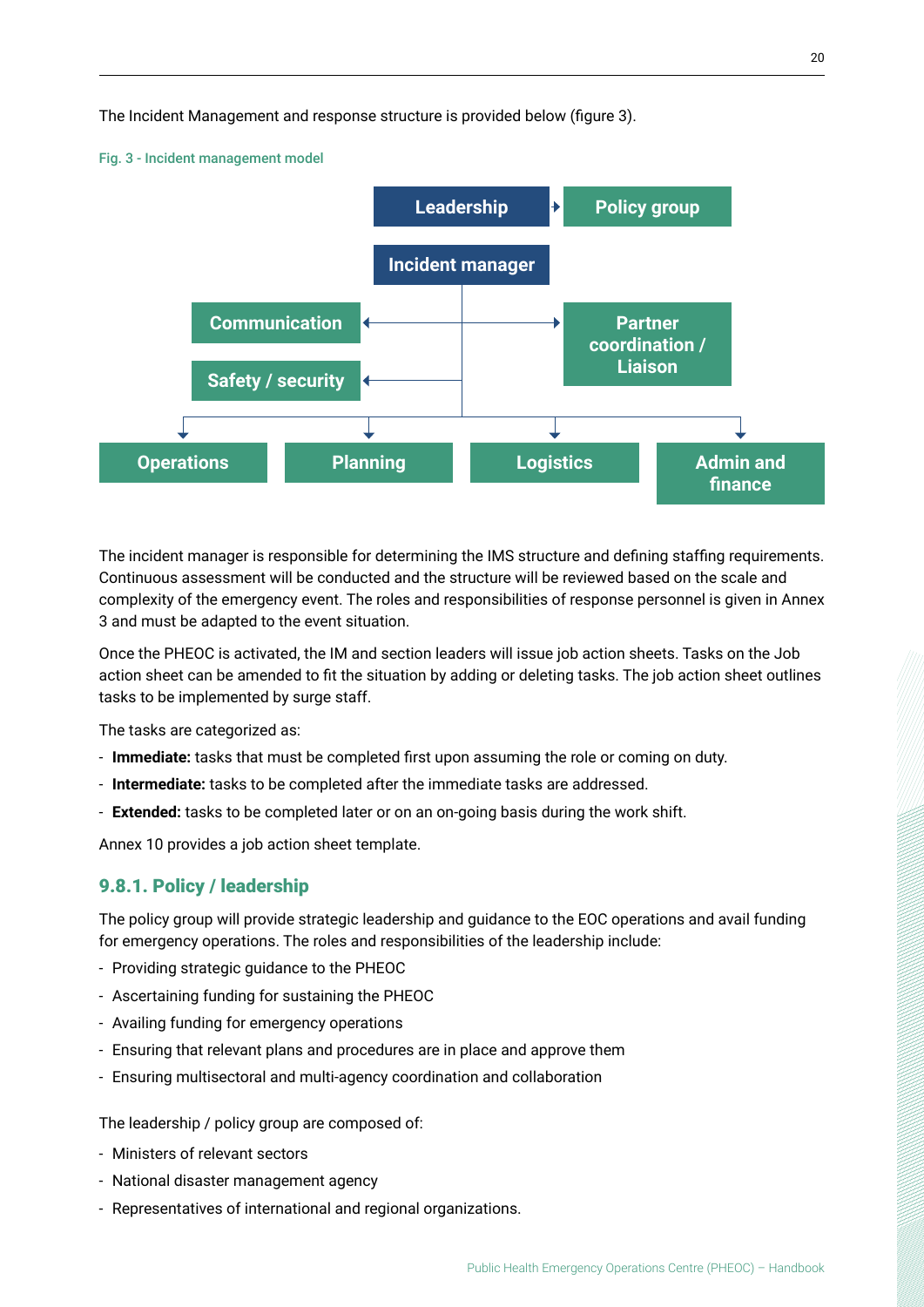The Incident Management and response structure is provided below (figure 3).

Fig. 3 - Incident management model

Leadership → Policy group

Incident manager

Communication

Safety / security

Partner coordination / Liaison

Operations

Planning

Logistics

Admin and finance

The incident manager is responsible for determining the IMS structure and defining staffing requirements. Continuous assessment will be conducted and the structure will be reviewed based on the scale and complexity of the emergency event. The roles and responsibilities of response personnel is given in Annex 3 and must be adapted to the event situation.

Once the PHEOC is activated, the IM and section leaders will issue job action sheets. Tasks on the Job action sheet can be amended to fit the situation by adding or deleting tasks. The job action sheet outlines tasks to be implemented by surge staff.

The tasks are categorized as:

- **Immediate:** tasks that must be completed first upon assuming the role or coming on duty.
- **Intermediate:** tasks to be completed after the immediate tasks are addressed.
- **Extended:** tasks to be completed later or on an on-going basis during the work shift.

Annex 10 provides a job action sheet template.

### 9.8.1. Policy / leadership

The policy group will provide strategic leadership and guidance to the EOC operations and avail funding for emergency operations. The roles and responsibilities of the leadership include:

- Providing strategic guidance to the PHEOC
- Ascertaining funding for sustaining the PHEOC
- Availing funding for emergency operations
- Ensuring that relevant plans and procedures are in place and approve them
- Ensuring multisectoral and multi-agency coordination and collaboration

The leadership / policy group are composed of:

- Ministers of relevant sectors
- National disaster management agency
- Representatives of international and regional organizations.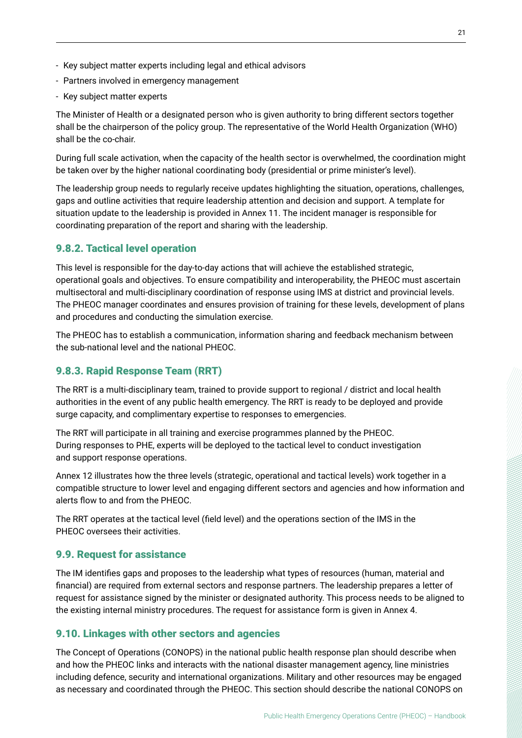- Key subject matter experts including legal and ethical advisors
- Partners involved in emergency management
- Key subject matter experts

The Minister of Health or a designated person who is given authority to bring different sectors together shall be the chairperson of the policy group. The representative of the World Health Organization (WHO) shall be the co-chair.

During full scale activation, when the capacity of the health sector is overwhelmed, the coordination might be taken over by the higher national coordinating body (presidential or prime minister's level).

The leadership group needs to regularly receive updates highlighting the situation, operations, challenges, gaps and outline activities that require leadership attention and decision and support. A template for situation update to the leadership is provided in Annex 11. The incident manager is responsible for coordinating preparation of the report and sharing with the leadership.

### 9.8.2. Tactical level operation

This level is responsible for the day-to-day actions that will achieve the established strategic, operational goals and objectives. To ensure compatibility and interoperability, the PHEOC must ascertain multisectoral and multi-disciplinary coordination of response using IMS at district and provincial levels. The PHEOC manager coordinates and ensures provision of training for these levels, development of plans and procedures and conducting the simulation exercise.

The PHEOC has to establish a communication, information sharing and feedback mechanism between the sub-national level and the national PHEOC.

### 9.8.3. Rapid Response Team (RRT)

The RRT is a multi-disciplinary team, trained to provide support to regional / district and local health authorities in the event of any public health emergency. The RRT is ready to be deployed and provide surge capacity, and complimentary expertise to responses to emergencies.

The RRT will participate in all training and exercise programmes planned by the PHEOC. During responses to PHE, experts will be deployed to the tactical level to conduct investigation and support response operations.

Annex 12 illustrates how the three levels (strategic, operational and tactical levels) work together in a compatible structure to lower level and engaging different sectors and agencies and how information and alerts flow to and from the PHEOC.

The RRT operates at the tactical level (field level) and the operations section of the IMS in the PHEOC oversees their activities.

## 9.9. Request for assistance

The IM identifies gaps and proposes to the leadership what types of resources (human, material and financial) are required from external sectors and response partners. The leadership prepares a letter of request for assistance signed by the minister or designated authority. This process needs to be aligned to the existing internal ministry procedures. The request for assistance form is given in Annex 4.

## 9.10. Linkages with other sectors and agencies

The Concept of Operations (CONOPS) in the national public health response plan should describe when and how the PHEOC links and interacts with the national disaster management agency, line ministries including defence, security and international organizations. Military and other resources may be engaged as necessary and coordinated through the PHEOC. This section should describe the national CONOPS on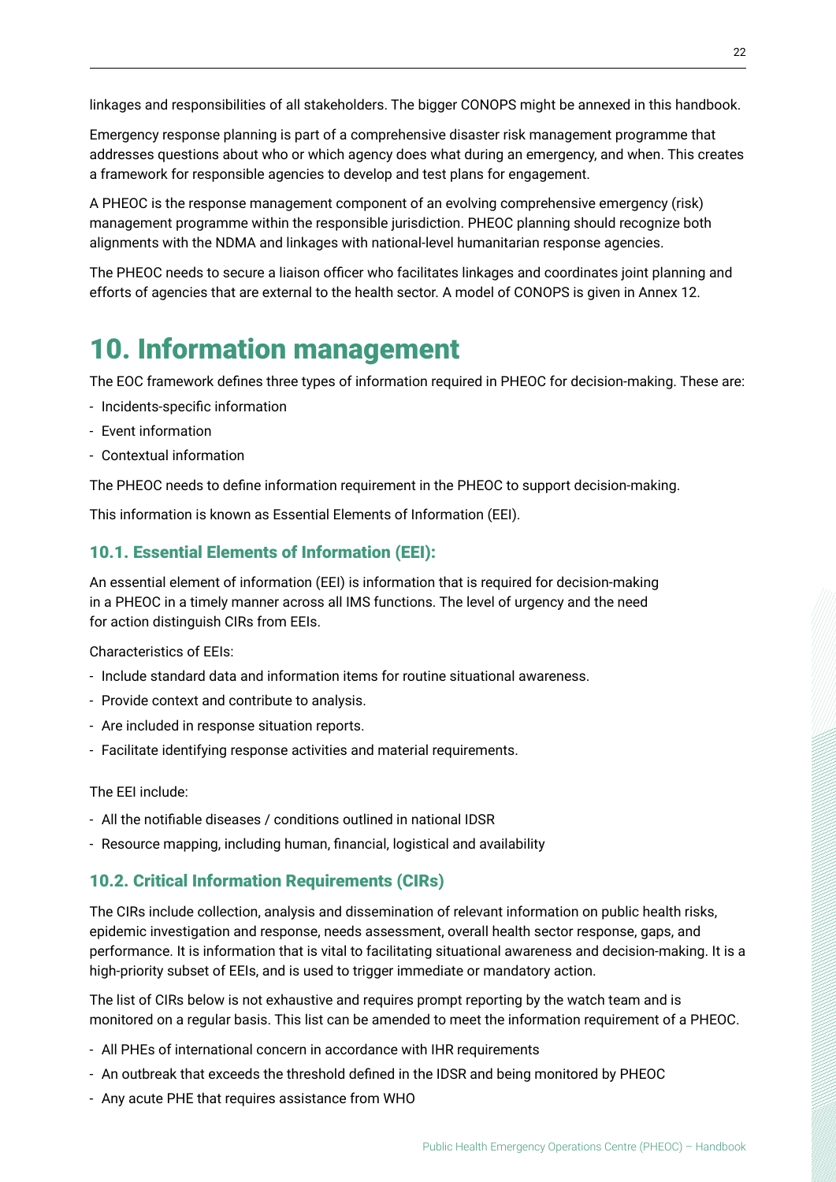linkages and responsibilities of all stakeholders. The bigger CONOPS might be annexed in this handbook.

Emergency response planning is part of a comprehensive disaster risk management programme that addresses questions about who or which agency does what during an emergency, and when. This creates a framework for responsible agencies to develop and test plans for engagement.

A PHEOC is the response management component of an evolving comprehensive emergency (risk) management programme within the responsible jurisdiction. PHEOC planning should recognize both alignments with the NDMA and linkages with national-level humanitarian response agencies.

The PHEOC needs to secure a liaison officer who facilitates linkages and coordinates joint planning and efforts of agencies that are external to the health sector. A model of CONOPS is given in Annex 12.

# 10. Information management

The EOC framework defines three types of information required in PHEOC for decision-making. These are:

- Incidents-specific information
- Event information
- Contextual information

The PHEOC needs to define information requirement in the PHEOC to support decision-making.

This information is known as Essential Elements of Information (EEI).

## 10.1. Essential Elements of Information (EEI):

An essential element of information (EEI) is information that is required for decision-making in a PHEOC in a timely manner across all IMS functions. The level of urgency and the need for action distinguish CIRs from EEIs.

Characteristics of EEIs:

- Include standard data and information items for routine situational awareness.
- Provide context and contribute to analysis.
- Are included in response situation reports.
- Facilitate identifying response activities and material requirements.

The EEI include:

- All the notifiable diseases / conditions outlined in national IDSR
- Resource mapping, including human, financial, logistical and availability

## 10.2. Critical Information Requirements (CIRs)

The CIRs include collection, analysis and dissemination of relevant information on public health risks, epidemic investigation and response, needs assessment, overall health sector response, gaps, and performance. It is information that is vital to facilitating situational awareness and decision-making. It is a high-priority subset of EEIs, and is used to trigger immediate or mandatory action.

The list of CIRs below is not exhaustive and requires prompt reporting by the watch team and is monitored on a regular basis. This list can be amended to meet the information requirement of a PHEOC.

- All PHEs of international concern in accordance with IHR requirements
- An outbreak that exceeds the threshold defined in the IDSR and being monitored by PHEOC
- Any acute PHE that requires assistance from WHO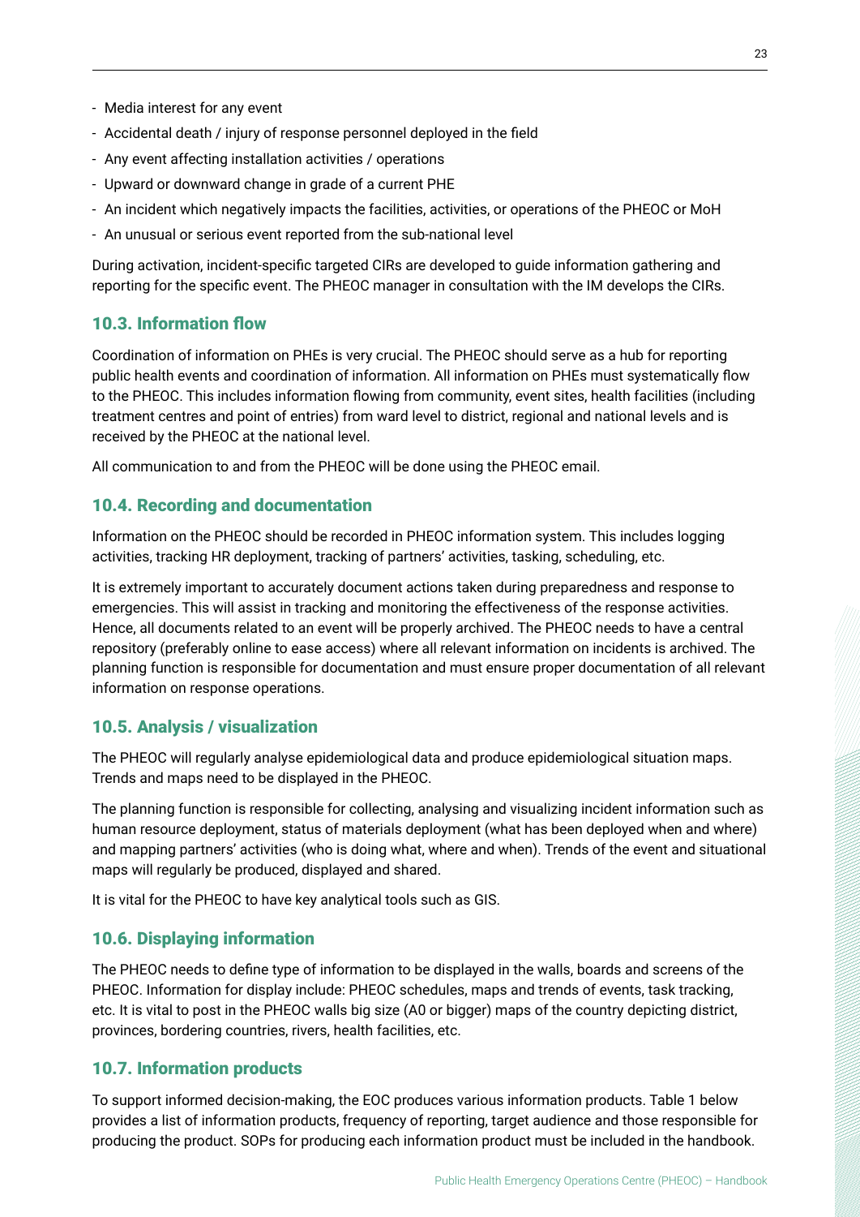- Media interest for any event
- Accidental death / injury of response personnel deployed in the field
- Any event affecting installation activities / operations
- Upward or downward change in grade of a current PHE
- An incident which negatively impacts the facilities, activities, or operations of the PHEOC or MoH
- An unusual or serious event reported from the sub-national level

During activation, incident-specific targeted CIRs are developed to guide information gathering and reporting for the specific event. The PHEOC manager in consultation with the IM develops the CIRs.

## 10.3. Information flow

Coordination of information on PHEs is very crucial. The PHEOC should serve as a hub for reporting public health events and coordination of information. All information on PHEs must systematically flow to the PHEOC. This includes information flowing from community, event sites, health facilities (including treatment centres and point of entries) from ward level to district, regional and national levels and is received by the PHEOC at the national level.

All communication to and from the PHEOC will be done using the PHEOC email.

## 10.4. Recording and documentation

Information on the PHEOC should be recorded in PHEOC information system. This includes logging activities, tracking HR deployment, tracking of partners' activities, tasking, scheduling, etc.

It is extremely important to accurately document actions taken during preparedness and response to emergencies. This will assist in tracking and monitoring the effectiveness of the response activities. Hence, all documents related to an event will be properly archived. The PHEOC needs to have a central repository (preferably online to ease access) where all relevant information on incidents is archived. The planning function is responsible for documentation and must ensure proper documentation of all relevant information on response operations.

## 10.5. Analysis / visualization

The PHEOC will regularly analyse epidemiological data and produce epidemiological situation maps. Trends and maps need to be displayed in the PHEOC.

The planning function is responsible for collecting, analysing and visualizing incident information such as human resource deployment, status of materials deployment (what has been deployed when and where) and mapping partners' activities (who is doing what, where and when). Trends of the event and situational maps will regularly be produced, displayed and shared.

It is vital for the PHEOC to have key analytical tools such as GIS.

## 10.6. Displaying information

The PHEOC needs to define type of information to be displayed in the walls, boards and screens of the PHEOC. Information for display include: PHEOC schedules, maps and trends of events, task tracking, etc. It is vital to post in the PHEOC walls big size (A0 or bigger) maps of the country depicting district, provinces, bordering countries, rivers, health facilities, etc.

## 10.7. Information products

To support informed decision-making, the EOC produces various information products. Table 1 below provides a list of information products, frequency of reporting, target audience and those responsible for producing the product. SOPs for producing each information product must be included in the handbook.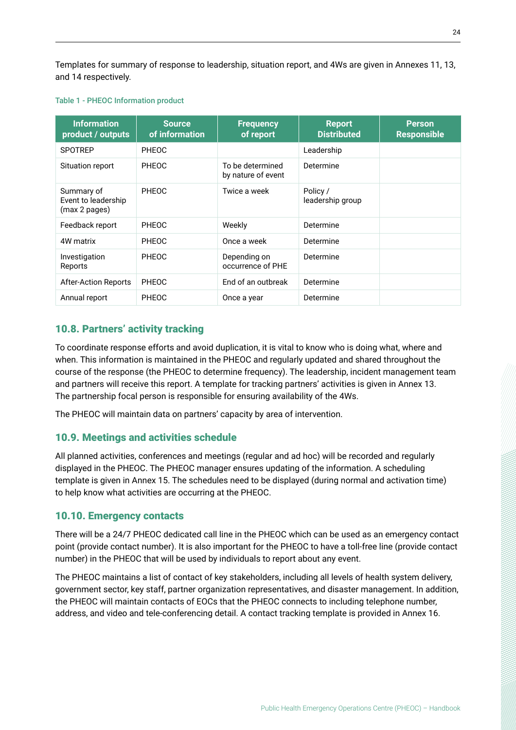Templates for summary of response to leadership, situation report, and 4Ws are given in Annexes 11, 13, and 14 respectively.

**Table 1 - PHEOC Information product**

| Information product / outputs | Source of information | Frequency of report | Report Distributed | Person Responsible |
|---|---|---|---|---|
| SPOTREP | PHEOC | | Leadership | |
| Situation report | PHEOC | To be determined by nature of event | Determine | |
| Summary of Event to leadership (max 2 pages) | PHEOC | Twice a week | Policy / leadership group | |
| Feedback report | PHEOC | Weekly | Determine | |
| 4W matrix | PHEOC | Once a week | Determine | |
| Investigation Reports | PHEOC | Depending on occurrence of PHE | Determine | |
| After-Action Reports | PHEOC | End of an outbreak | Determine | |
| Annual report | PHEOC | Once a year | Determine | |

## 10.8. Partners' activity tracking

To coordinate response efforts and avoid duplication, it is vital to know who is doing what, where and when. This information is maintained in the PHEOC and regularly updated and shared throughout the course of the response (the PHEOC to determine frequency). The leadership, incident management team and partners will receive this report. A template for tracking partners' activities is given in Annex 13. The partnership focal person is responsible for ensuring availability of the 4Ws.

The PHEOC will maintain data on partners' capacity by area of intervention.

## 10.9. Meetings and activities schedule

All planned activities, conferences and meetings (regular and ad hoc) will be recorded and regularly displayed in the PHEOC. The PHEOC manager ensures updating of the information. A scheduling template is given in Annex 15. The schedules need to be displayed (during normal and activation time) to help know what activities are occurring at the PHEOC.

## 10.10. Emergency contacts

There will be a 24/7 PHEOC dedicated call line in the PHEOC which can be used as an emergency contact point (provide contact number). It is also important for the PHEOC to have a toll-free line (provide contact number) in the PHEOC that will be used by individuals to report about any event.

The PHEOC maintains a list of contact of key stakeholders, including all levels of health system delivery, government sector, key staff, partner organization representatives, and disaster management. In addition, the PHEOC will maintain contacts of EOCs that the PHEOC connects to including telephone number, address, and video and tele-conferencing detail. A contact tracking template is provided in Annex 16.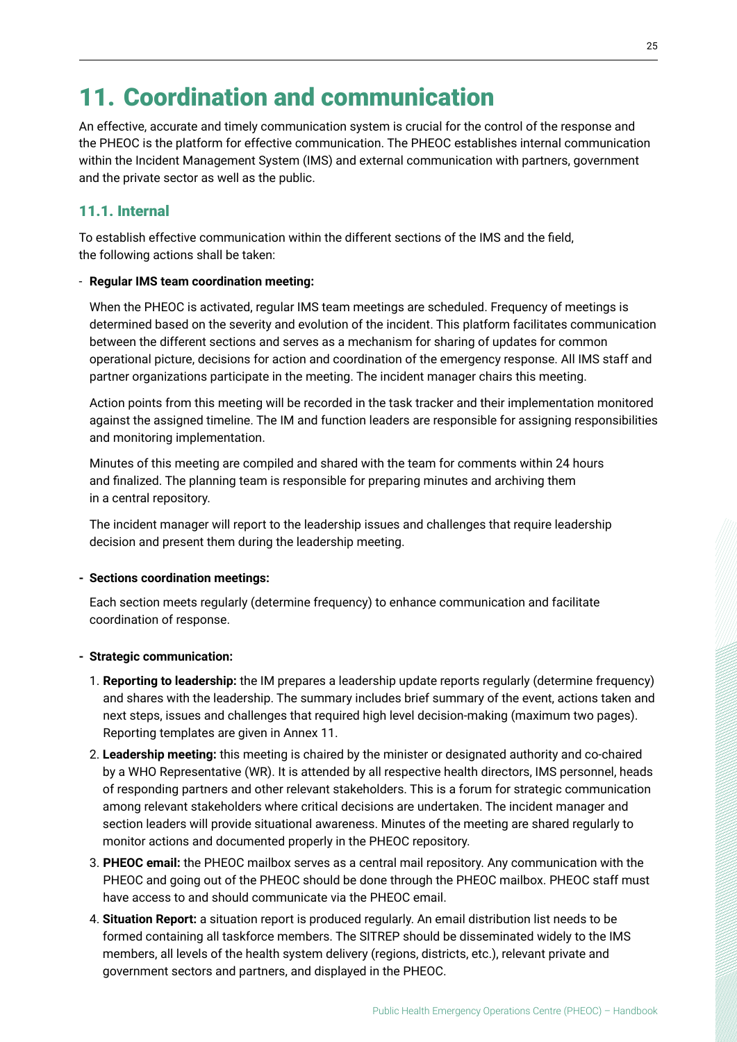# 11. Coordination and communication

An effective, accurate and timely communication system is crucial for the control of the response and the PHEOC is the platform for effective communication. The PHEOC establishes internal communication within the Incident Management System (IMS) and external communication with partners, government and the private sector as well as the public.

## 11.1. Internal

To establish effective communication within the different sections of the IMS and the field, the following actions shall be taken:

- **Regular IMS team coordination meeting:**

  When the PHEOC is activated, regular IMS team meetings are scheduled. Frequency of meetings is determined based on the severity and evolution of the incident. This platform facilitates communication between the different sections and serves as a mechanism for sharing of updates for common operational picture, decisions for action and coordination of the emergency response. All IMS staff and partner organizations participate in the meeting. The incident manager chairs this meeting.

  Action points from this meeting will be recorded in the task tracker and their implementation monitored against the assigned timeline. The IM and function leaders are responsible for assigning responsibilities and monitoring implementation.

  Minutes of this meeting are compiled and shared with the team for comments within 24 hours and finalized. The planning team is responsible for preparing minutes and archiving them in a central repository.

  The incident manager will report to the leadership issues and challenges that require leadership decision and present them during the leadership meeting.

- **Sections coordination meetings:**

  Each section meets regularly (determine frequency) to enhance communication and facilitate coordination of response.

- **Strategic communication:**

  1. **Reporting to leadership:** the IM prepares a leadership update reports regularly (determine frequency) and shares with the leadership. The summary includes brief summary of the event, actions taken and next steps, issues and challenges that required high level decision-making (maximum two pages). Reporting templates are given in Annex 11.
  2. **Leadership meeting:** this meeting is chaired by the minister or designated authority and co-chaired by a WHO Representative (WR). It is attended by all respective health directors, IMS personnel, heads of responding partners and other relevant stakeholders. This is a forum for strategic communication among relevant stakeholders where critical decisions are undertaken. The incident manager and section leaders will provide situational awareness. Minutes of the meeting are shared regularly to monitor actions and documented properly in the PHEOC repository.
  3. **PHEOC email:** the PHEOC mailbox serves as a central mail repository. Any communication with the PHEOC and going out of the PHEOC should be done through the PHEOC mailbox. PHEOC staff must have access to and should communicate via the PHEOC email.
  4. **Situation Report:** a situation report is produced regularly. An email distribution list needs to be formed containing all taskforce members. The SITREP should be disseminated widely to the IMS members, all levels of the health system delivery (regions, districts, etc.), relevant private and government sectors and partners, and displayed in the PHEOC.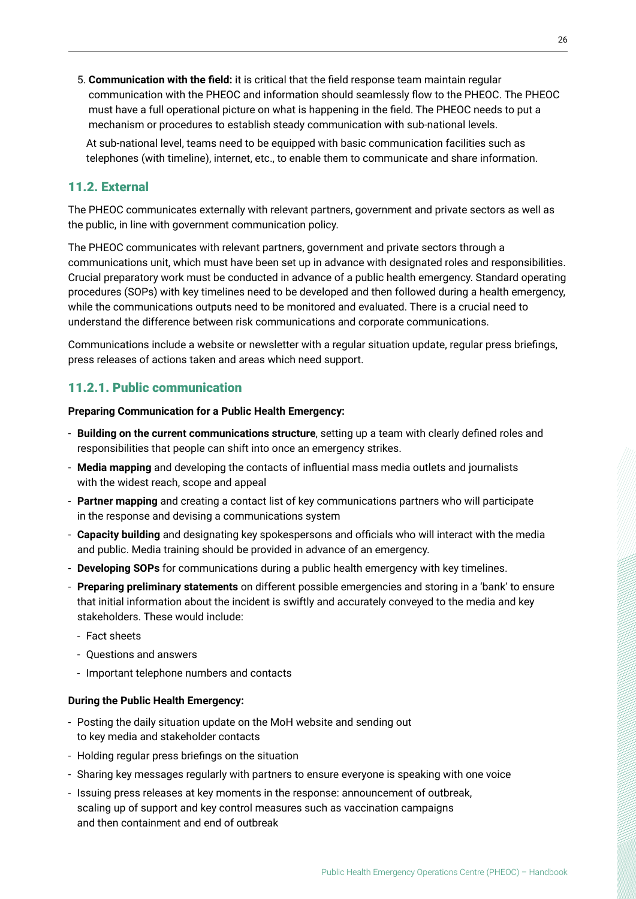5. **Communication with the field:** it is critical that the field response team maintain regular communication with the PHEOC and information should seamlessly flow to the PHEOC. The PHEOC must have a full operational picture on what is happening in the field. The PHEOC needs to put a mechanism or procedures to establish steady communication with sub-national levels.

   At sub-national level, teams need to be equipped with basic communication facilities such as telephones (with timeline), internet, etc., to enable them to communicate and share information.

## 11.2. External

The PHEOC communicates externally with relevant partners, government and private sectors as well as the public, in line with government communication policy.

The PHEOC communicates with relevant partners, government and private sectors through a communications unit, which must have been set up in advance with designated roles and responsibilities. Crucial preparatory work must be conducted in advance of a public health emergency. Standard operating procedures (SOPs) with key timelines need to be developed and then followed during a health emergency, while the communications outputs need to be monitored and evaluated. There is a crucial need to understand the difference between risk communications and corporate communications.

Communications include a website or newsletter with a regular situation update, regular press briefings, press releases of actions taken and areas which need support.

### 11.2.1. Public communication

**Preparing Communication for a Public Health Emergency:**

- **Building on the current communications structure**, setting up a team with clearly defined roles and responsibilities that people can shift into once an emergency strikes.
- **Media mapping** and developing the contacts of influential mass media outlets and journalists with the widest reach, scope and appeal
- **Partner mapping** and creating a contact list of key communications partners who will participate in the response and devising a communications system
- **Capacity building** and designating key spokespersons and officials who will interact with the media and public. Media training should be provided in advance of an emergency.
- **Developing SOPs** for communications during a public health emergency with key timelines.
- **Preparing preliminary statements** on different possible emergencies and storing in a 'bank' to ensure that initial information about the incident is swiftly and accurately conveyed to the media and key stakeholders. These would include:
  - Fact sheets
  - Questions and answers
  - Important telephone numbers and contacts

**During the Public Health Emergency:**

- Posting the daily situation update on the MoH website and sending out to key media and stakeholder contacts
- Holding regular press briefings on the situation
- Sharing key messages regularly with partners to ensure everyone is speaking with one voice
- Issuing press releases at key moments in the response: announcement of outbreak, scaling up of support and key control measures such as vaccination campaigns and then containment and end of outbreak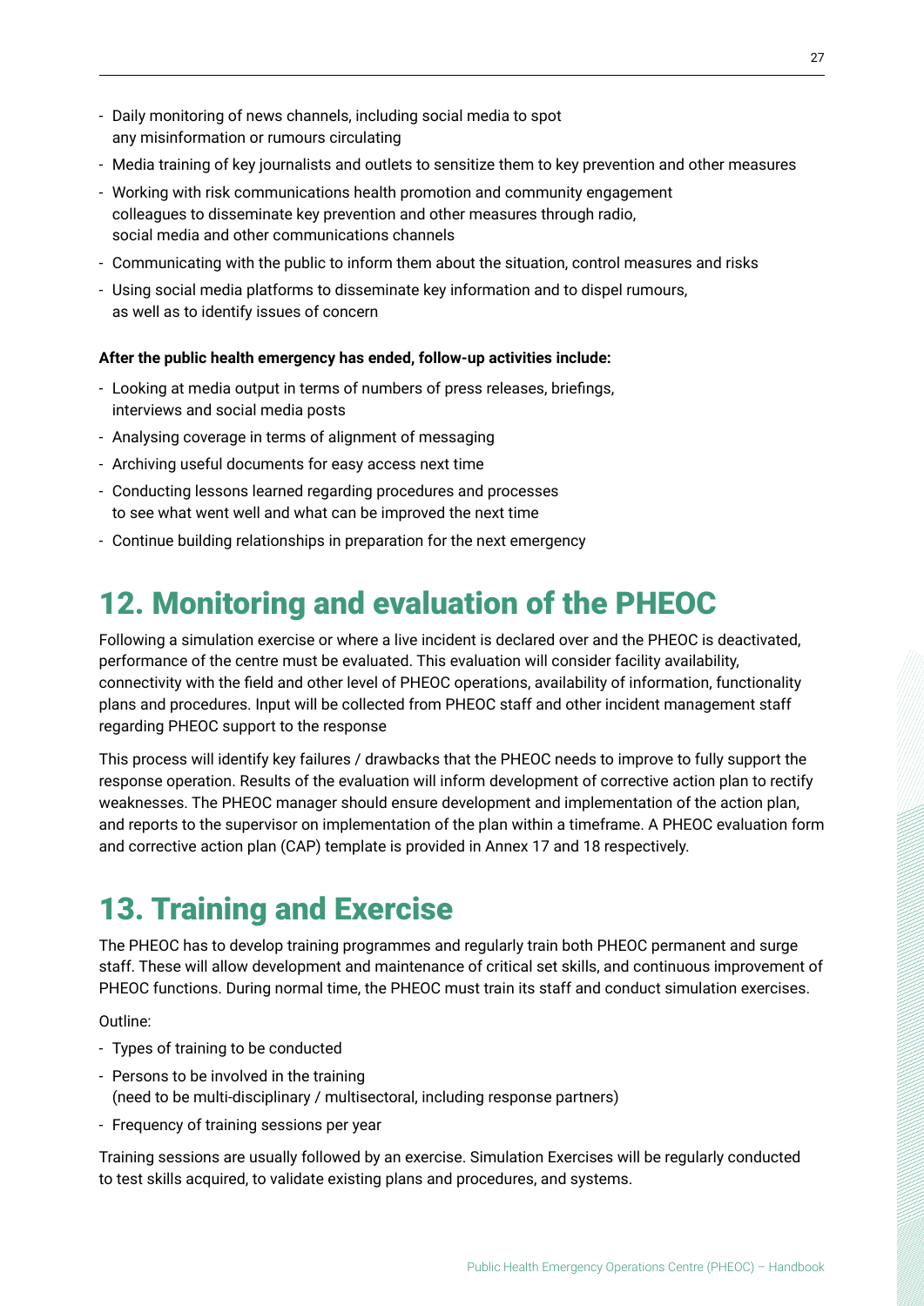- Daily monitoring of news channels, including social media to spot any misinformation or rumours circulating
- Media training of key journalists and outlets to sensitize them to key prevention and other measures
- Working with risk communications health promotion and community engagement colleagues to disseminate key prevention and other measures through radio, social media and other communications channels
- Communicating with the public to inform them about the situation, control measures and risks
- Using social media platforms to disseminate key information and to dispel rumours, as well as to identify issues of concern

**After the public health emergency has ended, follow-up activities include:**

- Looking at media output in terms of numbers of press releases, briefings, interviews and social media posts
- Analysing coverage in terms of alignment of messaging
- Archiving useful documents for easy access next time
- Conducting lessons learned regarding procedures and processes to see what went well and what can be improved the next time
- Continue building relationships in preparation for the next emergency

# 12. Monitoring and evaluation of the PHEOC

Following a simulation exercise or where a live incident is declared over and the PHEOC is deactivated, performance of the centre must be evaluated. This evaluation will consider facility availability, connectivity with the field and other level of PHEOC operations, availability of information, functionality plans and procedures. Input will be collected from PHEOC staff and other incident management staff regarding PHEOC support to the response

This process will identify key failures / drawbacks that the PHEOC needs to improve to fully support the response operation. Results of the evaluation will inform development of corrective action plan to rectify weaknesses. The PHEOC manager should ensure development and implementation of the action plan, and reports to the supervisor on implementation of the plan within a timeframe. A PHEOC evaluation form and corrective action plan (CAP) template is provided in Annex 17 and 18 respectively.

# 13. Training and Exercise

The PHEOC has to develop training programmes and regularly train both PHEOC permanent and surge staff. These will allow development and maintenance of critical set skills, and continuous improvement of PHEOC functions. During normal time, the PHEOC must train its staff and conduct simulation exercises.

Outline:

- Types of training to be conducted
- Persons to be involved in the training (need to be multi-disciplinary / multisectoral, including response partners)
- Frequency of training sessions per year

Training sessions are usually followed by an exercise. Simulation Exercises will be regularly conducted to test skills acquired, to validate existing plans and procedures, and systems.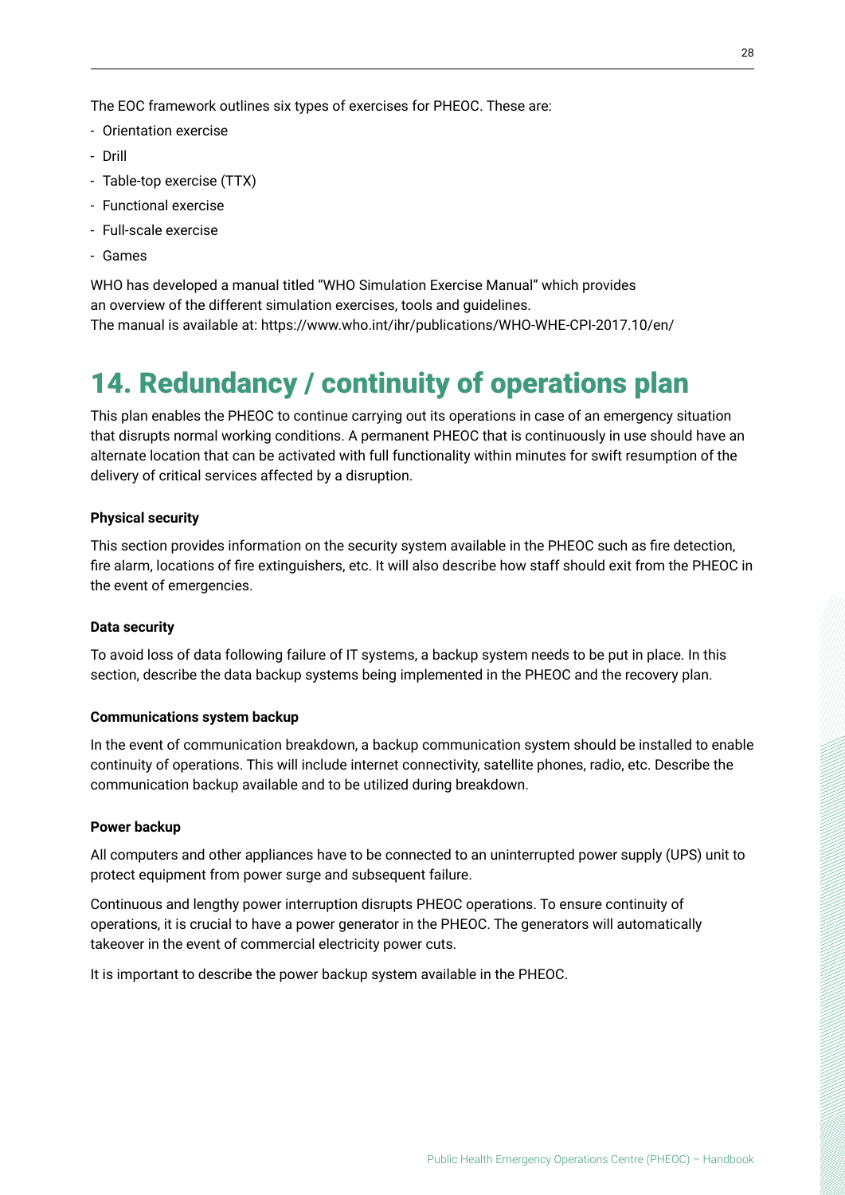The EOC framework outlines six types of exercises for PHEOC. These are:

- Orientation exercise
- Drill
- Table-top exercise (TTX)
- Functional exercise
- Full-scale exercise
- Games

WHO has developed a manual titled "WHO Simulation Exercise Manual" which provides an overview of the different simulation exercises, tools and guidelines. The manual is available at: https://www.who.int/ihr/publications/WHO-WHE-CPI-2017.10/en/

# 14. Redundancy / continuity of operations plan

This plan enables the PHEOC to continue carrying out its operations in case of an emergency situation that disrupts normal working conditions. A permanent PHEOC that is continuously in use should have an alternate location that can be activated with full functionality within minutes for swift resumption of the delivery of critical services affected by a disruption.

**Physical security**

This section provides information on the security system available in the PHEOC such as fire detection, fire alarm, locations of fire extinguishers, etc. It will also describe how staff should exit from the PHEOC in the event of emergencies.

**Data security**

To avoid loss of data following failure of IT systems, a backup system needs to be put in place. In this section, describe the data backup systems being implemented in the PHEOC and the recovery plan.

**Communications system backup**

In the event of communication breakdown, a backup communication system should be installed to enable continuity of operations. This will include internet connectivity, satellite phones, radio, etc. Describe the communication backup available and to be utilized during breakdown.

**Power backup**

All computers and other appliances have to be connected to an uninterrupted power supply (UPS) unit to protect equipment from power surge and subsequent failure.

Continuous and lengthy power interruption disrupts PHEOC operations. To ensure continuity of operations, it is crucial to have a power generator in the PHEOC. The generators will automatically takeover in the event of commercial electricity power cuts.

It is important to describe the power backup system available in the PHEOC.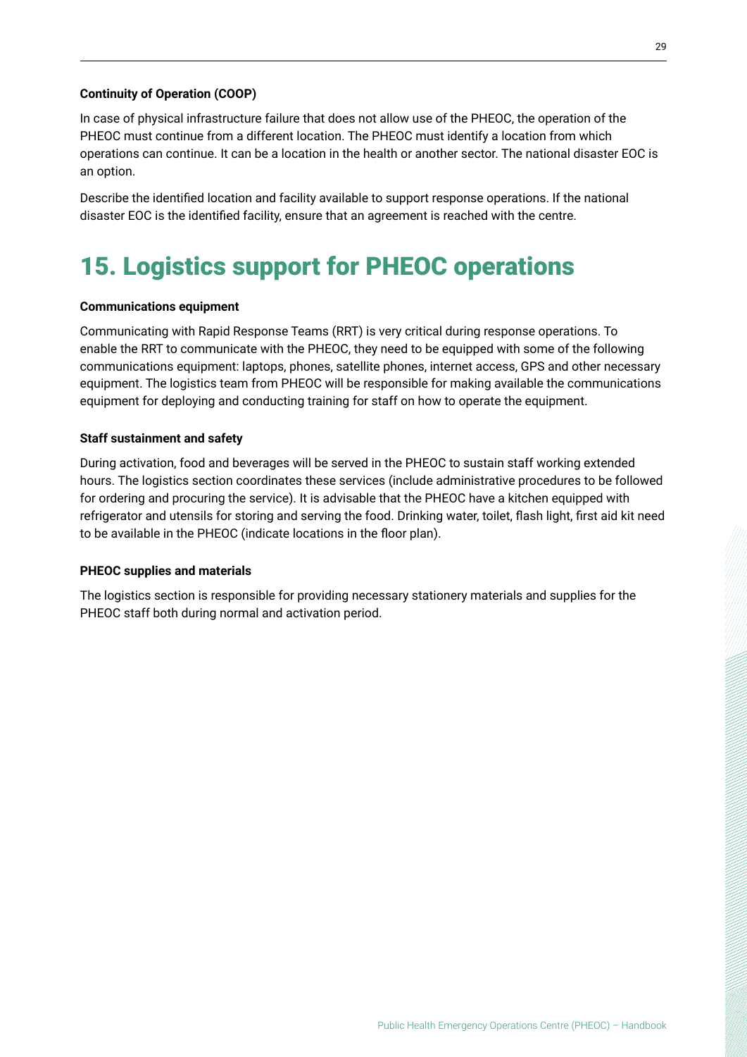**Continuity of Operation (COOP)**

In case of physical infrastructure failure that does not allow use of the PHEOC, the operation of the PHEOC must continue from a different location. The PHEOC must identify a location from which operations can continue. It can be a location in the health or another sector. The national disaster EOC is an option.

Describe the identified location and facility available to support response operations. If the national disaster EOC is the identified facility, ensure that an agreement is reached with the centre.

# 15. Logistics support for PHEOC operations

**Communications equipment**

Communicating with Rapid Response Teams (RRT) is very critical during response operations. To enable the RRT to communicate with the PHEOC, they need to be equipped with some of the following communications equipment: laptops, phones, satellite phones, internet access, GPS and other necessary equipment. The logistics team from PHEOC will be responsible for making available the communications equipment for deploying and conducting training for staff on how to operate the equipment.

**Staff sustainment and safety**

During activation, food and beverages will be served in the PHEOC to sustain staff working extended hours. The logistics section coordinates these services (include administrative procedures to be followed for ordering and procuring the service). It is advisable that the PHEOC have a kitchen equipped with refrigerator and utensils for storing and serving the food. Drinking water, toilet, flash light, first aid kit need to be available in the PHEOC (indicate locations in the floor plan).

**PHEOC supplies and materials**

The logistics section is responsible for providing necessary stationery materials and supplies for the PHEOC staff both during normal and activation period.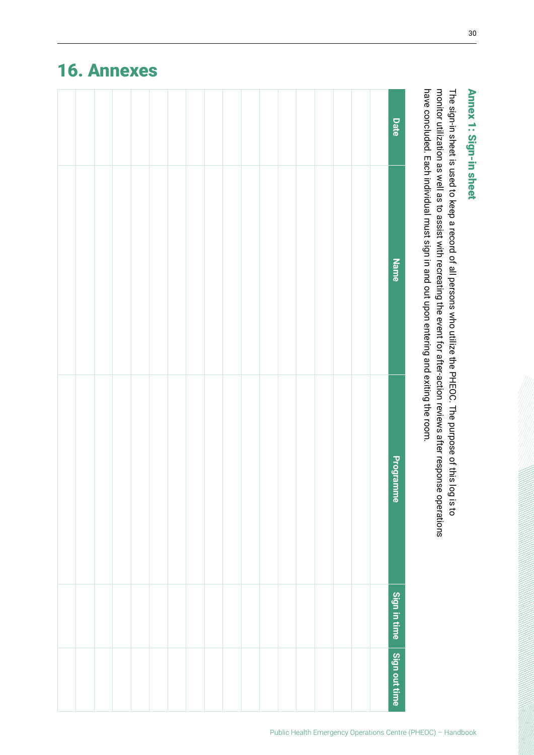# 16. Annexes

## Annex 1: Sign-in sheet

The sign-in sheet is used to keep a record of all persons who utilize the PHEOC. The purpose of this log is to monitor utilization as well as to assist with recreating the event for after-action reviews after response operations have concluded. Each individual must sign in and out upon entering and exiting the room.

| Date | Name | Programme | Sign in time | Sign out time |
|---|---|---|---|---|
| | | | | |
| | | | | |
| | | | | |
| | | | | |
| | | | | |
| | | | | |
| | | | | |
| | | | | |
| | | | | |
| | | | | |
| | | | | |
| | | | | |
| | | | | |
| | | | | |
| | | | | |
| | | | | |
| | | | | |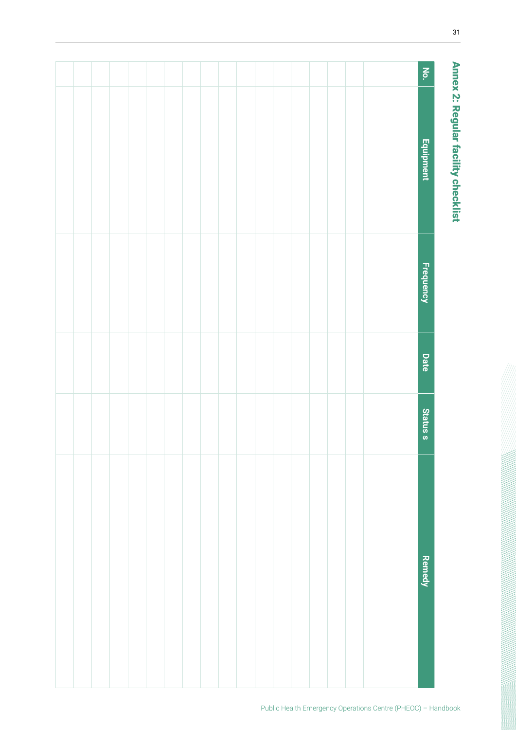## Annex 2: Regular facility checklist

| No. | Equipment | Frequency | Date | Status s | Remedy |
|---|---|---|---|---|---|
| | | | | | |
| | | | | | |
| | | | | | |
| | | | | | |
| | | | | | |
| | | | | | |
| | | | | | |
| | | | | | |
| | | | | | |
| | | | | | |
| | | | | | |
| | | | | | |
| | | | | | |
| | | | | | |
| | | | | | |
| | | | | | |
| | | | | | |
| | | | | | |
| | | | | | |
| | | | | | |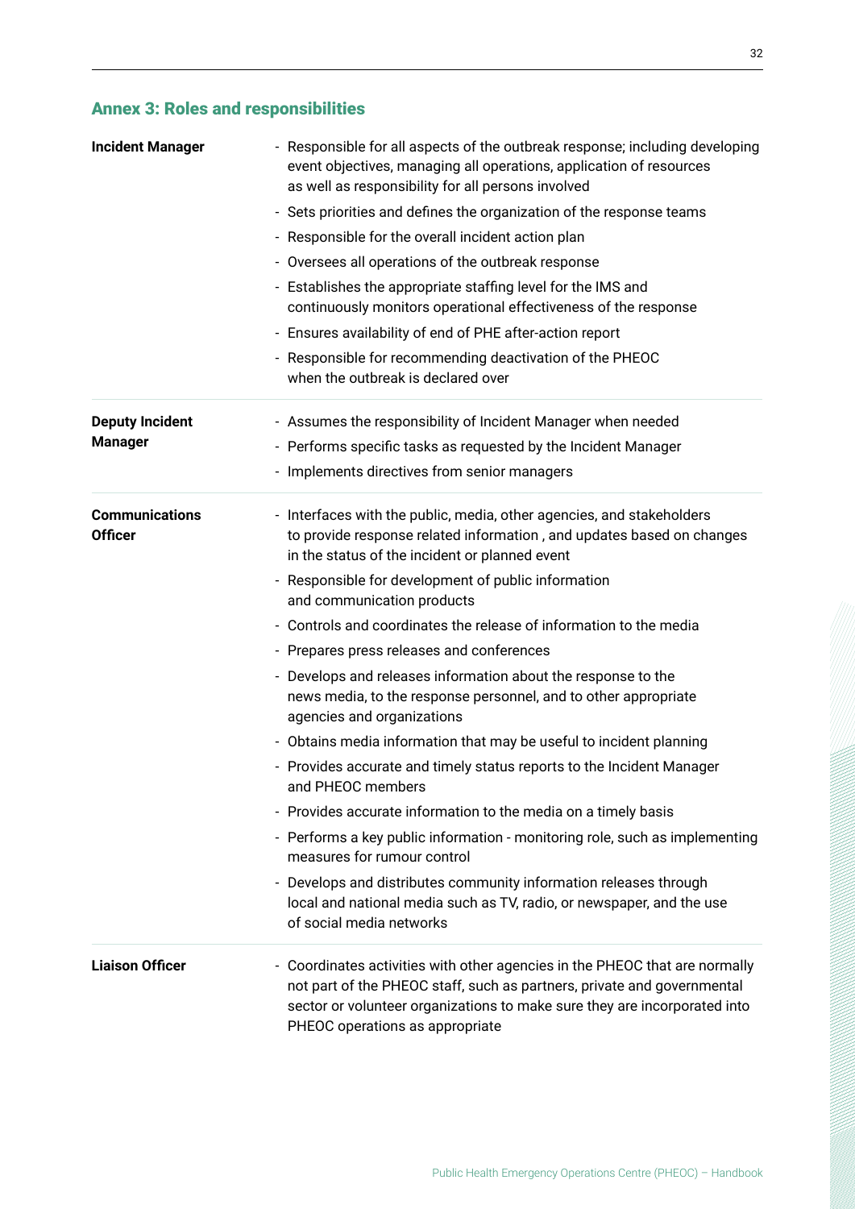## Annex 3: Roles and responsibilities

| Role | Responsibilities |
|---|---|
| **Incident Manager** | - Responsible for all aspects of the outbreak response; including developing event objectives, managing all operations, application of resources as well as responsibility for all persons involved<br>- Sets priorities and defines the organization of the response teams<br>- Responsible for the overall incident action plan<br>- Oversees all operations of the outbreak response<br>- Establishes the appropriate staffing level for the IMS and continuously monitors operational effectiveness of the response<br>- Ensures availability of end of PHE after-action report<br>- Responsible for recommending deactivation of the PHEOC when the outbreak is declared over |
| **Deputy Incident Manager** | - Assumes the responsibility of Incident Manager when needed<br>- Performs specific tasks as requested by the Incident Manager<br>- Implements directives from senior managers |
| **Communications Officer** | - Interfaces with the public, media, other agencies, and stakeholders to provide response related information , and updates based on changes in the status of the incident or planned event<br>- Responsible for development of public information and communication products<br>- Controls and coordinates the release of information to the media<br>- Prepares press releases and conferences<br>- Develops and releases information about the response to the news media, to the response personnel, and to other appropriate agencies and organizations<br>- Obtains media information that may be useful to incident planning<br>- Provides accurate and timely status reports to the Incident Manager and PHEOC members<br>- Provides accurate information to the media on a timely basis<br>- Performs a key public information - monitoring role, such as implementing measures for rumour control<br>- Develops and distributes community information releases through local and national media such as TV, radio, or newspaper, and the use of social media networks |
| **Liaison Officer** | - Coordinates activities with other agencies in the PHEOC that are normally not part of the PHEOC staff, such as partners, private and governmental sector or volunteer organizations to make sure they are incorporated into PHEOC operations as appropriate |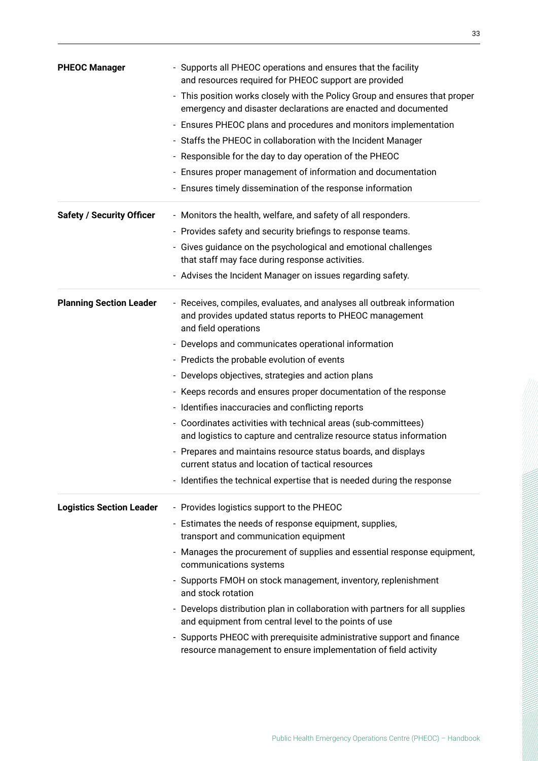| | |
|---|---|
| **PHEOC Manager** | - Supports all PHEOC operations and ensures that the facility and resources required for PHEOC support are provided<br>- This position works closely with the Policy Group and ensures that proper emergency and disaster declarations are enacted and documented<br>- Ensures PHEOC plans and procedures and monitors implementation<br>- Staffs the PHEOC in collaboration with the Incident Manager<br>- Responsible for the day to day operation of the PHEOC<br>- Ensures proper management of information and documentation<br>- Ensures timely dissemination of the response information |
| **Safety / Security Officer** | - Monitors the health, welfare, and safety of all responders.<br>- Provides safety and security briefings to response teams.<br>- Gives guidance on the psychological and emotional challenges that staff may face during response activities.<br>- Advises the Incident Manager on issues regarding safety. |
| **Planning Section Leader** | - Receives, compiles, evaluates, and analyses all outbreak information and provides updated status reports to PHEOC management and field operations<br>- Develops and communicates operational information<br>- Predicts the probable evolution of events<br>- Develops objectives, strategies and action plans<br>- Keeps records and ensures proper documentation of the response<br>- Identifies inaccuracies and conflicting reports<br>- Coordinates activities with technical areas (sub-committees) and logistics to capture and centralize resource status information<br>- Prepares and maintains resource status boards, and displays current status and location of tactical resources<br>- Identifies the technical expertise that is needed during the response |
| **Logistics Section Leader** | - Provides logistics support to the PHEOC<br>- Estimates the needs of response equipment, supplies, transport and communication equipment<br>- Manages the procurement of supplies and essential response equipment, communications systems<br>- Supports FMOH on stock management, inventory, replenishment and stock rotation<br>- Develops distribution plan in collaboration with partners for all supplies and equipment from central level to the points of use<br>- Supports PHEOC with prerequisite administrative support and finance resource management to ensure implementation of field activity |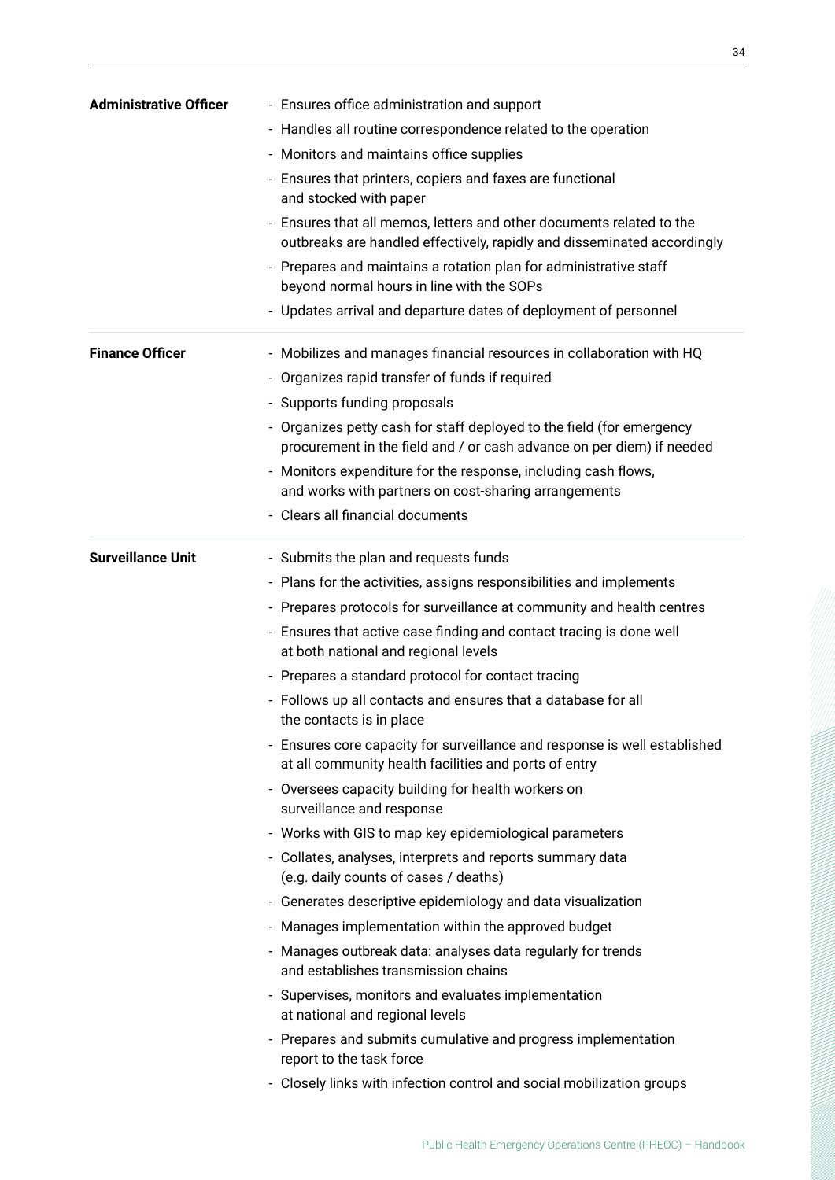| | |
|---|---|
| **Administrative Officer** | - Ensures office administration and support<br>- Handles all routine correspondence related to the operation<br>- Monitors and maintains office supplies<br>- Ensures that printers, copiers and faxes are functional and stocked with paper<br>- Ensures that all memos, letters and other documents related to the outbreaks are handled effectively, rapidly and disseminated accordingly<br>- Prepares and maintains a rotation plan for administrative staff beyond normal hours in line with the SOPs<br>- Updates arrival and departure dates of deployment of personnel |
| **Finance Officer** | - Mobilizes and manages financial resources in collaboration with HQ<br>- Organizes rapid transfer of funds if required<br>- Supports funding proposals<br>- Organizes petty cash for staff deployed to the field (for emergency procurement in the field and / or cash advance on per diem) if needed<br>- Monitors expenditure for the response, including cash flows, and works with partners on cost-sharing arrangements<br>- Clears all financial documents |
| **Surveillance Unit** | - Submits the plan and requests funds<br>- Plans for the activities, assigns responsibilities and implements<br>- Prepares protocols for surveillance at community and health centres<br>- Ensures that active case finding and contact tracing is done well at both national and regional levels<br>- Prepares a standard protocol for contact tracing<br>- Follows up all contacts and ensures that a database for all the contacts is in place<br>- Ensures core capacity for surveillance and response is well established at all community health facilities and ports of entry<br>- Oversees capacity building for health workers on surveillance and response<br>- Works with GIS to map key epidemiological parameters<br>- Collates, analyses, interprets and reports summary data (e.g. daily counts of cases / deaths)<br>- Generates descriptive epidemiology and data visualization<br>- Manages implementation within the approved budget<br>- Manages outbreak data: analyses data regularly for trends and establishes transmission chains<br>- Supervises, monitors and evaluates implementation at national and regional levels<br>- Prepares and submits cumulative and progress implementation report to the task force<br>- Closely links with infection control and social mobilization groups |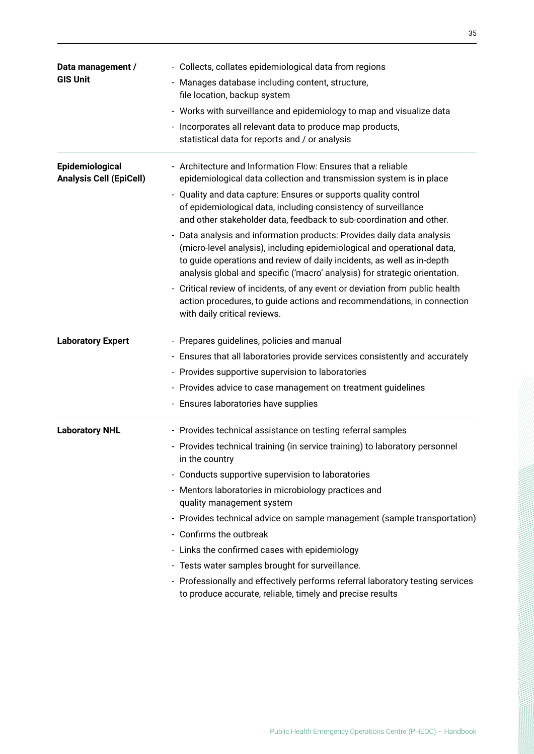| | |
|---|---|
| **Data management / GIS Unit** | - Collects, collates epidemiological data from regions<br>- Manages database including content, structure, file location, backup system<br>- Works with surveillance and epidemiology to map and visualize data<br>- Incorporates all relevant data to produce map products, statistical data for reports and / or analysis |
| **Epidemiological Analysis Cell (EpiCell)** | - Architecture and Information Flow: Ensures that a reliable epidemiological data collection and transmission system is in place<br>- Quality and data capture: Ensures or supports quality control of epidemiological data, including consistency of surveillance and other stakeholder data, feedback to sub-coordination and other.<br>- Data analysis and information products: Provides daily data analysis (micro-level analysis), including epidemiological and operational data, to guide operations and review of daily incidents, as well as in-depth analysis global and specific ('macro' analysis) for strategic orientation.<br>- Critical review of incidents, of any event or deviation from public health action procedures, to guide actions and recommendations, in connection with daily critical reviews. |
| **Laboratory Expert** | - Prepares guidelines, policies and manual<br>- Ensures that all laboratories provide services consistently and accurately<br>- Provides supportive supervision to laboratories<br>- Provides advice to case management on treatment guidelines<br>- Ensures laboratories have supplies |
| **Laboratory NHL** | - Provides technical assistance on testing referral samples<br>- Provides technical training (in service training) to laboratory personnel in the country<br>- Conducts supportive supervision to laboratories<br>- Mentors laboratories in microbiology practices and quality management system<br>- Provides technical advice on sample management (sample transportation)<br>- Confirms the outbreak<br>- Links the confirmed cases with epidemiology<br>- Tests water samples brought for surveillance.<br>- Professionally and effectively performs referral laboratory testing services to produce accurate, reliable, timely and precise results |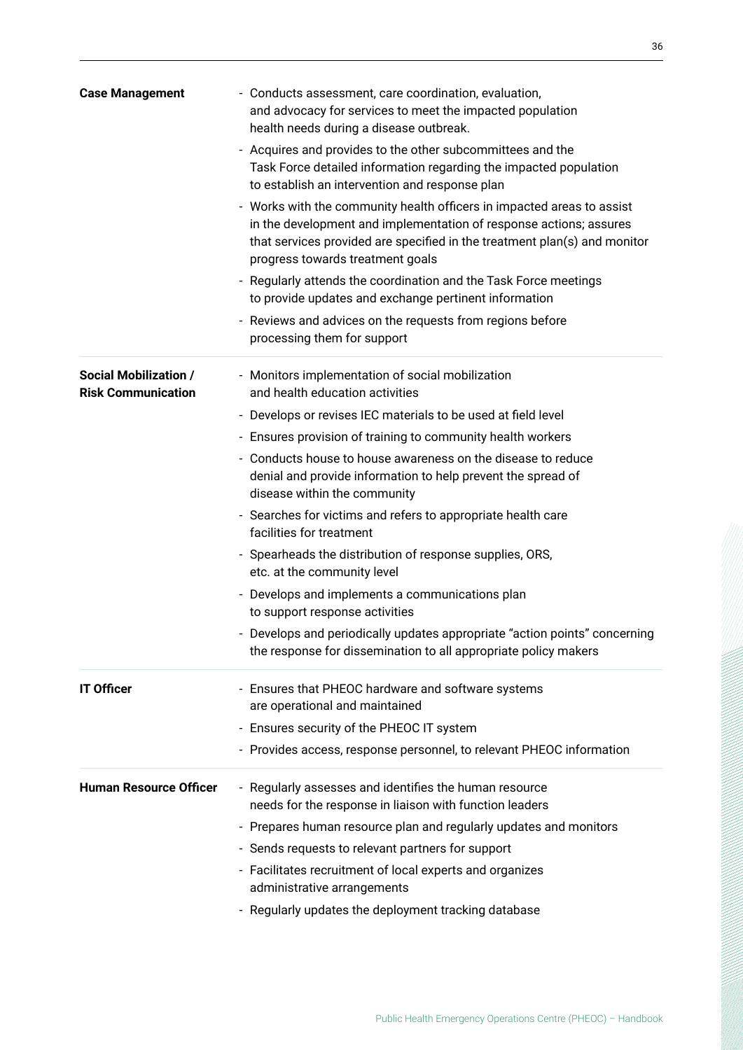| | |
|---|---|
| **Case Management** | - Conducts assessment, care coordination, evaluation, and advocacy for services to meet the impacted population health needs during a disease outbreak.<br>- Acquires and provides to the other subcommittees and the Task Force detailed information regarding the impacted population to establish an intervention and response plan<br>- Works with the community health officers in impacted areas to assist in the development and implementation of response actions; assures that services provided are specified in the treatment plan(s) and monitor progress towards treatment goals<br>- Regularly attends the coordination and the Task Force meetings to provide updates and exchange pertinent information<br>- Reviews and advices on the requests from regions before processing them for support |
| **Social Mobilization / Risk Communication** | - Monitors implementation of social mobilization and health education activities<br>- Develops or revises IEC materials to be used at field level<br>- Ensures provision of training to community health workers<br>- Conducts house to house awareness on the disease to reduce denial and provide information to help prevent the spread of disease within the community<br>- Searches for victims and refers to appropriate health care facilities for treatment<br>- Spearheads the distribution of response supplies, ORS, etc. at the community level<br>- Develops and implements a communications plan to support response activities<br>- Develops and periodically updates appropriate "action points" concerning the response for dissemination to all appropriate policy makers |
| **IT Officer** | - Ensures that PHEOC hardware and software systems are operational and maintained<br>- Ensures security of the PHEOC IT system<br>- Provides access, response personnel, to relevant PHEOC information |
| **Human Resource Officer** | - Regularly assesses and identifies the human resource needs for the response in liaison with function leaders<br>- Prepares human resource plan and regularly updates and monitors<br>- Sends requests to relevant partners for support<br>- Facilitates recruitment of local experts and organizes administrative arrangements<br>- Regularly updates the deployment tracking database |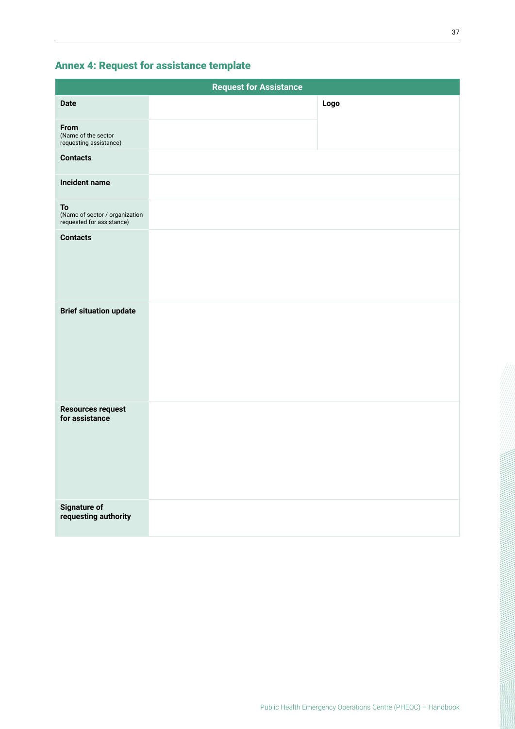## Annex 4: Request for assistance template

| Request for Assistance | | |
|---|---|---|
| **Date** | | **Logo** |
| **From** (Name of the sector requesting assistance) | | |
| **Contacts** | | |
| **Incident name** | | |
| **To** (Name of sector / organization requested for assistance) | | |
| **Contacts** | | |
| **Brief situation update** | | |
| **Resources request for assistance** | | |
| **Signature of requesting authority** | | |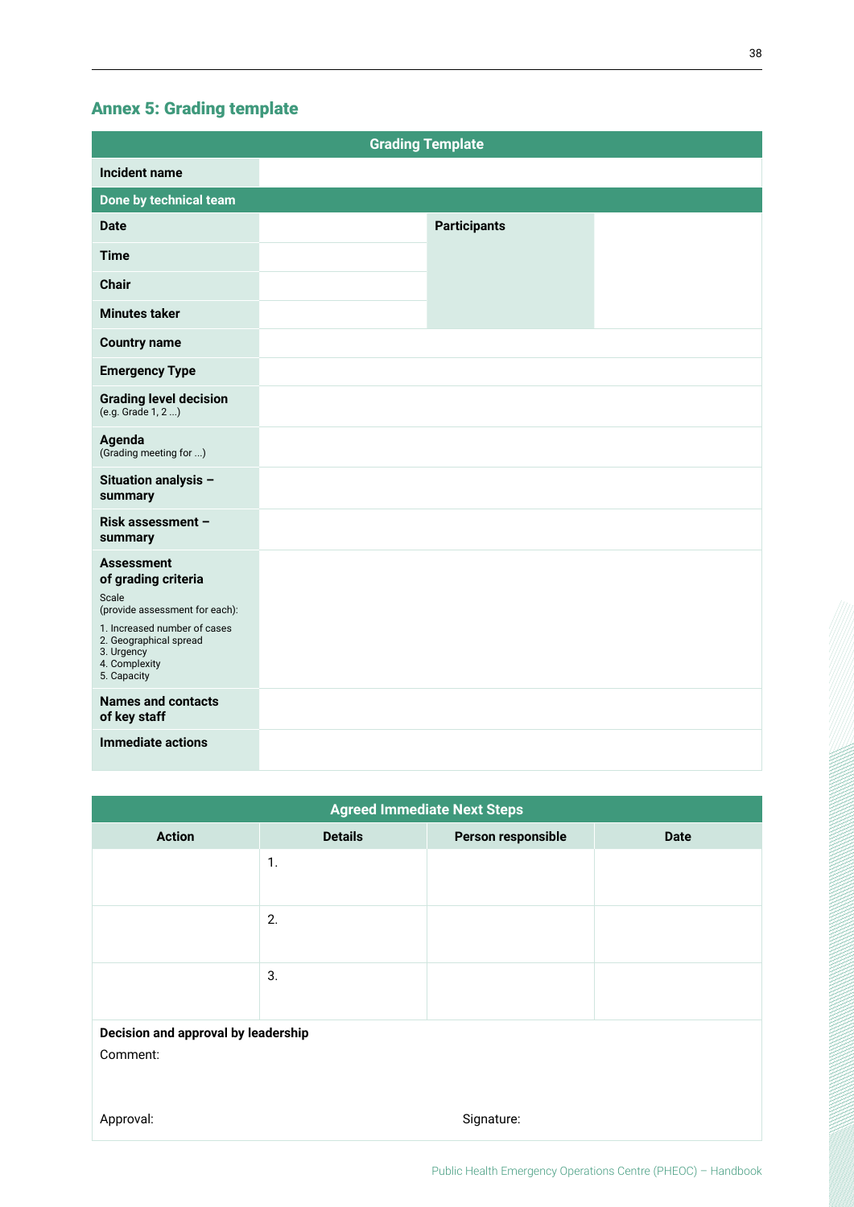## Annex 5: Grading template

| Grading Template | | | |
|---|---|---|---|
| **Incident name** | | | |
| **Done by technical team** | | | |
| **Date** | | **Participants** | |
| **Time** | | | |
| **Chair** | | | |
| **Minutes taker** | | | |
| **Country name** | | | |
| **Emergency Type** | | | |
| **Grading level decision** (e.g. Grade 1, 2 ...) | | | |
| **Agenda** (Grading meeting for ...) | | | |
| **Situation analysis – summary** | | | |
| **Risk assessment – summary** | | | |
| **Assessment of grading criteria** Scale (provide assessment for each): 1. Increased number of cases 2. Geographical spread 3. Urgency 4. Complexity 5. Capacity | | | |
| **Names and contacts of key staff** | | | |
| **Immediate actions** | | | |

| Agreed Immediate Next Steps | | | |
|---|---|---|---|
| **Action** | **Details** | **Person responsible** | **Date** |
| | 1. | | |
| | 2. | | |
| | 3. | | |

**Decision and approval by leadership**

Comment:

Approval: Signature: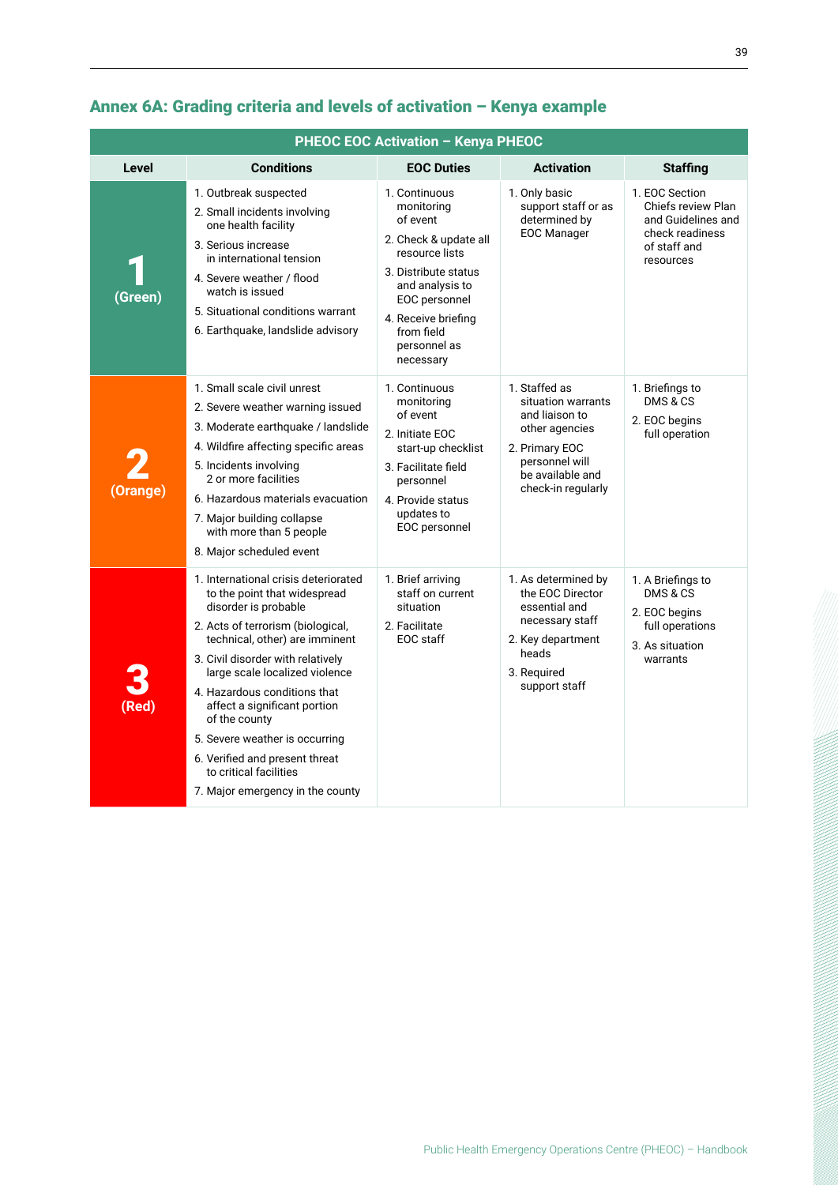## Annex 6A: Grading criteria and levels of activation – Kenya example

| PHEOC EOC Activation – Kenya PHEOC | | | | |
|---|---|---|---|---|
| **Level** | **Conditions** | **EOC Duties** | **Activation** | **Staffing** |
| **1 (Green)** | 1. Outbreak suspected<br>2. Small incidents involving one health facility<br>3. Serious increase in international tension<br>4. Severe weather / flood watch is issued<br>5. Situational conditions warrant<br>6. Earthquake, landslide advisory | 1. Continuous monitoring of event<br>2. Check & update all resource lists<br>3. Distribute status and analysis to EOC personnel<br>4. Receive briefing from field personnel as necessary | 1. Only basic support staff or as determined by EOC Manager | 1. EOC Section Chiefs review Plan and Guidelines and check readiness of staff and resources |
| **2 (Orange)** | 1. Small scale civil unrest<br>2. Severe weather warning issued<br>3. Moderate earthquake / landslide<br>4. Wildfire affecting specific areas<br>5. Incidents involving 2 or more facilities<br>6. Hazardous materials evacuation<br>7. Major building collapse with more than 5 people<br>8. Major scheduled event | 1. Continuous monitoring of event<br>2. Initiate EOC start-up checklist<br>3. Facilitate field personnel<br>4. Provide status updates to EOC personnel | 1. Staffed as situation warrants and liaison to other agencies<br>2. Primary EOC personnel will be available and check-in regularly | 1. Briefings to DMS & CS<br>2. EOC begins full operation |
| **3 (Red)** | 1. International crisis deteriorated to the point that widespread disorder is probable<br>2. Acts of terrorism (biological, technical, other) are imminent<br>3. Civil disorder with relatively large scale localized violence<br>4. Hazardous conditions that affect a significant portion of the county<br>5. Severe weather is occurring<br>6. Verified and present threat to critical facilities<br>7. Major emergency in the county | 1. Brief arriving staff on current situation<br>2. Facilitate EOC staff | 1. As determined by the EOC Director essential and necessary staff<br>2. Key department heads<br>3. Required support staff | 1. A Briefings to DMS & CS<br>2. EOC begins full operations<br>3. As situation warrants |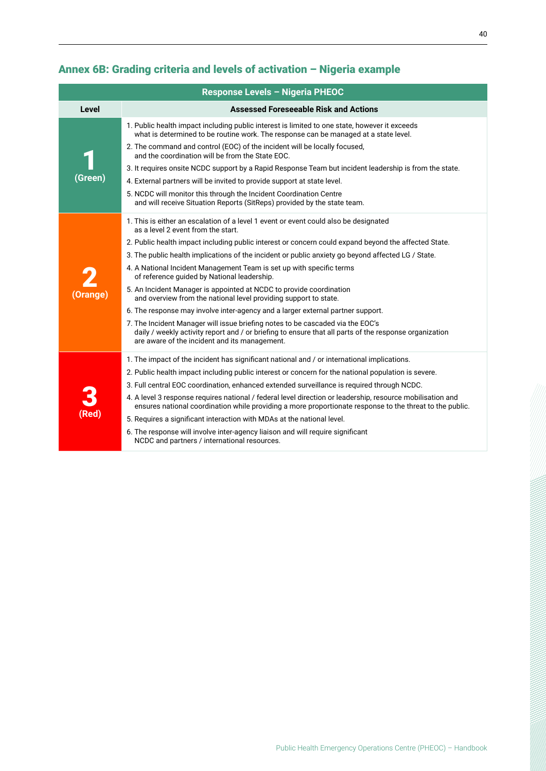## Annex 6B: Grading criteria and levels of activation – Nigeria example

| Response Levels – Nigeria PHEOC | |
|---|---|
| **Level** | **Assessed Foreseeable Risk and Actions** |
| **1 (Green)** | 1. Public health impact including public interest is limited to one state, however it exceeds what is determined to be routine work. The response can be managed at a state level.<br>2. The command and control (EOC) of the incident will be locally focused, and the coordination will be from the State EOC.<br>3. It requires onsite NCDC support by a Rapid Response Team but incident leadership is from the state.<br>4. External partners will be invited to provide support at state level.<br>5. NCDC will monitor this through the Incident Coordination Centre and will receive Situation Reports (SitReps) provided by the state team. |
| **2 (Orange)** | 1. This is either an escalation of a level 1 event or event could also be designated as a level 2 event from the start.<br>2. Public health impact including public interest or concern could expand beyond the affected State.<br>3. The public health implications of the incident or public anxiety go beyond affected LG / State.<br>4. A National Incident Management Team is set up with specific terms of reference guided by National leadership.<br>5. An Incident Manager is appointed at NCDC to provide coordination and overview from the national level providing support to state.<br>6. The response may involve inter-agency and a larger external partner support.<br>7. The Incident Manager will issue briefing notes to be cascaded via the EOC's daily / weekly activity report and / or briefing to ensure that all parts of the response organization are aware of the incident and its management. |
| **3 (Red)** | 1. The impact of the incident has significant national and / or international implications.<br>2. Public health impact including public interest or concern for the national population is severe.<br>3. Full central EOC coordination, enhanced extended surveillance is required through NCDC.<br>4. A level 3 response requires national / federal level direction or leadership, resource mobilisation and ensures national coordination while providing a more proportionate response to the threat to the public.<br>5. Requires a significant interaction with MDAs at the national level.<br>6. The response will involve inter-agency liaison and will require significant NCDC and partners / international resources. |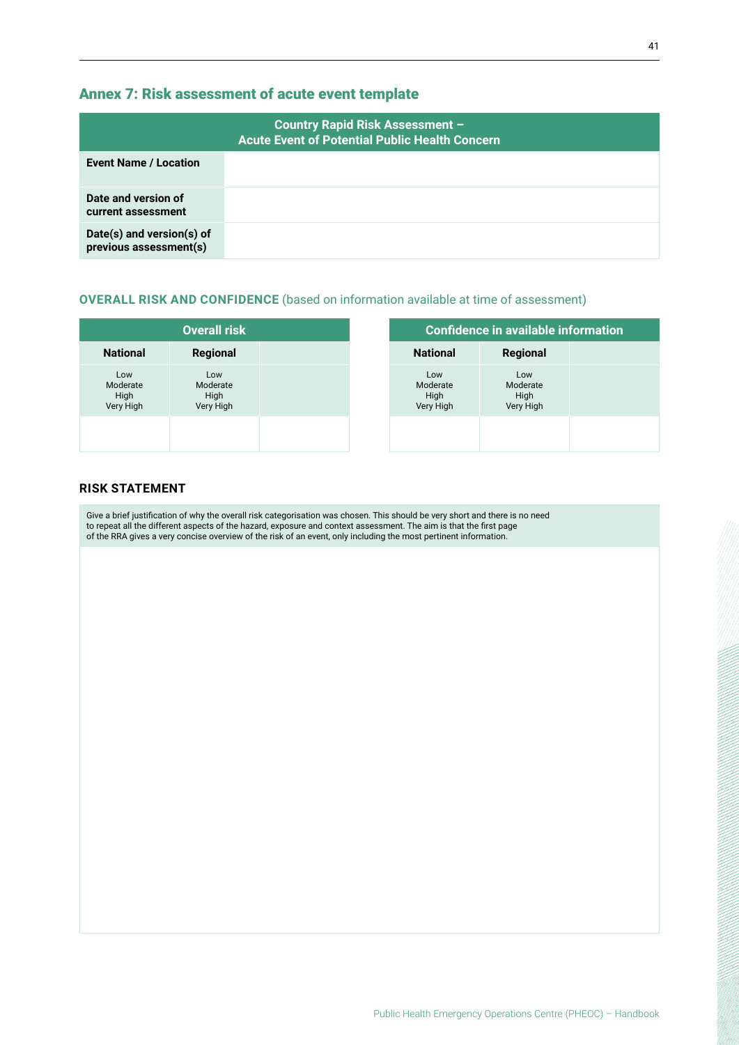## Annex 7: Risk assessment of acute event template

| Country Rapid Risk Assessment – Acute Event of Potential Public Health Concern | |
|---|---|
| **Event Name / Location** | |
| **Date and version of current assessment** | |
| **Date(s) and version(s) of previous assessment(s)** | |

### OVERALL RISK AND CONFIDENCE (based on information available at time of assessment)

| Overall risk | | |
|---|---|---|
| **National** | **Regional** | |
| Low<br>Moderate<br>High<br>Very High | Low<br>Moderate<br>High<br>Very High | |
| | | |

| Confidence in available information | | |
|---|---|---|
| **National** | **Regional** | |
| Low<br>Moderate<br>High<br>Very High | Low<br>Moderate<br>High<br>Very High | |
| | | |

### RISK STATEMENT

| Give a brief justification of why the overall risk categorisation was chosen. This should be very short and there is no need to repeat all the different aspects of the hazard, exposure and context assessment. The aim is that the first page of the RRA gives a very concise overview of the risk of an event, only including the most pertinent information. |
|---|
| |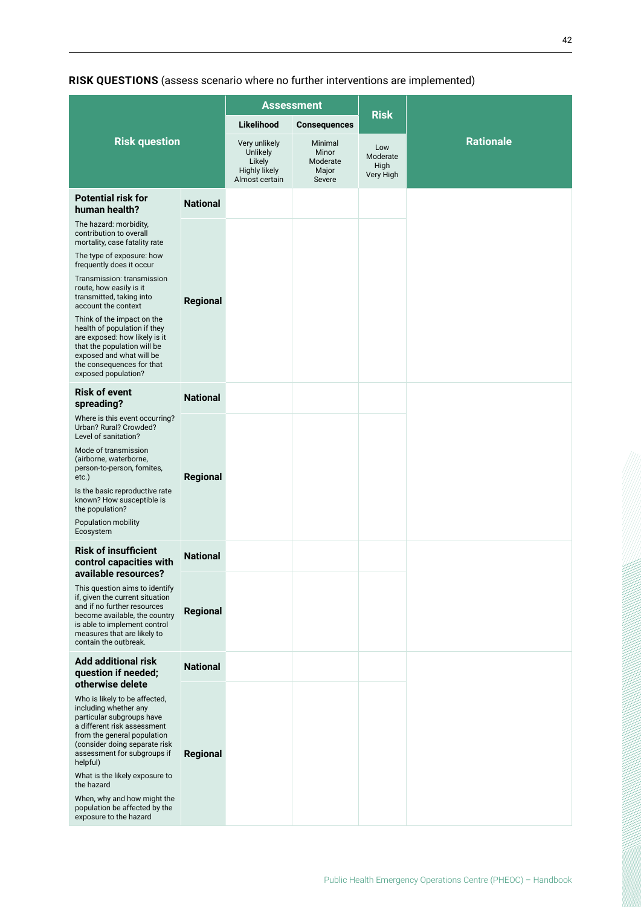**RISK QUESTIONS** (assess scenario where no further interventions are implemented)

| Risk question | | Assessment | | Risk | Rationale |
|---|---|---|---|---|---|
| | | Likelihood | Consequences | | |
| | | Very unlikely<br>Unlikely<br>Likely<br>Highly likely<br>Almost certain | Minimal<br>Minor<br>Moderate<br>Major<br>Severe | Low<br>Moderate<br>High<br>Very High | |
| **Potential risk for human health?** | **National** | | | | |
| The hazard: morbidity, contribution to overall mortality, case fatality rate<br>The type of exposure: how frequently does it occur<br>Transmission: transmission route, how easily is it transmitted, taking into account the context<br>Think of the impact on the health of population if they are exposed: how likely is it that the population will be exposed and what will be the consequences for that exposed population? | **Regional** | | | | |
| **Risk of event spreading?** | **National** | | | | |
| Where is this event occurring? Urban? Rural? Crowded? Level of sanitation?<br>Mode of transmission (airborne, waterborne, person-to-person, fomites, etc.)<br>Is the basic reproductive rate known? How susceptible is the population?<br>Population mobility<br>Ecosystem | **Regional** | | | | |
| **Risk of insufficient control capacities with available resources?** | **National** | | | | |
| This question aims to identify if, given the current situation and if no further resources become available, the country is able to implement control measures that are likely to contain the outbreak. | **Regional** | | | | |
| **Add additional risk question if needed; otherwise delete** | **National** | | | | |
| Who is likely to be affected, including whether any particular subgroups have a different risk assessment from the general population (consider doing separate risk assessment for subgroups if helpful)<br>What is the likely exposure to the hazard<br>When, why and how might the population be affected by the exposure to the hazard | **Regional** | | | | |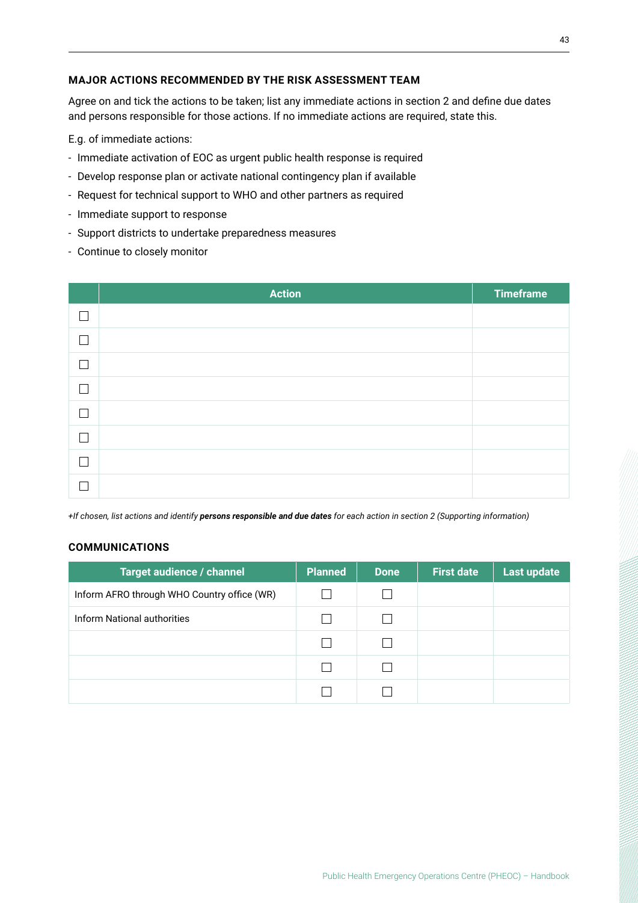### MAJOR ACTIONS RECOMMENDED BY THE RISK ASSESSMENT TEAM

Agree on and tick the actions to be taken; list any immediate actions in section 2 and define due dates and persons responsible for those actions. If no immediate actions are required, state this.

E.g. of immediate actions:

- Immediate activation of EOC as urgent public health response is required
- Develop response plan or activate national contingency plan if available
- Request for technical support to WHO and other partners as required
- Immediate support to response
- Support districts to undertake preparedness measures
- Continue to closely monitor

| | Action | Timeframe |
|---|---|---|
| ☐ | | |
| ☐ | | |
| ☐ | | |
| ☐ | | |
| ☐ | | |
| ☐ | | |
| ☐ | | |
| ☐ | | |

*+If chosen, list actions and identify **persons responsible and due dates** for each action in section 2 (Supporting information)*

### COMMUNICATIONS

| Target audience / channel | Planned | Done | First date | Last update |
|---|---|---|---|---|
| Inform AFRO through WHO Country office (WR) | ☐ | ☐ | | |
| Inform National authorities | ☐ | ☐ | | |
| | ☐ | ☐ | | |
| | ☐ | ☐ | | |
| | ☐ | ☐ | | |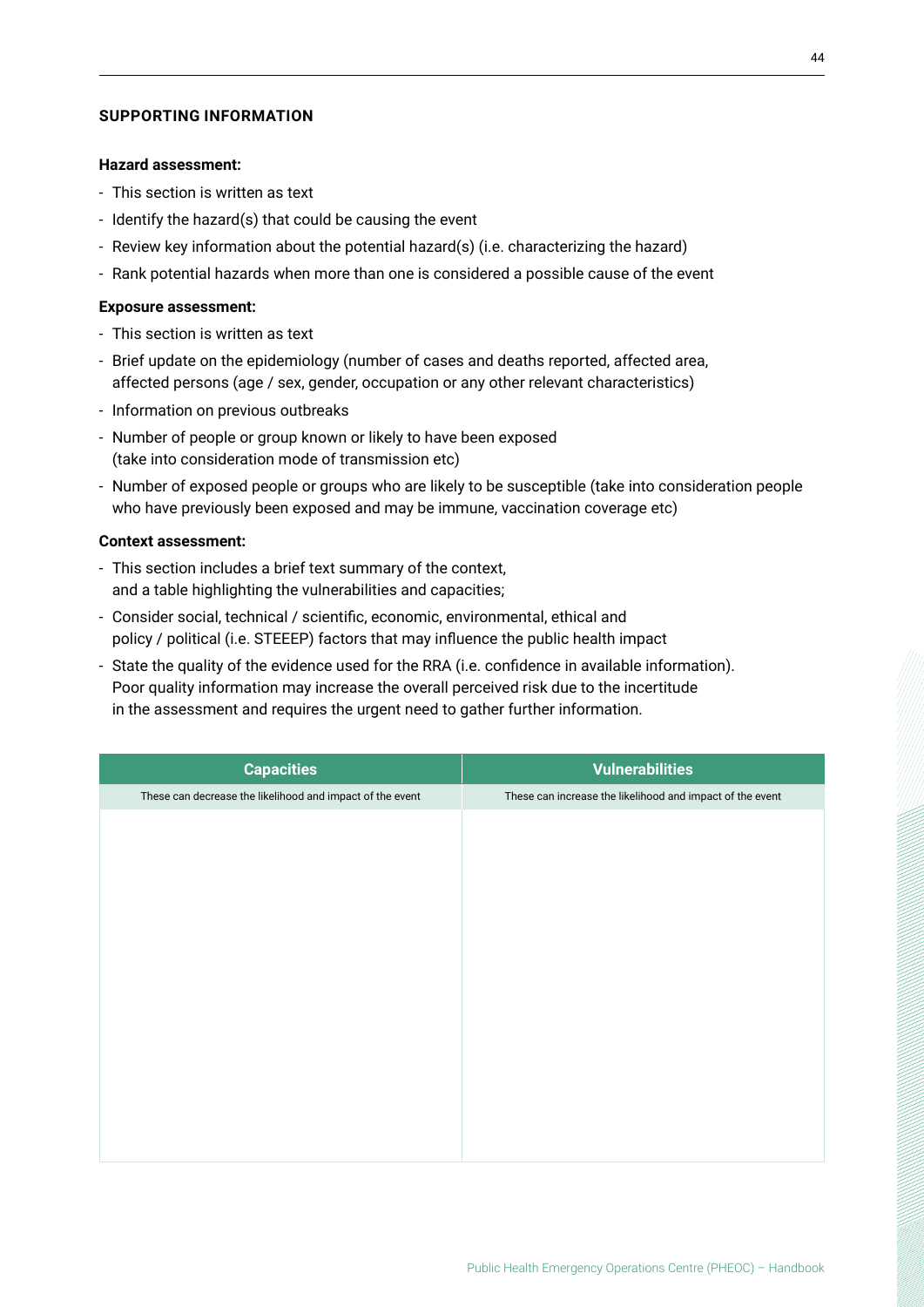## SUPPORTING INFORMATION

**Hazard assessment:**

- This section is written as text
- Identify the hazard(s) that could be causing the event
- Review key information about the potential hazard(s) (i.e. characterizing the hazard)
- Rank potential hazards when more than one is considered a possible cause of the event

**Exposure assessment:**

- This section is written as text
- Brief update on the epidemiology (number of cases and deaths reported, affected area, affected persons (age / sex, gender, occupation or any other relevant characteristics)
- Information on previous outbreaks
- Number of people or group known or likely to have been exposed (take into consideration mode of transmission etc)
- Number of exposed people or groups who are likely to be susceptible (take into consideration people who have previously been exposed and may be immune, vaccination coverage etc)

**Context assessment:**

- This section includes a brief text summary of the context, and a table highlighting the vulnerabilities and capacities;
- Consider social, technical / scientific, economic, environmental, ethical and policy / political (i.e. STEEEP) factors that may influence the public health impact
- State the quality of the evidence used for the RRA (i.e. confidence in available information). Poor quality information may increase the overall perceived risk due to the incertitude in the assessment and requires the urgent need to gather further information.

| Capacities | Vulnerabilities |
|---|---|
| These can decrease the likelihood and impact of the event | These can increase the likelihood and impact of the event |
| | |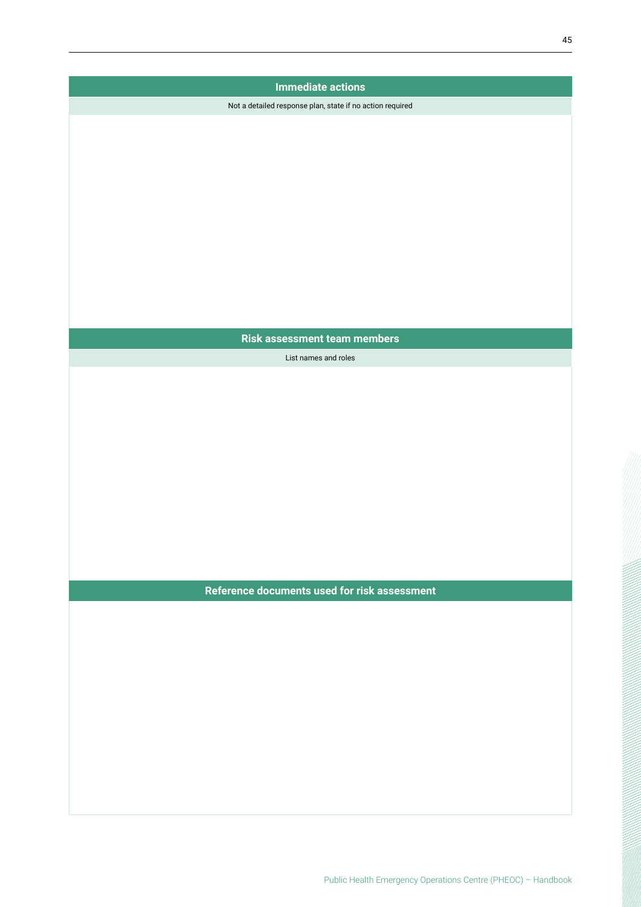| Immediate actions |
| --- |
| Not a detailed response plan, state if no action required |
| |

| Risk assessment team members |
| --- |
| List names and roles |
| |

| Reference documents used for risk assessment |
| --- |
| |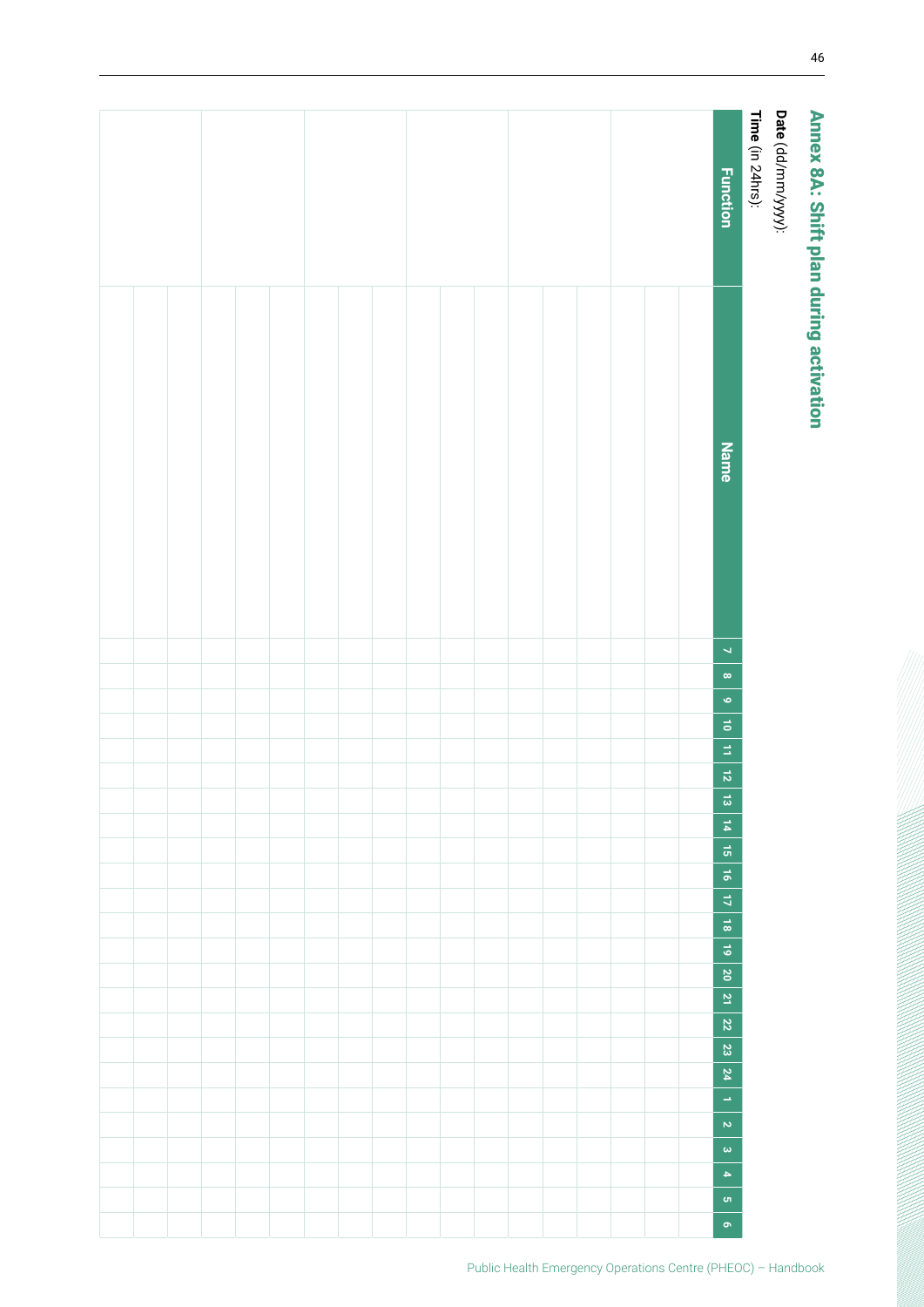## Annex 8A: Shift plan during activation

**Date** (dd/mm/yyyy):

**Time** (in 24hrs):

| Function | Name | 7 | 8 | 9 | 10 | 11 | 12 | 13 | 14 | 15 | 16 | 17 | 18 | 19 | 20 | 21 | 22 | 23 | 24 | 1 | 2 | 3 | 4 | 5 | 6 |
|---|---|---|---|---|---|---|---|---|---|---|---|---|---|---|---|---|---|---|---|---|---|---|---|---|---|
| | | | | | | | | | | | | | | | | | | | | | | | | | |
| | | | | | | | | | | | | | | | | | | | | | | | | | |
| | | | | | | | | | | | | | | | | | | | | | | | | | |
| | | | | | | | | | | | | | | | | | | | | | | | | | |
| | | | | | | | | | | | | | | | | | | | | | | | | | |
| | | | | | | | | | | | | | | | | | | | | | | | | | |
| | | | | | | | | | | | | | | | | | | | | | | | | | |
| | | | | | | | | | | | | | | | | | | | | | | | | | |
| | | | | | | | | | | | | | | | | | | | | | | | | | |
| | | | | | | | | | | | | | | | | | | | | | | | | | |
| | | | | | | | | | | | | | | | | | | | | | | | | | |
| | | | | | | | | | | | | | | | | | | | | | | | | | |
| | | | | | | | | | | | | | | | | | | | | | | | | | |
| | | | | | | | | | | | | | | | | | | | | | | | | | |
| | | | | | | | | | | | | | | | | | | | | | | | | | |
| | | | | | | | | | | | | | | | | | | | | | | | | | |
| | | | | | | | | | | | | | | | | | | | | | | | | | |
| | | | | | | | | | | | | | | | | | | | | | | | | | |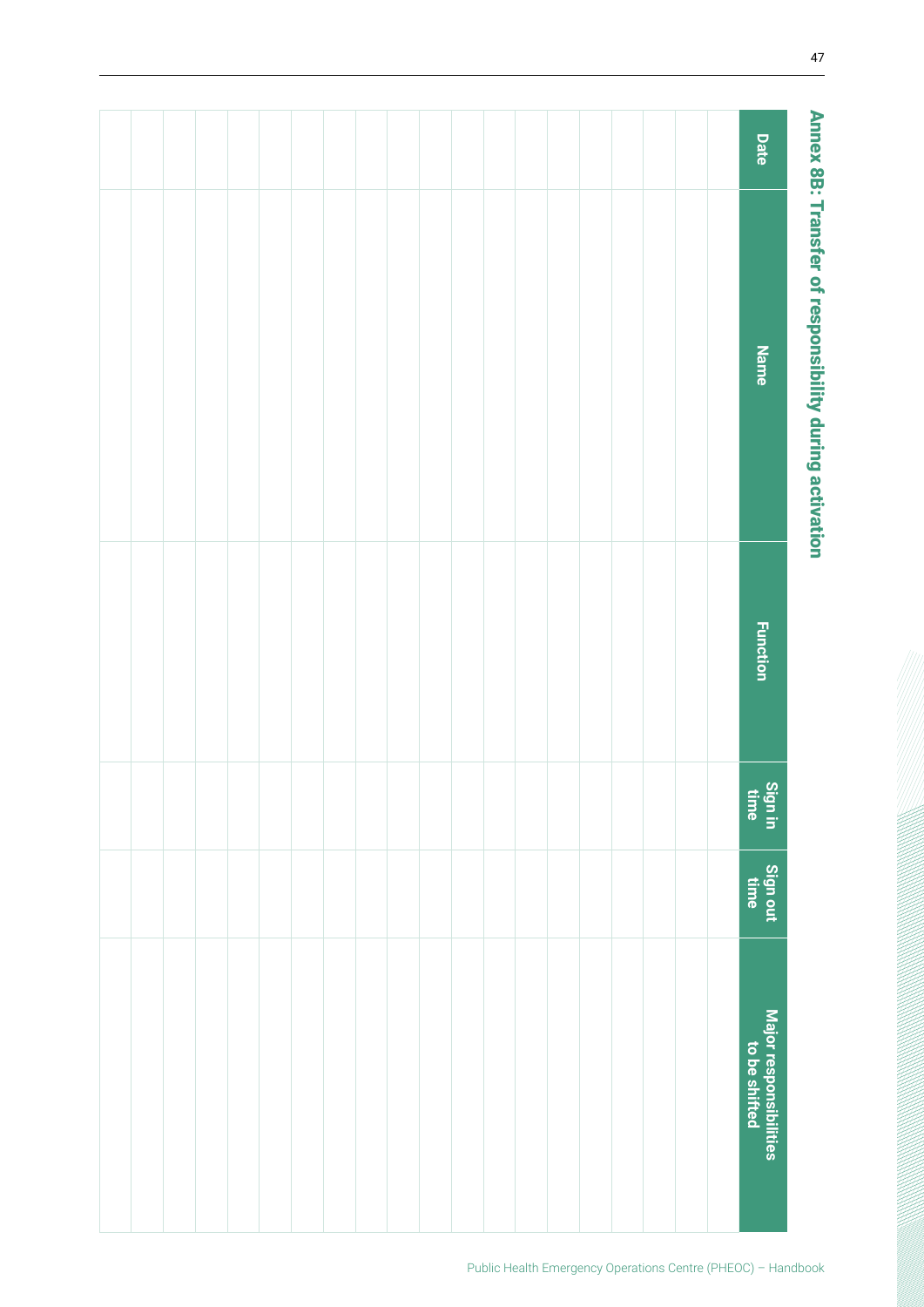# Annex 8B: Transfer of responsibility during activation

| Date | Name | Function | Sign in time | Sign out time | Major responsibilities to be shifted |
|---|---|---|---|---|---|
| | | | | | |
| | | | | | |
| | | | | | |
| | | | | | |
| | | | | | |
| | | | | | |
| | | | | | |
| | | | | | |
| | | | | | |
| | | | | | |
| | | | | | |
| | | | | | |
| | | | | | |
| | | | | | |
| | | | | | |
| | | | | | |
| | | | | | |
| | | | | | |
| | | | | | |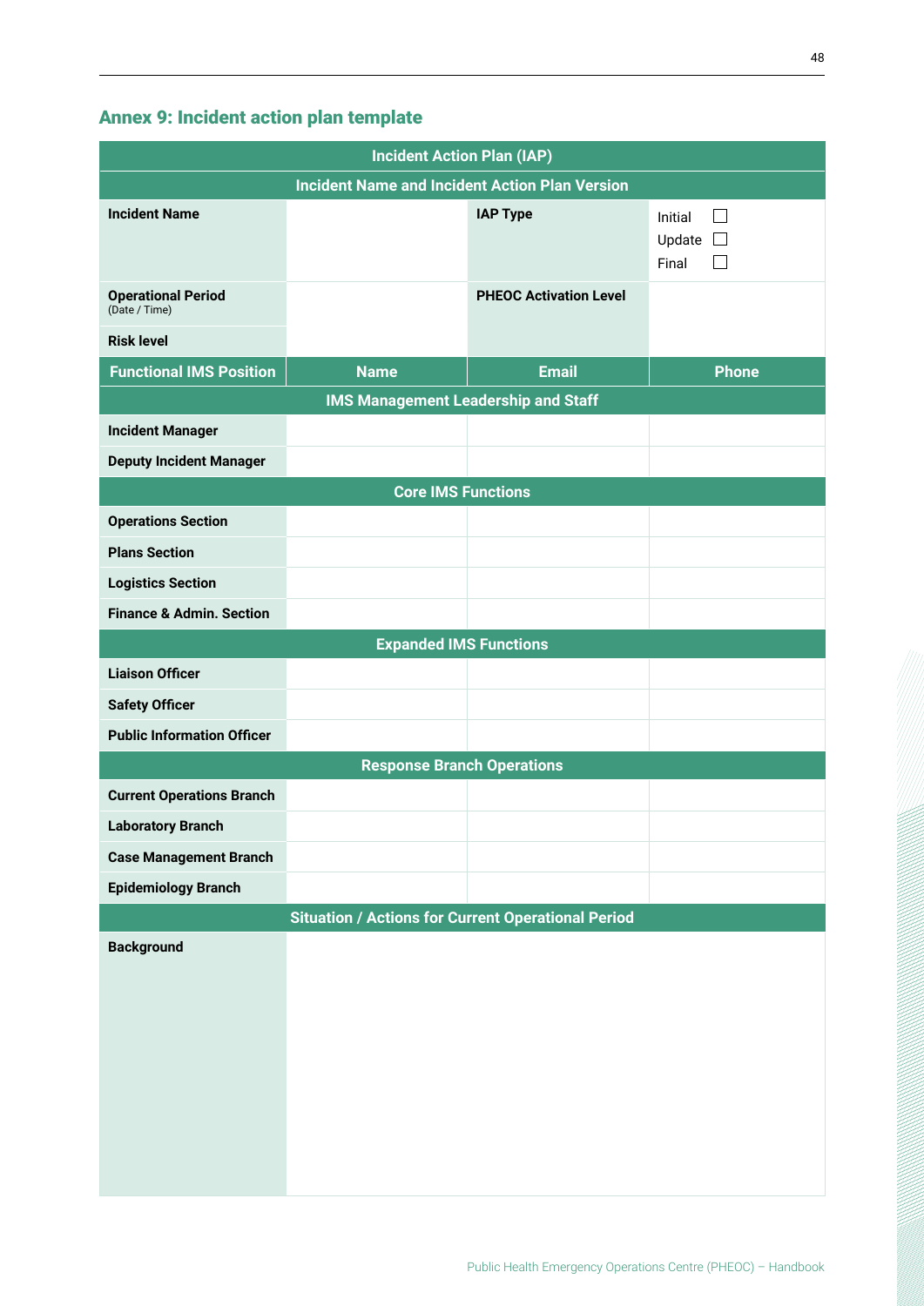## Annex 9: Incident action plan template

| Incident Action Plan (IAP) | | | |
|---|---|---|---|
| **Incident Name and Incident Action Plan Version** | | | |
| **Incident Name** | | **IAP Type** | Initial ☐<br>Update ☐<br>Final ☐ |
| **Operational Period** (Date / Time) | | **PHEOC Activation Level** | |
| **Risk level** | | | |
| **Functional IMS Position** | **Name** | **Email** | **Phone** |
| **IMS Management Leadership and Staff** | | | |
| **Incident Manager** | | | |
| **Deputy Incident Manager** | | | |
| **Core IMS Functions** | | | |
| **Operations Section** | | | |
| **Plans Section** | | | |
| **Logistics Section** | | | |
| **Finance & Admin. Section** | | | |
| **Expanded IMS Functions** | | | |
| **Liaison Officer** | | | |
| **Safety Officer** | | | |
| **Public Information Officer** | | | |
| **Response Branch Operations** | | | |
| **Current Operations Branch** | | | |
| **Laboratory Branch** | | | |
| **Case Management Branch** | | | |
| **Epidemiology Branch** | | | |
| **Situation / Actions for Current Operational Period** | | | |
| **Background** | | | |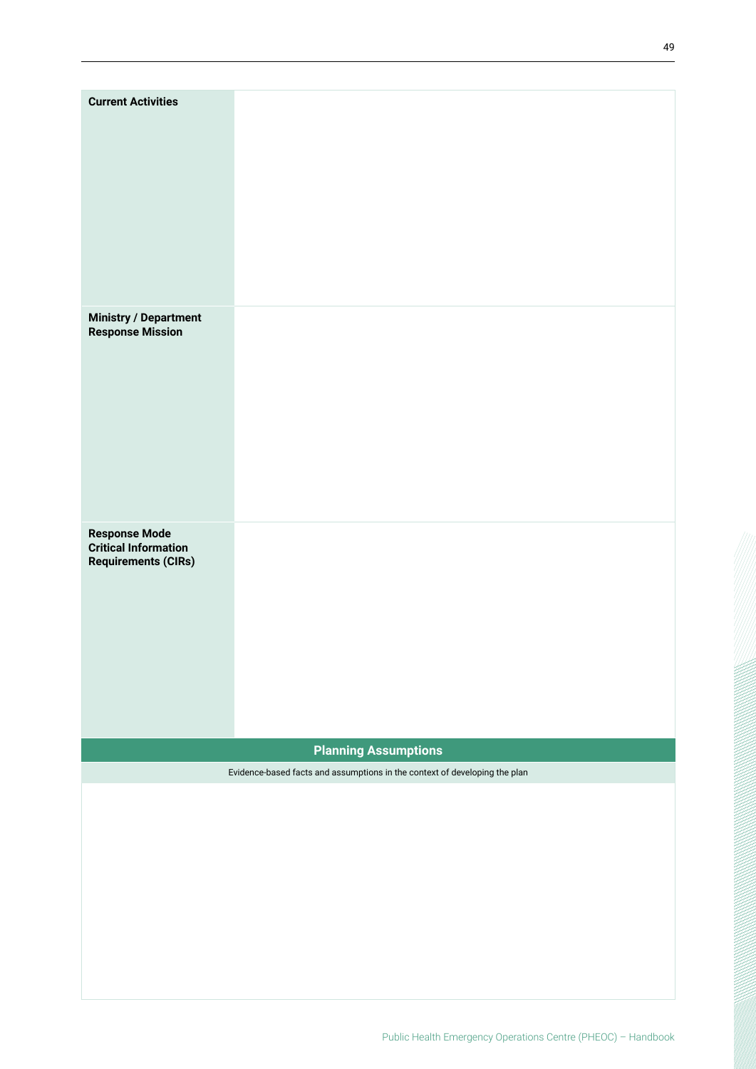| | |
|---|---|
| **Current Activities** | |
| **Ministry / Department Response Mission** | |
| **Response Mode Critical Information Requirements (CIRs)** | |

| **Planning Assumptions** |
|---|
| Evidence-based facts and assumptions in the context of developing the plan |
| |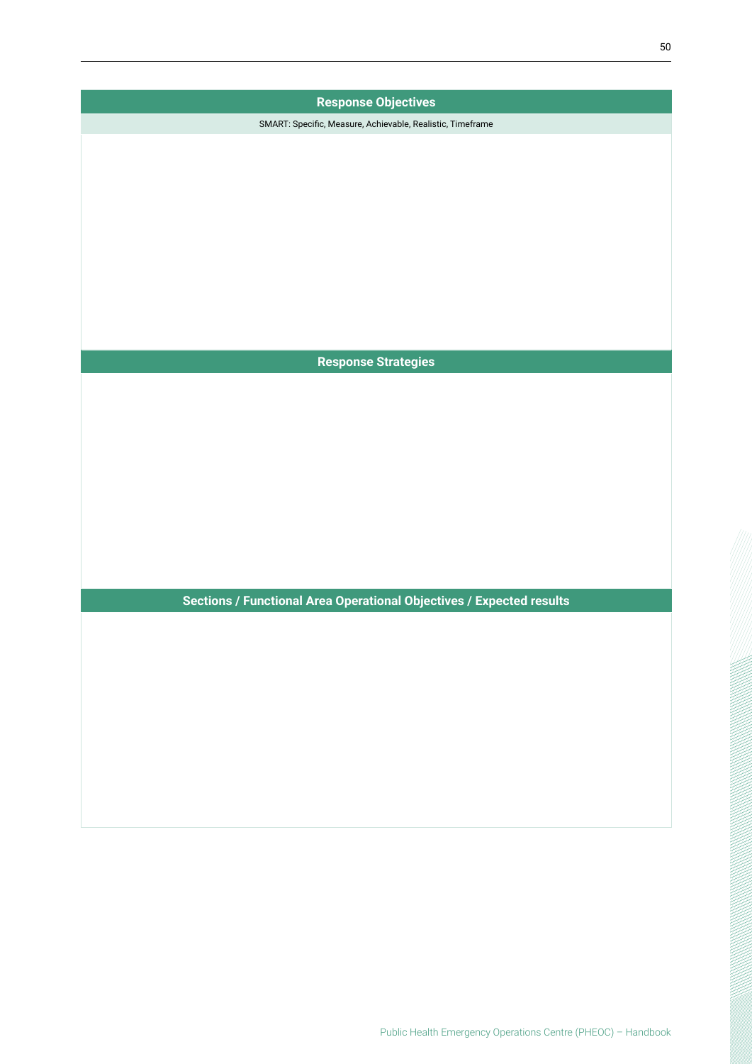| Response Objectives |
| --- |
| SMART: Specific, Measure, Achievable, Realistic, Timeframe |
| |
| **Response Strategies** |
| |
| **Sections / Functional Area Operational Objectives / Expected results** |
| |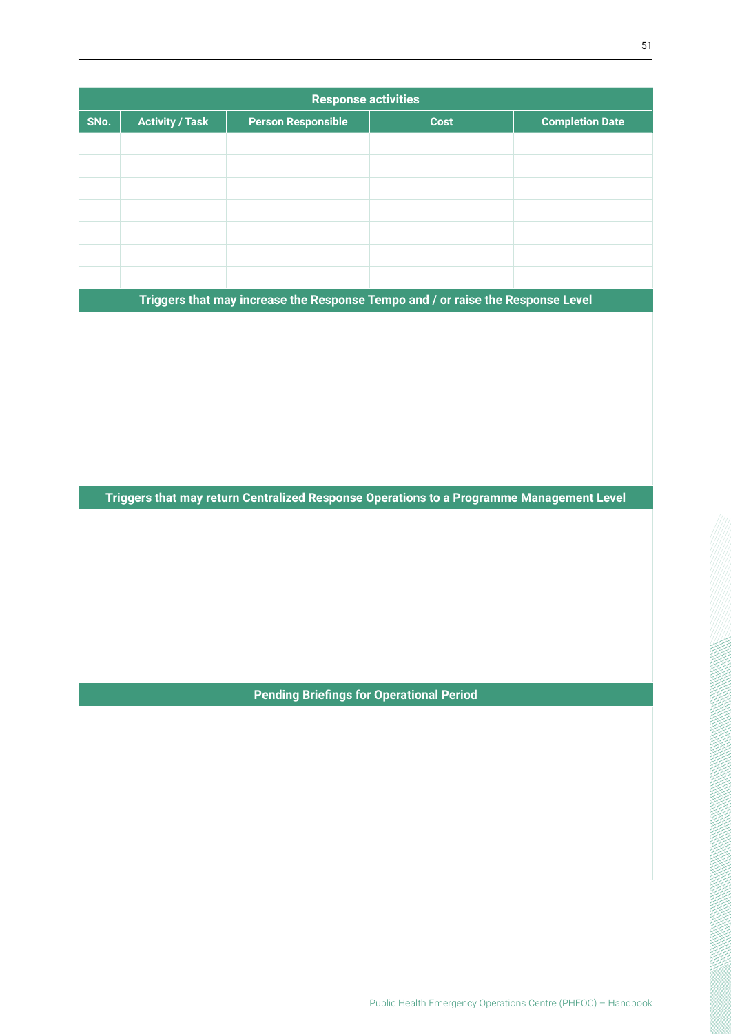| Response activities | | | | |
|---|---|---|---|---|
| **SNo.** | **Activity / Task** | **Person Responsible** | **Cost** | **Completion Date** |
| | | | | |
| | | | | |
| | | | | |
| | | | | |
| | | | | |
| | | | | |
| | | | | |

| Triggers that may increase the Response Tempo and / or raise the Response Level |
|---|
| |

| Triggers that may return Centralized Response Operations to a Programme Management Level |
|---|
| |

| Pending Briefings for Operational Period |
|---|
| |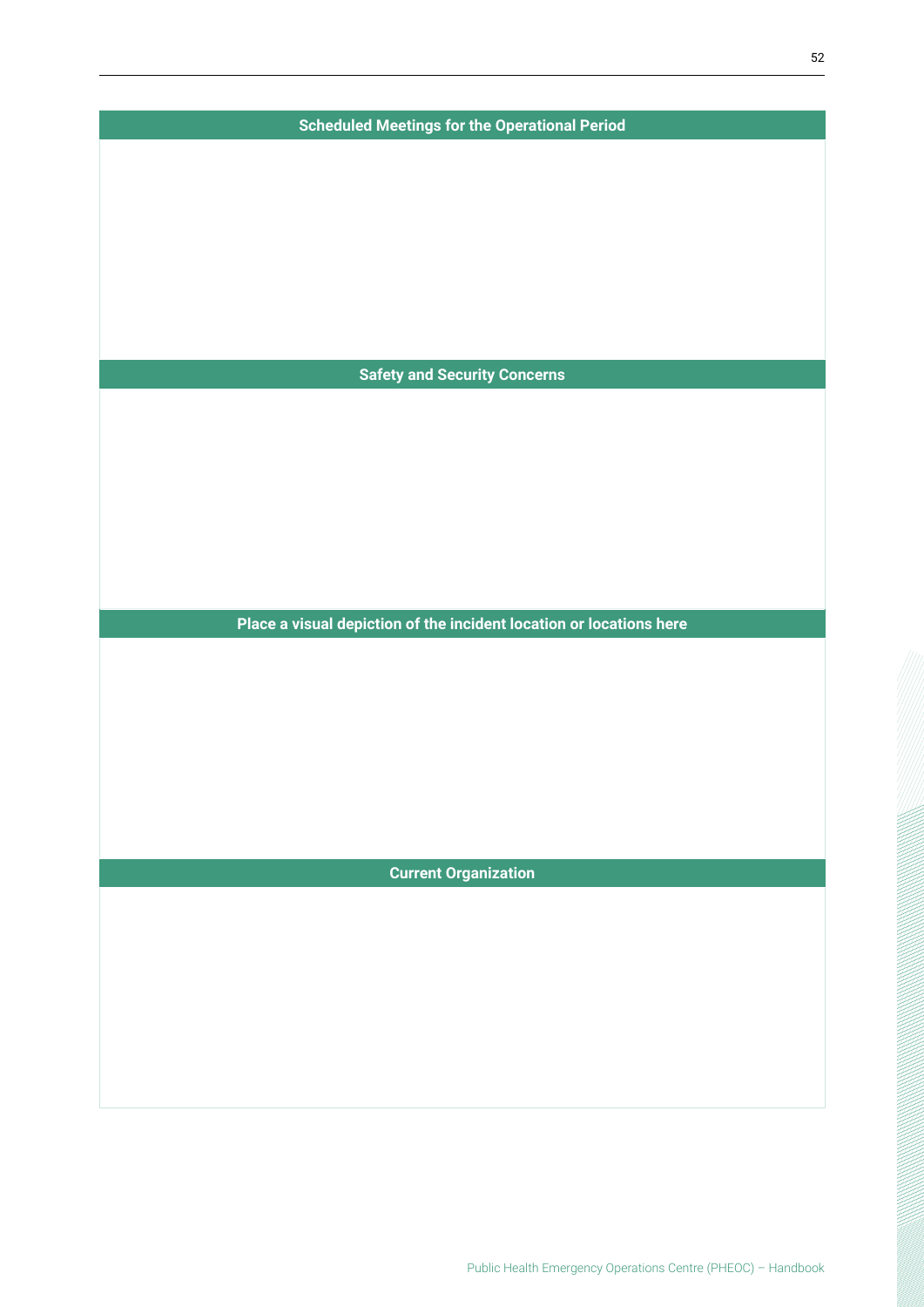| Scheduled Meetings for the Operational Period |
| --- |
| |

| Safety and Security Concerns |
| --- |
| |

| Place a visual depiction of the incident location or locations here |
| --- |
| |

| Current Organization |
| --- |
| |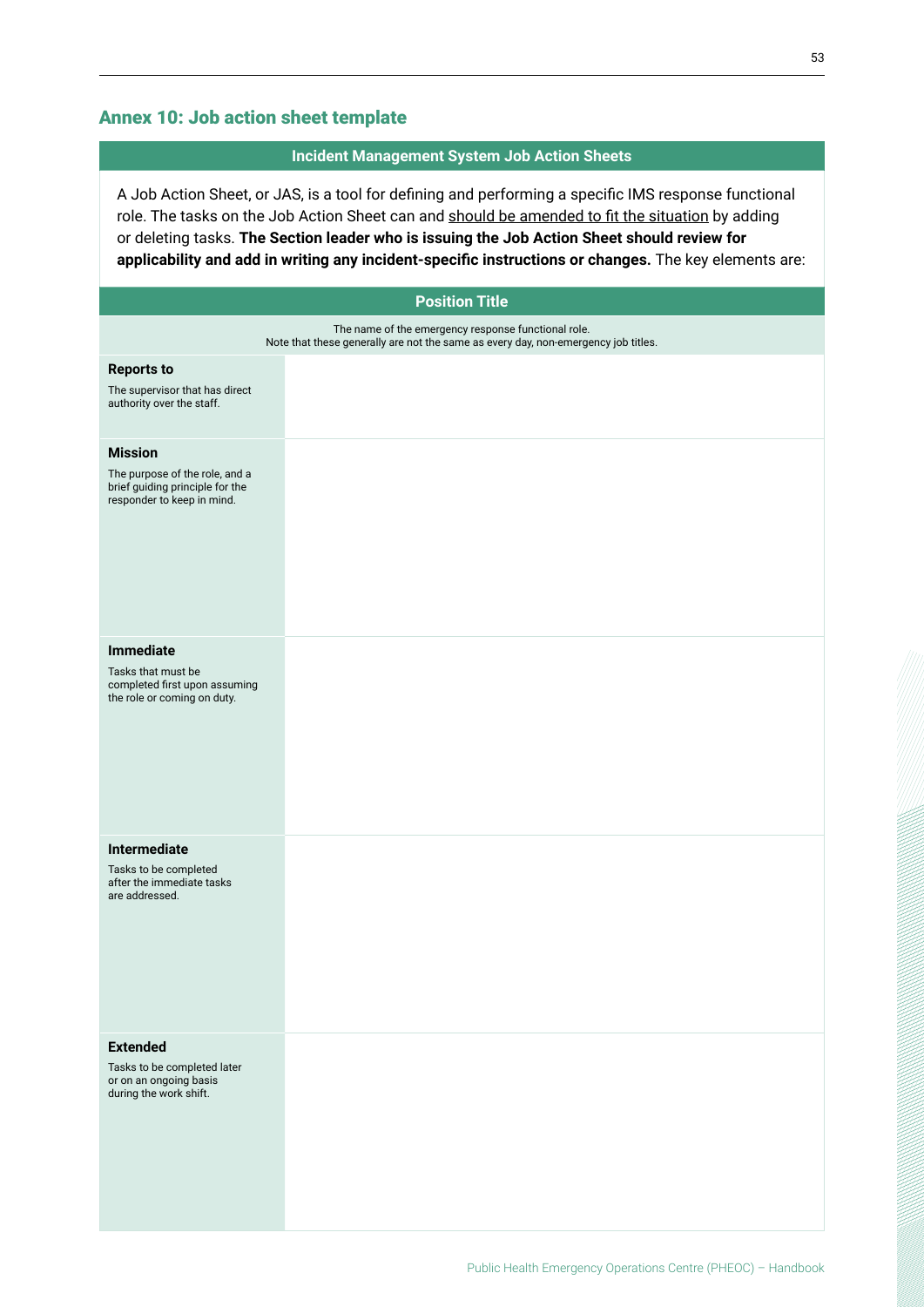## Annex 10: Job action sheet template

**Incident Management System Job Action Sheets**

A Job Action Sheet, or JAS, is a tool for defining and performing a specific IMS response functional role. The tasks on the Job Action Sheet can and should be amended to fit the situation by adding or deleting tasks. **The Section leader who is issuing the Job Action Sheet should review for applicability and add in writing any incident-specific instructions or changes.** The key elements are:

| **Position Title** | |
|---|---|
| The name of the emergency response functional role. Note that these generally are not the same as every day, non-emergency job titles. | |
| **Reports to** The supervisor that has direct authority over the staff. | |
| **Mission** The purpose of the role, and a brief guiding principle for the responder to keep in mind. | |
| **Immediate** Tasks that must be completed first upon assuming the role or coming on duty. | |
| **Intermediate** Tasks to be completed after the immediate tasks are addressed. | |
| **Extended** Tasks to be completed later or on an ongoing basis during the work shift. | |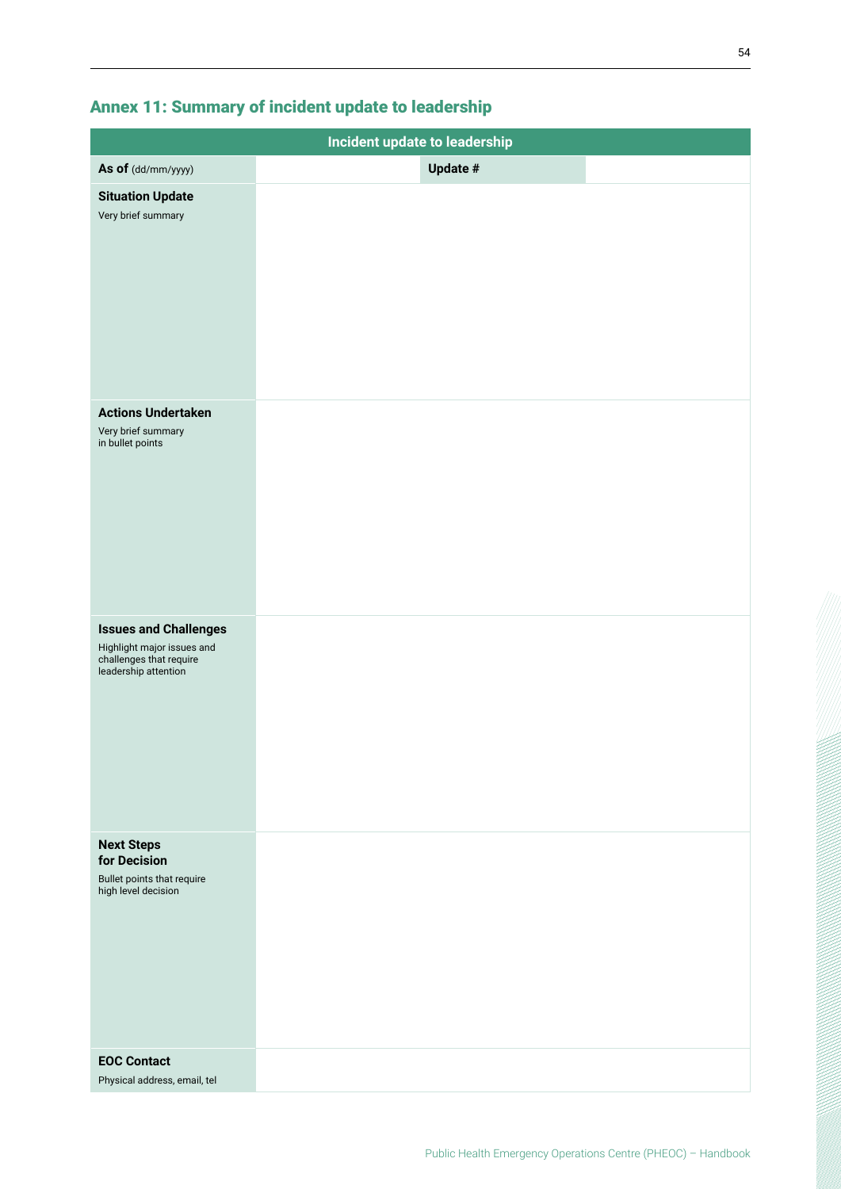## Annex 11: Summary of incident update to leadership

| Incident update to leadership | | | |
|---|---|---|---|
| **As of** (dd/mm/yyyy) | | **Update #** | |
| **Situation Update**<br>Very brief summary | | | |
| **Actions Undertaken**<br>Very brief summary in bullet points | | | |
| **Issues and Challenges**<br>Highlight major issues and challenges that require leadership attention | | | |
| **Next Steps for Decision**<br>Bullet points that require high level decision | | | |
| **EOC Contact**<br>Physical address, email, tel | | | |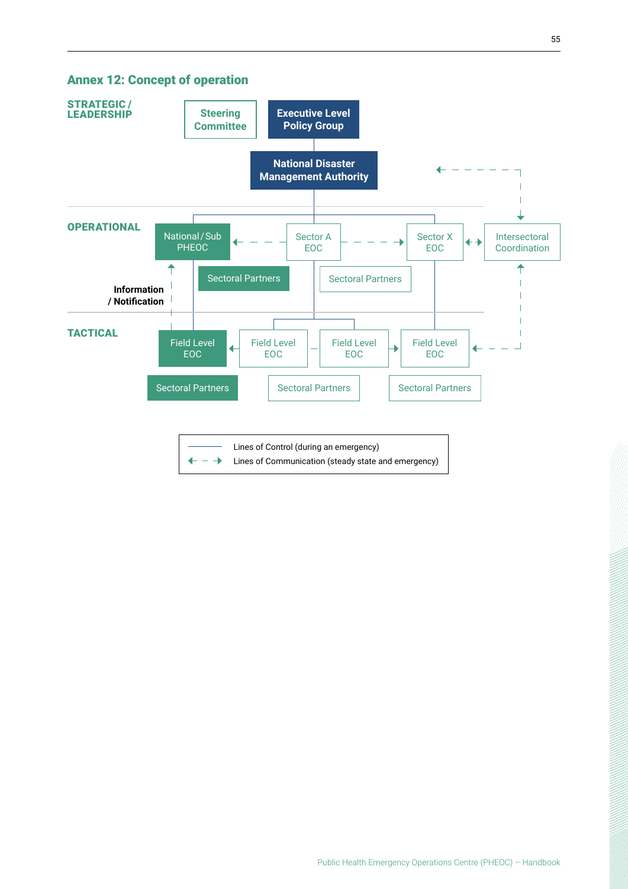## Annex 12: Concept of operation

**STRATEGIC / LEADERSHIP**

Steering Committee

Executive Level Policy Group

National Disaster Management Authority

**OPERATIONAL**

National / Sub PHEOC

Sector A EOC

Sector X EOC

Intersectoral Coordination

Sectoral Partners

Sectoral Partners

**Information / Notification**

**TACTICAL**

Field Level EOC

Field Level EOC

Field Level EOC

Field Level EOC

Sectoral Partners

Sectoral Partners

Sectoral Partners

Lines of Control (during an emergency)

Lines of Communication (steady state and emergency)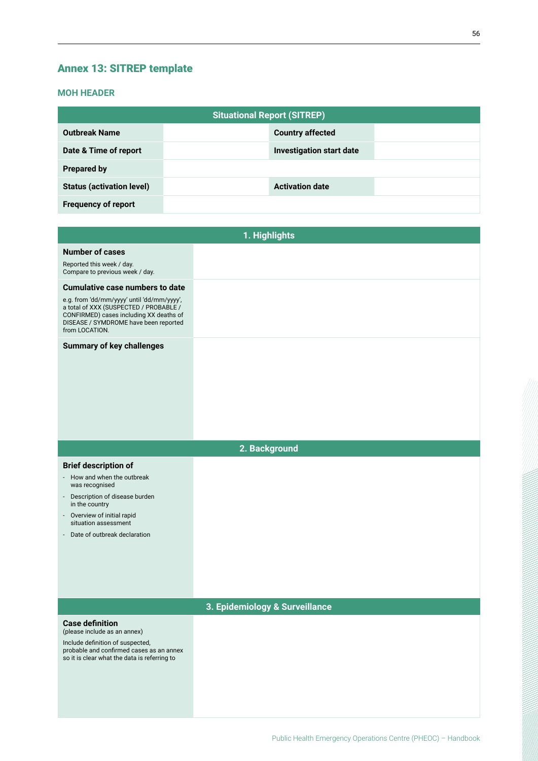## Annex 13: SITREP template

### MOH HEADER

| Situational Report (SITREP) | | | |
|---|---|---|---|
| **Outbreak Name** | | **Country affected** | |
| **Date & Time of report** | | **Investigation start date** | |
| **Prepared by** | | | |
| **Status (activation level)** | | **Activation date** | |
| **Frequency of report** | | | |

| 1. Highlights | |
|---|---|
| **Number of cases**<br>Reported this week / day.<br>Compare to previous week / day. | |
| **Cumulative case numbers to date**<br>e.g. from 'dd/mm/yyyy' until 'dd/mm/yyyy', a total of XXX (SUSPECTED / PROBABLE / CONFIRMED) cases including XX deaths of DISEASE / SYMDROME have been reported from LOCATION. | |
| **Summary of key challenges** | |

| 2. Background | |
|---|---|
| **Brief description of**<br>- How and when the outbreak was recognised<br>- Description of disease burden in the country<br>- Overview of initial rapid situation assessment<br>- Date of outbreak declaration | |

| 3. Epidemiology & Surveillance | |
|---|---|
| **Case definition**<br>(please include as an annex)<br>Include definition of suspected, probable and confirmed cases as an annex so it is clear what the data is referring to | |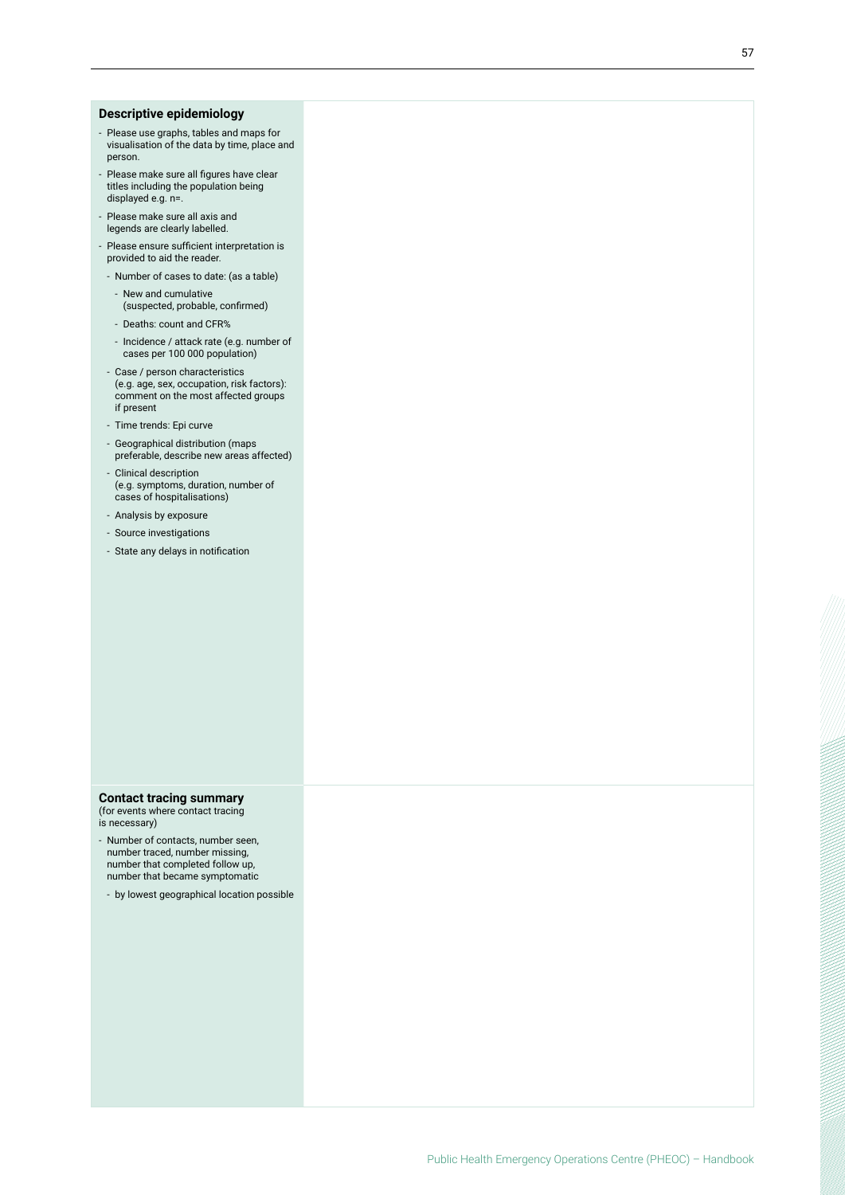## Descriptive epidemiology

- Please use graphs, tables and maps for visualisation of the data by time, place and person.
- Please make sure all figures have clear titles including the population being displayed e.g. n=.
- Please make sure all axis and legends are clearly labelled.
- Please ensure sufficient interpretation is provided to aid the reader.
  - Number of cases to date: (as a table)
    - New and cumulative (suspected, probable, confirmed)
    - Deaths: count and CFR%
    - Incidence / attack rate (e.g. number of cases per 100 000 population)
  - Case / person characteristics (e.g. age, sex, occupation, risk factors): comment on the most affected groups if present
  - Time trends: Epi curve
  - Geographical distribution (maps preferable, describe new areas affected)
  - Clinical description (e.g. symptoms, duration, number of cases of hospitalisations)
  - Analysis by exposure
  - Source investigations
  - State any delays in notification

## Contact tracing summary

(for events where contact tracing is necessary)

- Number of contacts, number seen, number traced, number missing, number that completed follow up, number that became symptomatic
  - by lowest geographical location possible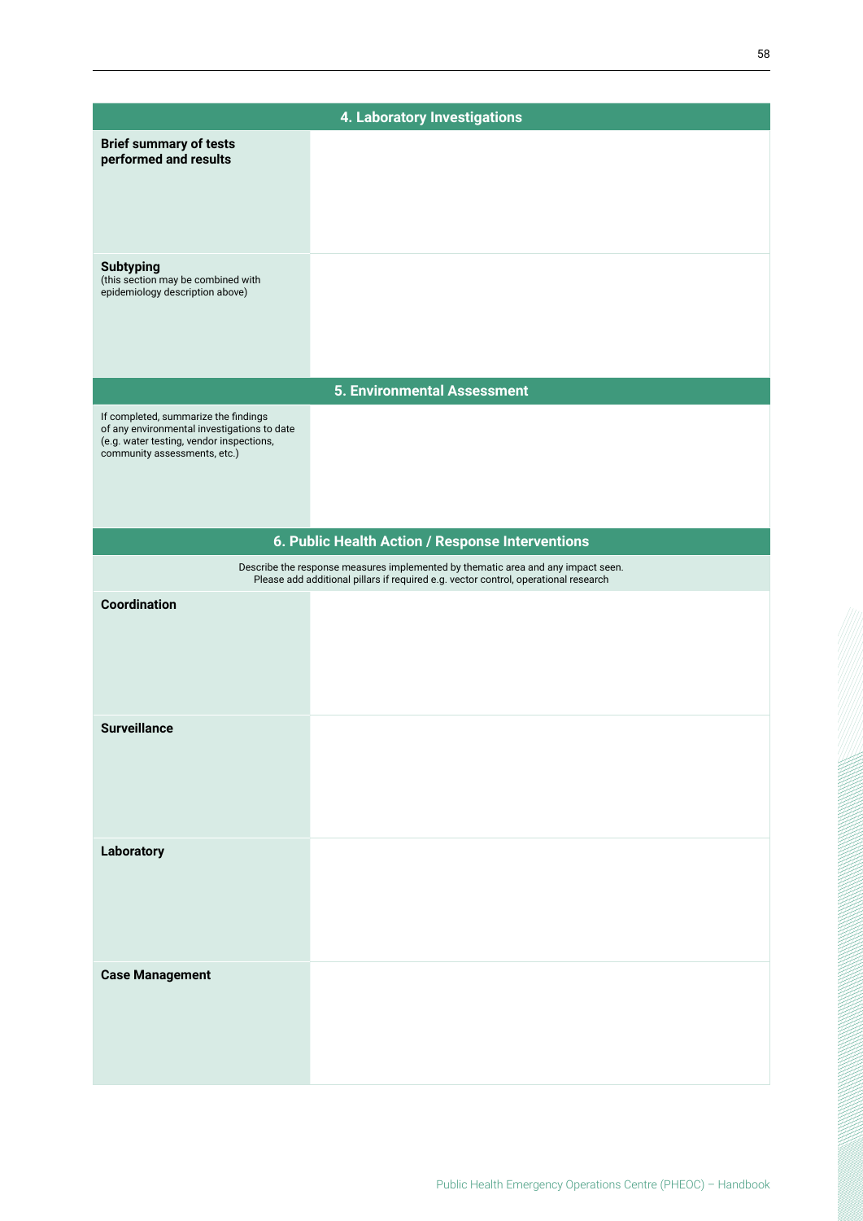| 4. Laboratory Investigations | |
|---|---|
| **Brief summary of tests performed and results** | |
| **Subtyping** (this section may be combined with epidemiology description above) | |

| 5. Environmental Assessment | |
|---|---|
| If completed, summarize the findings of any environmental investigations to date (e.g. water testing, vendor inspections, community assessments, etc.) | |

| 6. Public Health Action / Response Interventions | |
|---|---|
| Describe the response measures implemented by thematic area and any impact seen. Please add additional pillars if required e.g. vector control, operational research | |
| **Coordination** | |
| **Surveillance** | |
| **Laboratory** | |
| **Case Management** | |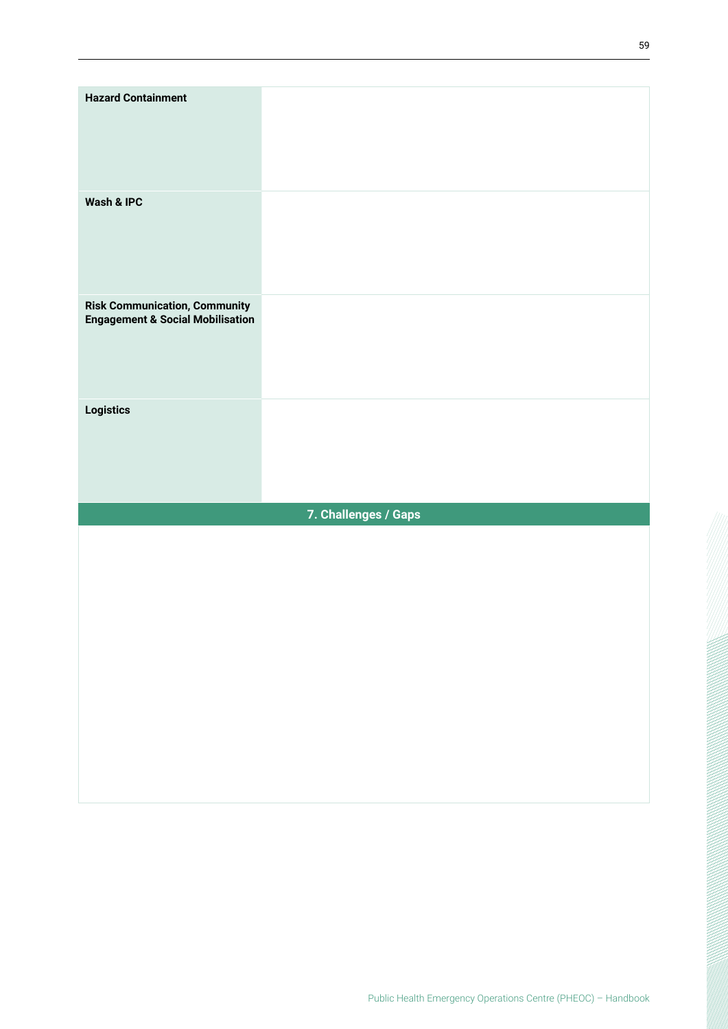| | |
|---|---|
| **Hazard Containment** | |
| **Wash & IPC** | |
| **Risk Communication, Community Engagement & Social Mobilisation** | |
| **Logistics** | |

## 7. Challenges / Gaps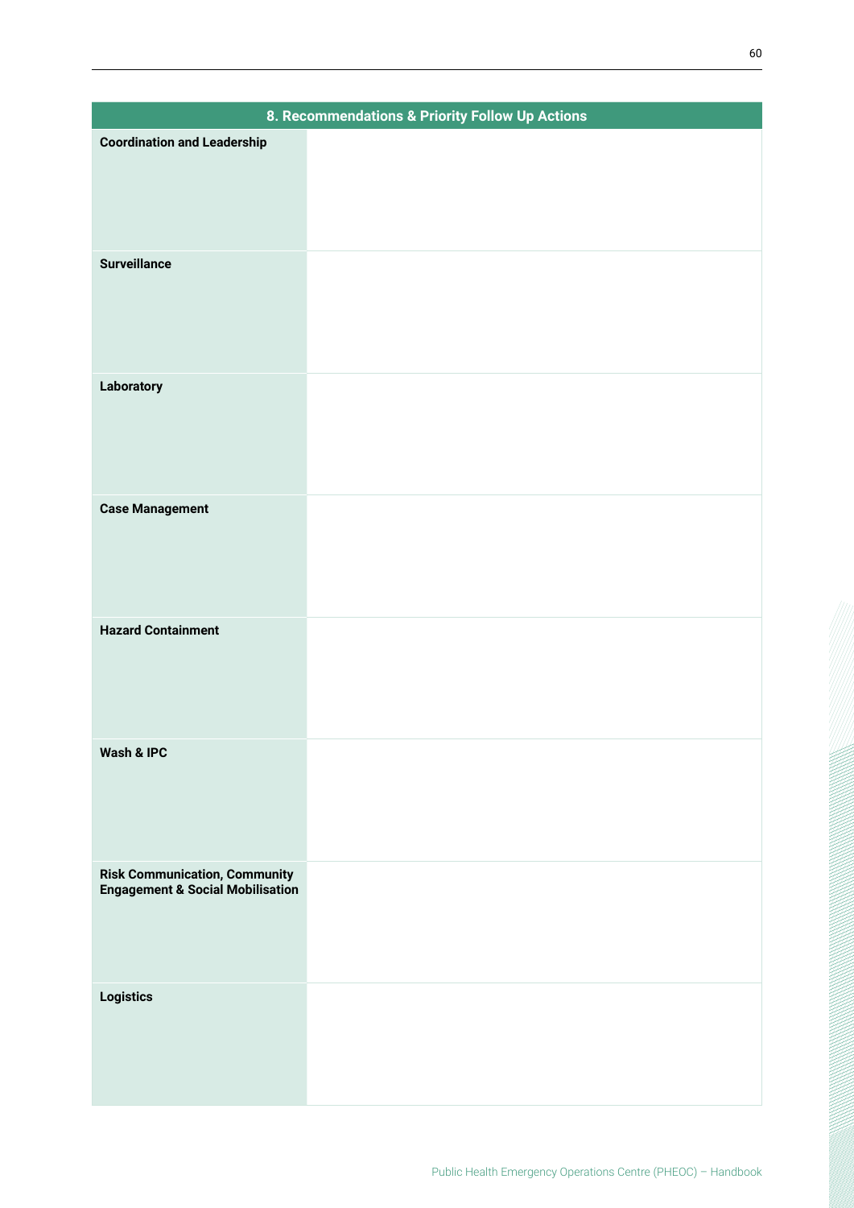| 8. Recommendations & Priority Follow Up Actions | |
|---|---|
| **Coordination and Leadership** | |
| **Surveillance** | |
| **Laboratory** | |
| **Case Management** | |
| **Hazard Containment** | |
| **Wash & IPC** | |
| **Risk Communication, Community Engagement & Social Mobilisation** | |
| **Logistics** | |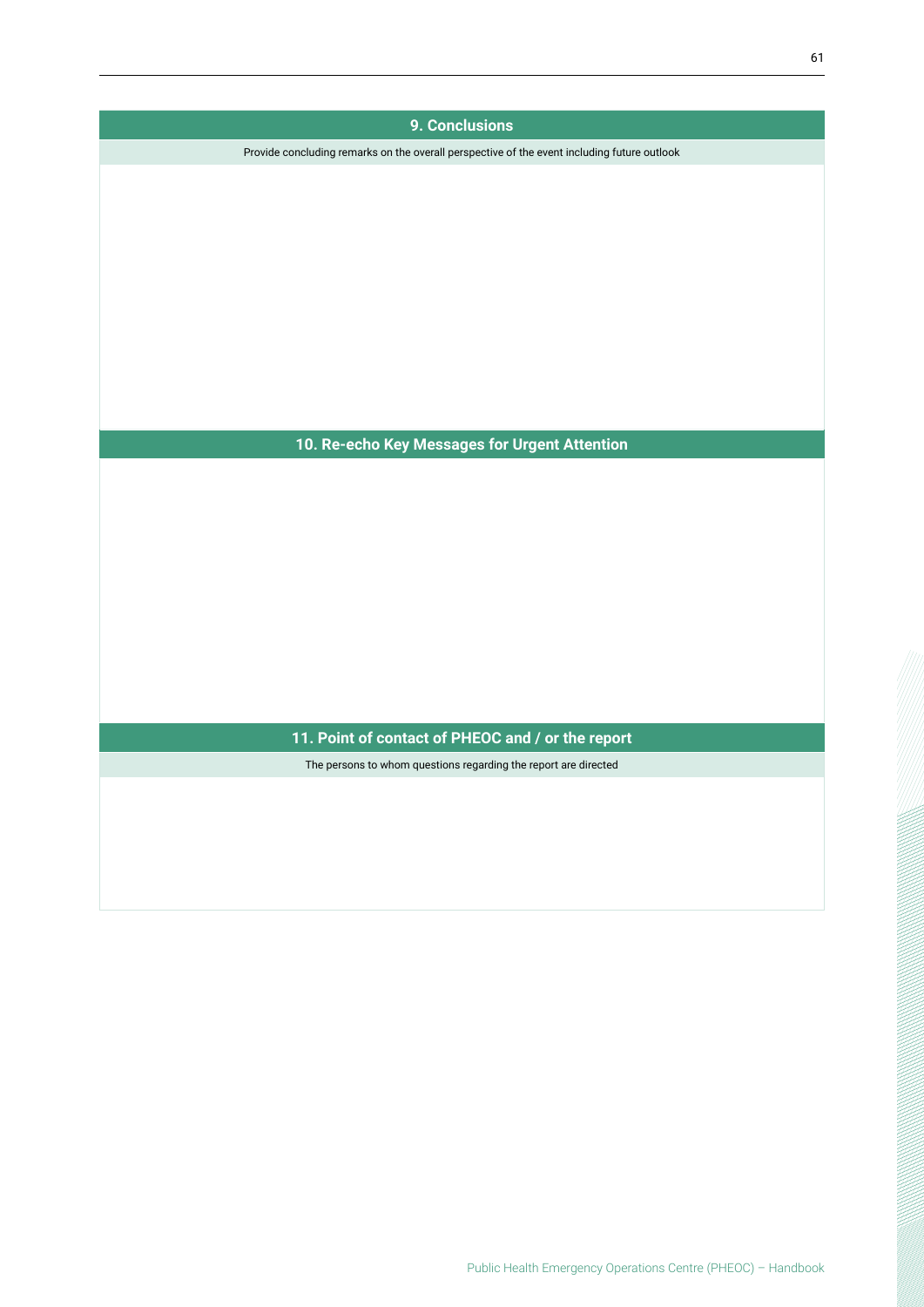## 9. Conclusions

Provide concluding remarks on the overall perspective of the event including future outlook

## 10. Re-echo Key Messages for Urgent Attention

## 11. Point of contact of PHEOC and / or the report

The persons to whom questions regarding the report are directed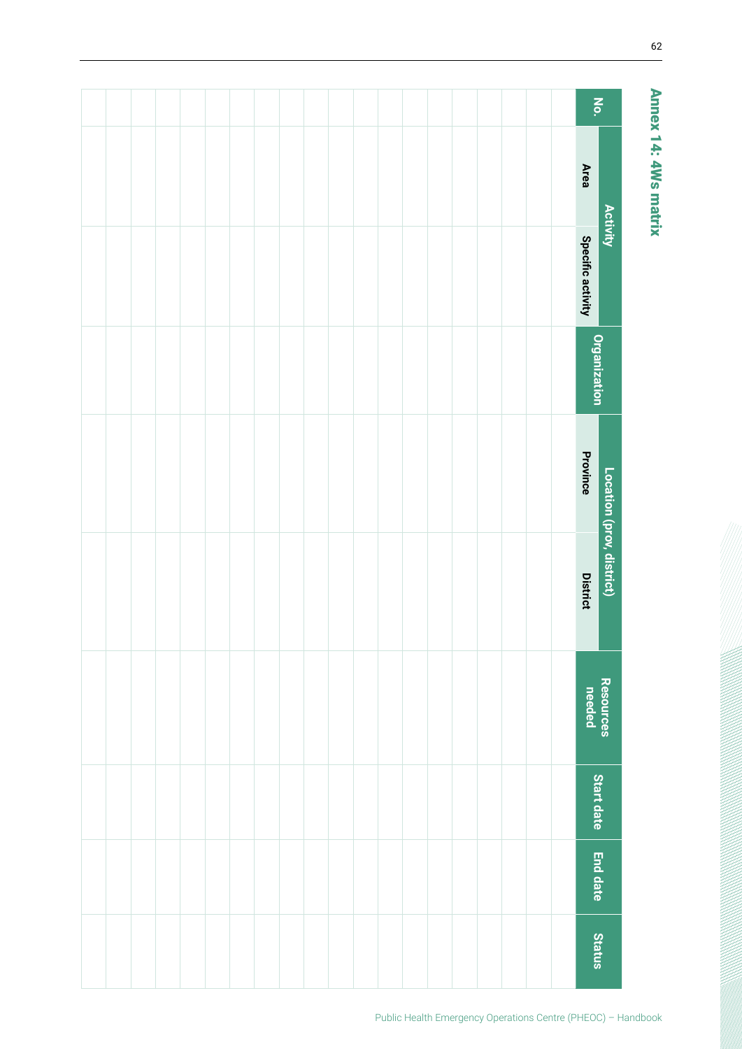# Annex 14: 4Ws matrix

| No. | Activity | | Organization | Location (prov, district) | | Resources needed | Start date | End date | Status |
|---|---|---|---|---|---|---|---|---|---|
| | Area | Specific activity | | Province | District | | | | |
| | | | | | | | | | |
| | | | | | | | | | |
| | | | | | | | | | |
| | | | | | | | | | |
| | | | | | | | | | |
| | | | | | | | | | |
| | | | | | | | | | |
| | | | | | | | | | |
| | | | | | | | | | |
| | | | | | | | | | |
| | | | | | | | | | |
| | | | | | | | | | |
| | | | | | | | | | |
| | | | | | | | | | |
| | | | | | | | | | |
| | | | | | | | | | |
| | | | | | | | | | |
| | | | | | | | | | |
| | | | | | | | | | |
| | | | | | | | | | |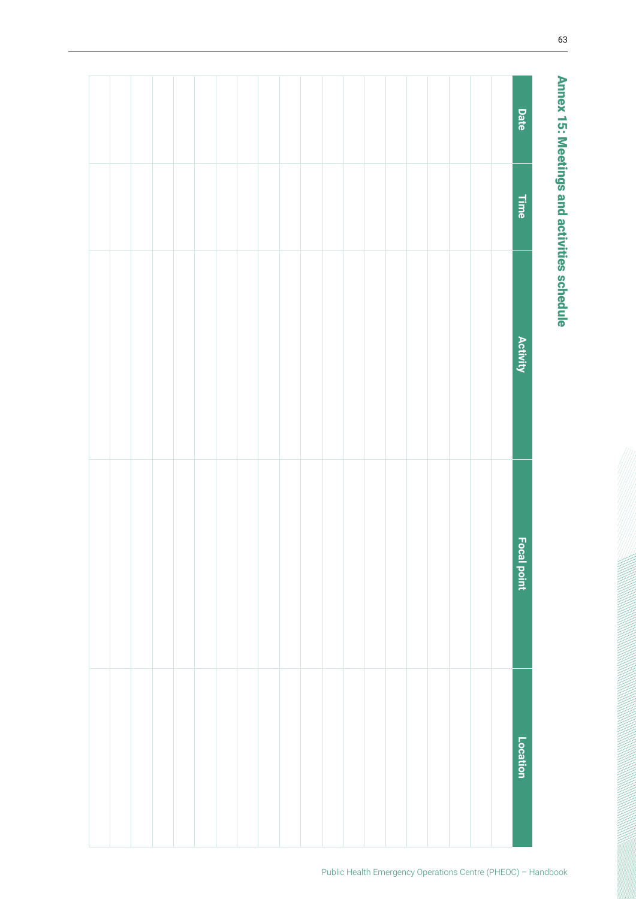## Annex 15: Meetings and activities schedule

| Date | Time | Activity | Focal point | Location |
|---|---|---|---|---|
| | | | | |
| | | | | |
| | | | | |
| | | | | |
| | | | | |
| | | | | |
| | | | | |
| | | | | |
| | | | | |
| | | | | |
| | | | | |
| | | | | |
| | | | | |
| | | | | |
| | | | | |
| | | | | |
| | | | | |
| | | | | |
| | | | | |
| | | | | |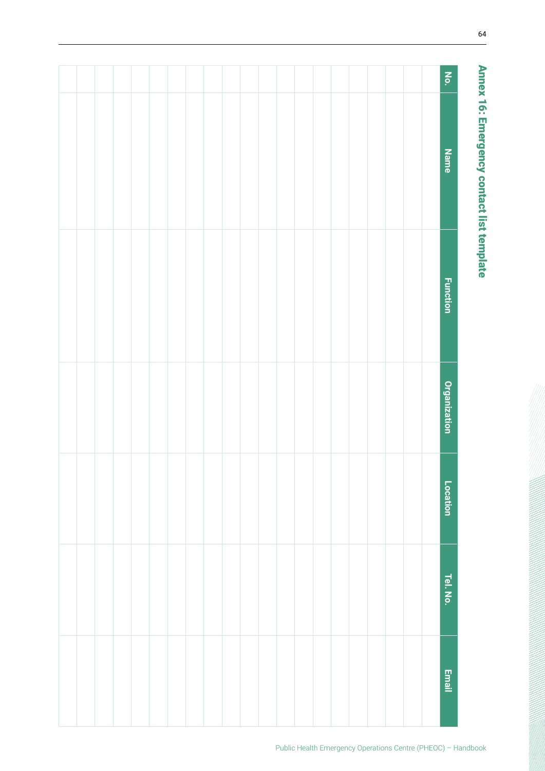## Annex 16: Emergency contact list template

| No. | Name | Function | Organization | Location | Tel. No. | Email |
|---|---|---|---|---|---|---|
| | | | | | | |
| | | | | | | |
| | | | | | | |
| | | | | | | |
| | | | | | | |
| | | | | | | |
| | | | | | | |
| | | | | | | |
| | | | | | | |
| | | | | | | |
| | | | | | | |
| | | | | | | |
| | | | | | | |
| | | | | | | |
| | | | | | | |
| | | | | | | |
| | | | | | | |
| | | | | | | |
| | | | | | | |
| | | | | | | |
| | | | | | | |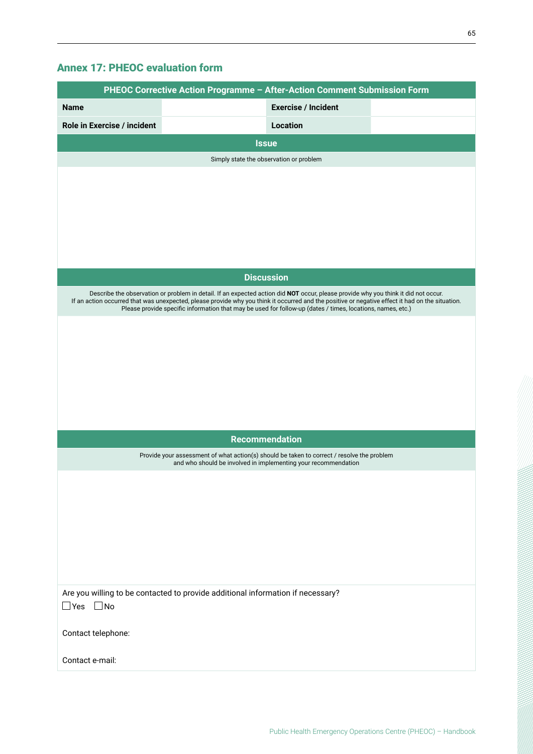## Annex 17: PHEOC evaluation form

| PHEOC Corrective Action Programme – After-Action Comment Submission Form | | | |
|---|---|---|---|
| **Name** | | **Exercise / Incident** | |
| **Role in Exercise / incident** | | **Location** | |

**Issue**

Simply state the observation or problem

**Discussion**

Describe the observation or problem in detail. If an expected action did **NOT** occur, please provide why you think it did not occur. If an action occurred that was unexpected, please provide why you think it occurred and the positive or negative effect it had on the situation. Please provide specific information that may be used for follow-up (dates / times, locations, names, etc.)

**Recommendation**

Provide your assessment of what action(s) should be taken to correct / resolve the problem and who should be involved in implementing your recommendation

Are you willing to be contacted to provide additional information if necessary?

☐ Yes ☐ No

Contact telephone:

Contact e-mail: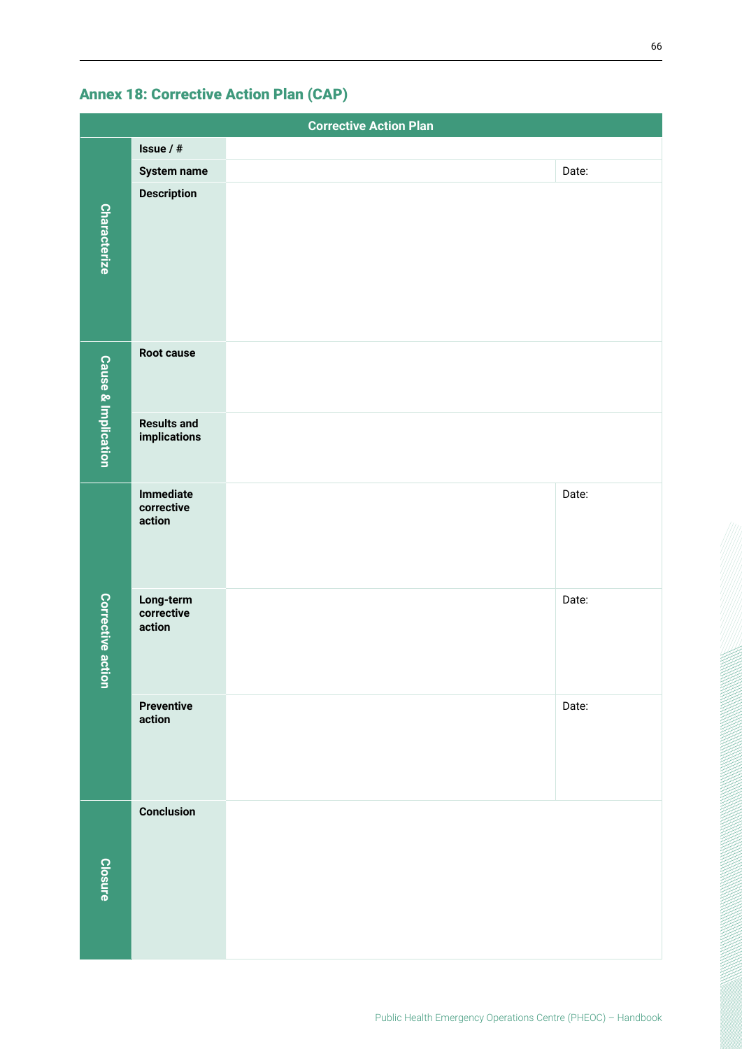## Annex 18: Corrective Action Plan (CAP)

| Corrective Action Plan | | | |
|---|---|---|---|
| Characterize | Issue / # | | |
| | System name | | Date: |
| | Description | | |
| Cause & Implication | Root cause | | |
| | Results and implications | | |
| Corrective action | Immediate corrective action | | Date: |
| | Long-term corrective action | | Date: |
| | Preventive action | | Date: |
| Closure | Conclusion | | |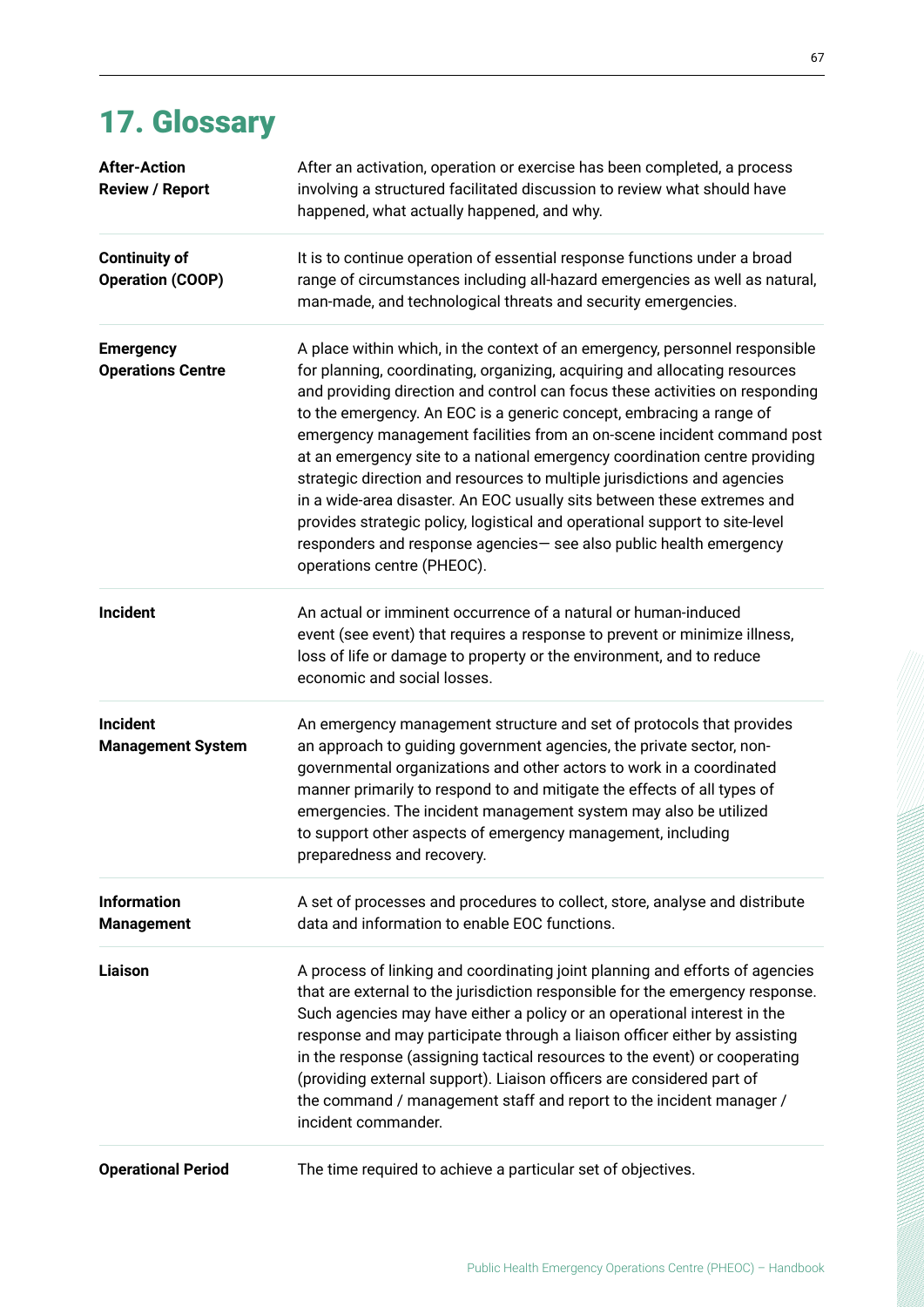# 17. Glossary

| Term | Definition |
|---|---|
| **After-Action Review / Report** | After an activation, operation or exercise has been completed, a process involving a structured facilitated discussion to review what should have happened, what actually happened, and why. |
| **Continuity of Operation (COOP)** | It is to continue operation of essential response functions under a broad range of circumstances including all-hazard emergencies as well as natural, man-made, and technological threats and security emergencies. |
| **Emergency Operations Centre** | A place within which, in the context of an emergency, personnel responsible for planning, coordinating, organizing, acquiring and allocating resources and providing direction and control can focus these activities on responding to the emergency. An EOC is a generic concept, embracing a range of emergency management facilities from an on-scene incident command post at an emergency site to a national emergency coordination centre providing strategic direction and resources to multiple jurisdictions and agencies in a wide-area disaster. An EOC usually sits between these extremes and provides strategic policy, logistical and operational support to site-level responders and response agencies— see also public health emergency operations centre (PHEOC). |
| **Incident** | An actual or imminent occurrence of a natural or human-induced event (see event) that requires a response to prevent or minimize illness, loss of life or damage to property or the environment, and to reduce economic and social losses. |
| **Incident Management System** | An emergency management structure and set of protocols that provides an approach to guiding government agencies, the private sector, non-governmental organizations and other actors to work in a coordinated manner primarily to respond to and mitigate the effects of all types of emergencies. The incident management system may also be utilized to support other aspects of emergency management, including preparedness and recovery. |
| **Information Management** | A set of processes and procedures to collect, store, analyse and distribute data and information to enable EOC functions. |
| **Liaison** | A process of linking and coordinating joint planning and efforts of agencies that are external to the jurisdiction responsible for the emergency response. Such agencies may have either a policy or an operational interest in the response and may participate through a liaison officer either by assisting in the response (assigning tactical resources to the event) or cooperating (providing external support). Liaison officers are considered part of the command / management staff and report to the incident manager / incident commander. |
| **Operational Period** | The time required to achieve a particular set of objectives. |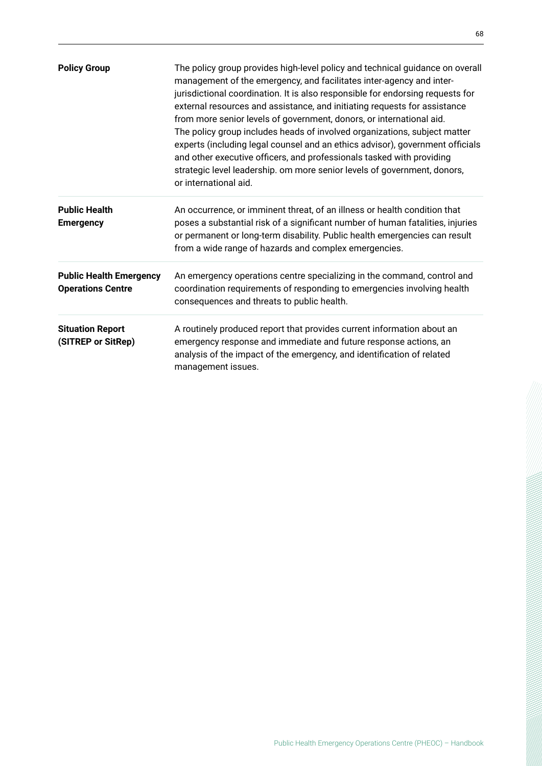| | |
|---|---|
| **Policy Group** | The policy group provides high-level policy and technical guidance on overall management of the emergency, and facilitates inter-agency and inter-jurisdictional coordination. It is also responsible for endorsing requests for external resources and assistance, and initiating requests for assistance from more senior levels of government, donors, or international aid. The policy group includes heads of involved organizations, subject matter experts (including legal counsel and an ethics advisor), government officials and other executive officers, and professionals tasked with providing strategic level leadership. om more senior levels of government, donors, or international aid. |
| **Public Health Emergency** | An occurrence, or imminent threat, of an illness or health condition that poses a substantial risk of a significant number of human fatalities, injuries or permanent or long-term disability. Public health emergencies can result from a wide range of hazards and complex emergencies. |
| **Public Health Emergency Operations Centre** | An emergency operations centre specializing in the command, control and coordination requirements of responding to emergencies involving health consequences and threats to public health. |
| **Situation Report (SITREP or SitRep)** | A routinely produced report that provides current information about an emergency response and immediate and future response actions, an analysis of the impact of the emergency, and identification of related management issues. |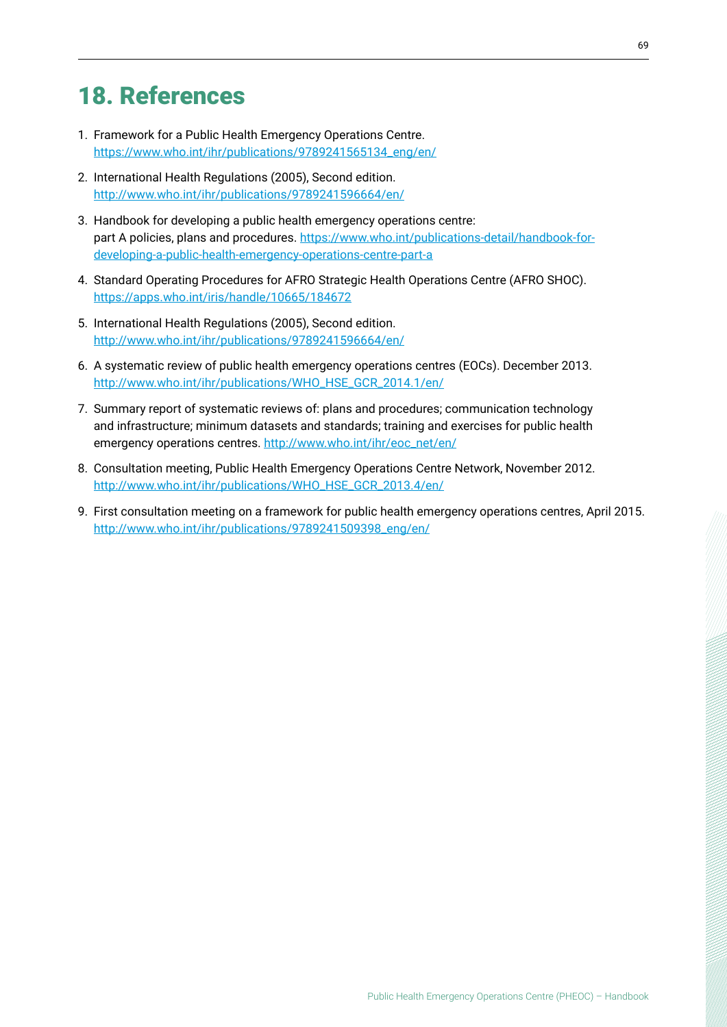# 18. References

1. Framework for a Public Health Emergency Operations Centre.
   https://www.who.int/ihr/publications/9789241565134_eng/en/

2. International Health Regulations (2005), Second edition.
   http://www.who.int/ihr/publications/9789241596664/en/

3. Handbook for developing a public health emergency operations centre: part A policies, plans and procedures. https://www.who.int/publications-detail/handbook-for-developing-a-public-health-emergency-operations-centre-part-a

4. Standard Operating Procedures for AFRO Strategic Health Operations Centre (AFRO SHOC).
   https://apps.who.int/iris/handle/10665/184672

5. International Health Regulations (2005), Second edition.
   http://www.who.int/ihr/publications/9789241596664/en/

6. A systematic review of public health emergency operations centres (EOCs). December 2013.
   http://www.who.int/ihr/publications/WHO_HSE_GCR_2014.1/en/

7. Summary report of systematic reviews of: plans and procedures; communication technology and infrastructure; minimum datasets and standards; training and exercises for public health emergency operations centres. http://www.who.int/ihr/eoc_net/en/

8. Consultation meeting, Public Health Emergency Operations Centre Network, November 2012.
   http://www.who.int/ihr/publications/WHO_HSE_GCR_2013.4/en/

9. First consultation meeting on a framework for public health emergency operations centres, April 2015.
   http://www.who.int/ihr/publications/9789241509398_eng/en/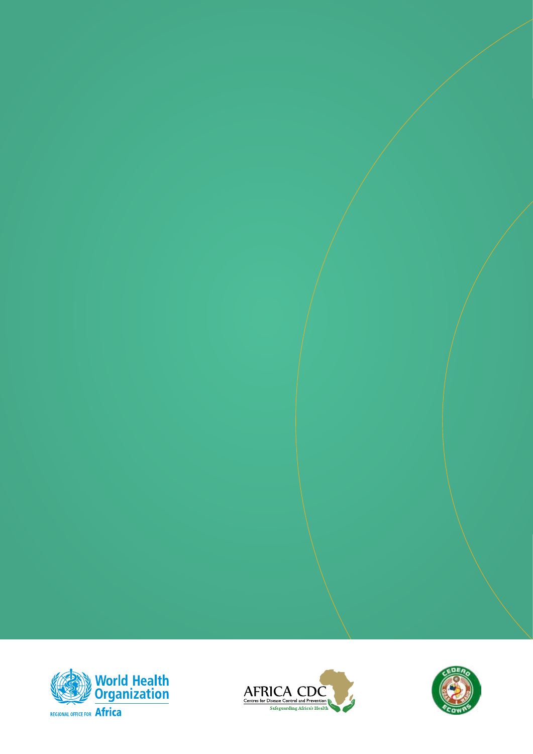World Health Organization

REGIONAL OFFICE FOR Africa

AFRICA CDC

Centres for Disease Control and Prevention

Safeguarding Africa's Health

CEDEAO

ECOWAS